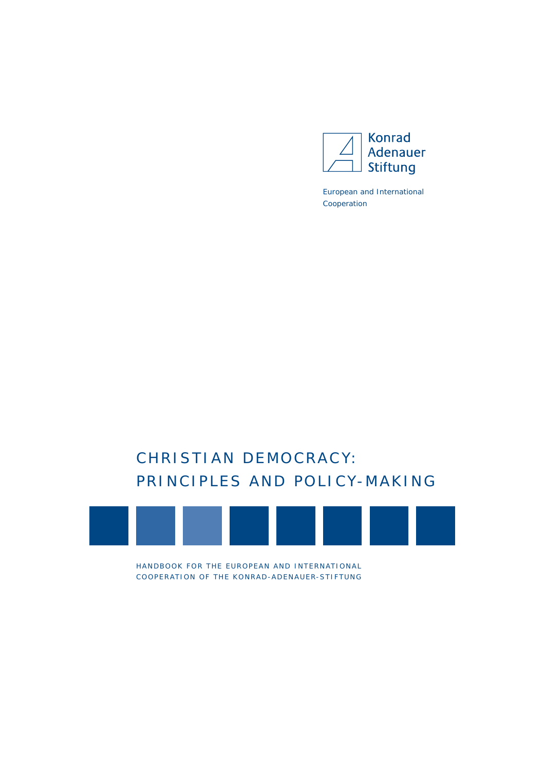Konrad Adenauer Stiftung

European and International Cooperation

# CHRISTIAN DEMOCRACY: PRINCIPLES AND POLICY-MAKING

HANDBOOK FOR THE EUROPEAN AND INTERNATIONAL COOPERATION OF THE KONRAD-ADENAUER-STIFTUNG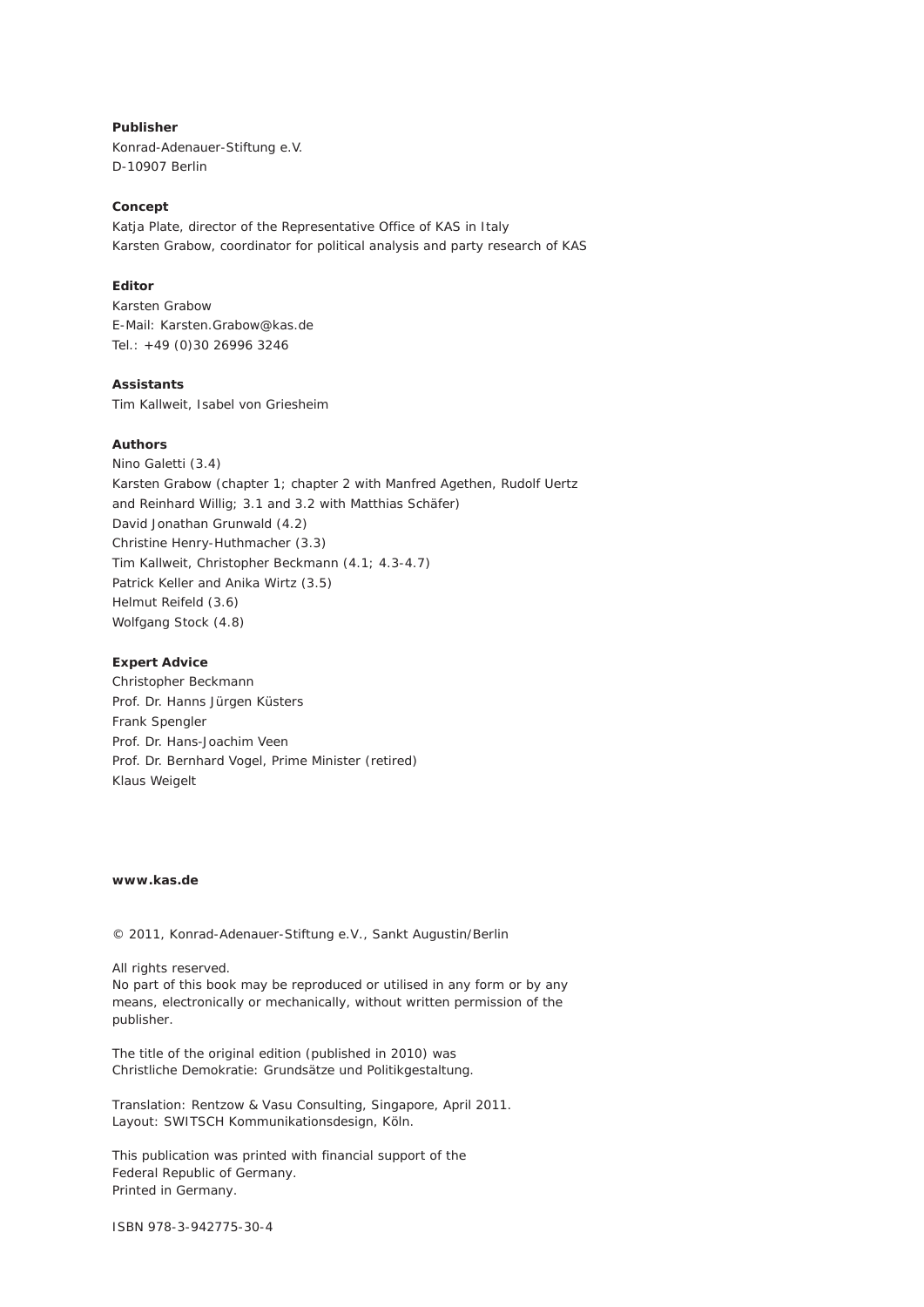**Publisher**

Konrad-Adenauer-Stiftung e.V.
D-10907 Berlin

**Concept**

Katja Plate, director of the Representative Office of KAS in Italy
Karsten Grabow, coordinator for political analysis and party research of KAS

**Editor**

Karsten Grabow
E-Mail: Karsten.Grabow@kas.de
Tel.: +49 (0)30 26996 3246

**Assistants**

Tim Kallweit, Isabel von Griesheim

**Authors**

Nino Galetti (3.4)
Karsten Grabow (chapter 1; chapter 2 with Manfred Agethen, Rudolf Uertz and Reinhard Willig; 3.1 and 3.2 with Matthias Schäfer)
David Jonathan Grunwald (4.2)
Christine Henry-Huthmacher (3.3)
Tim Kallweit, Christopher Beckmann (4.1; 4.3-4.7)
Patrick Keller and Anika Wirtz (3.5)
Helmut Reifeld (3.6)
Wolfgang Stock (4.8)

**Expert Advice**

Christopher Beckmann
Prof. Dr. Hanns Jürgen Küsters
Frank Spengler
Prof. Dr. Hans-Joachim Veen
Prof. Dr. Bernhard Vogel, Prime Minister (retired)
Klaus Weigelt

**www.kas.de**

© 2011, Konrad-Adenauer-Stiftung e.V., Sankt Augustin/Berlin

All rights reserved.
No part of this book may be reproduced or utilised in any form or by any means, electronically or mechanically, without written permission of the publisher.

The title of the original edition (published in 2010) was
Christliche Demokratie: Grundsätze und Politikgestaltung.

Translation: Rentzow & Vasu Consulting, Singapore, April 2011.
Layout: SWITSCH Kommunikationsdesign, Köln.

This publication was printed with financial support of the
Federal Republic of Germany.
Printed in Germany.

ISBN 978-3-942775-30-4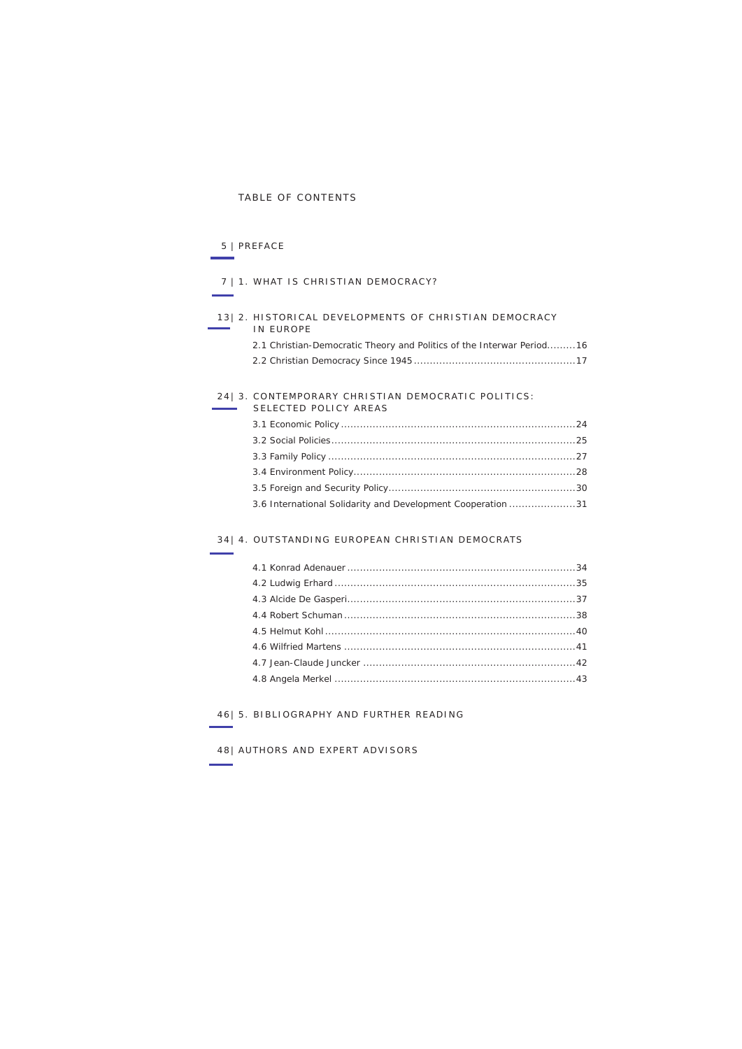# TABLE OF CONTENTS

5 | PREFACE

7 | 1. WHAT IS CHRISTIAN DEMOCRACY?

13 | 2. HISTORICAL DEVELOPMENTS OF CHRISTIAN DEMOCRACY IN EUROPE

- 2.1 Christian-Democratic Theory and Politics of the Interwar Period......... 16
- 2.2 Christian Democracy Since 1945 ........................................ 17

24 | 3. CONTEMPORARY CHRISTIAN DEMOCRATIC POLITICS: SELECTED POLICY AREAS

- 3.1 Economic Policy ........................................ 24
- 3.2 Social Policies ........................................ 25
- 3.3 Family Policy ........................................ 27
- 3.4 Environment Policy........................................ 28
- 3.5 Foreign and Security Policy........................................ 30
- 3.6 International Solidarity and Development Cooperation ..................... 31

34 | 4. OUTSTANDING EUROPEAN CHRISTIAN DEMOCRATS

- 4.1 Konrad Adenauer ........................................ 34
- 4.2 Ludwig Erhard ........................................ 35
- 4.3 Alcide De Gasperi........................................ 37
- 4.4 Robert Schuman ........................................ 38
- 4.5 Helmut Kohl ........................................ 40
- 4.6 Wilfried Martens ........................................ 41
- 4.7 Jean-Claude Juncker ........................................ 42
- 4.8 Angela Merkel ........................................ 43

46 | 5. BIBLIOGRAPHY AND FURTHER READING

48 | AUTHORS AND EXPERT ADVISORS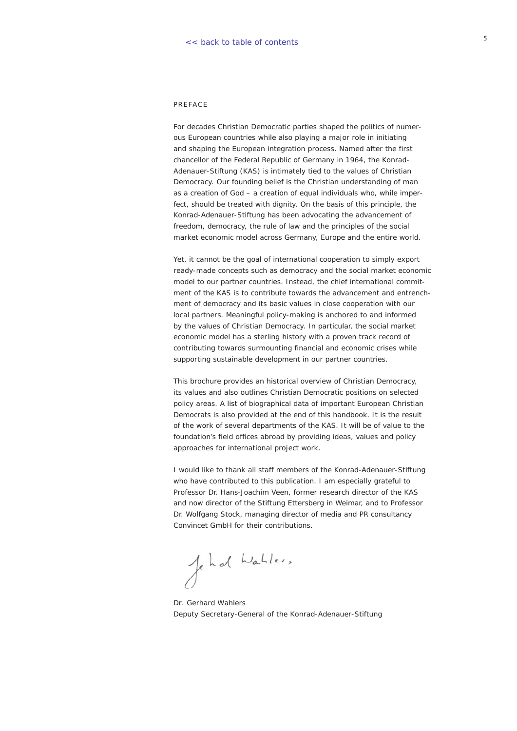<< back to table of contents

## PREFACE

For decades Christian Democratic parties shaped the politics of numerous European countries while also playing a major role in initiating and shaping the European integration process. Named after the first chancellor of the Federal Republic of Germany in 1964, the Konrad-Adenauer-Stiftung (KAS) is intimately tied to the values of Christian Democracy. Our founding belief is the Christian understanding of man as a creation of God – a creation of equal individuals who, while imperfect, should be treated with dignity. On the basis of this principle, the Konrad-Adenauer-Stiftung has been advocating the advancement of freedom, democracy, the rule of law and the principles of the social market economic model across Germany, Europe and the entire world.

Yet, it cannot be the goal of international cooperation to simply export ready-made concepts such as democracy and the social market economic model to our partner countries. Instead, the chief international commitment of the KAS is to contribute towards the advancement and entrenchment of democracy and its basic values in close cooperation with our local partners. Meaningful policy-making is anchored to and informed by the values of Christian Democracy. In particular, the social market economic model has a sterling history with a proven track record of contributing towards surmounting financial and economic crises while supporting sustainable development in our partner countries.

This brochure provides an historical overview of Christian Democracy, its values and also outlines Christian Democratic positions on selected policy areas. A list of biographical data of important European Christian Democrats is also provided at the end of this handbook. It is the result of the work of several departments of the KAS. It will be of value to the foundation's field offices abroad by providing ideas, values and policy approaches for international project work.

I would like to thank all staff members of the Konrad-Adenauer-Stiftung who have contributed to this publication. I am especially grateful to Professor Dr. Hans-Joachim Veen, former research director of the KAS and now director of the Stiftung Ettersberg in Weimar, and to Professor Dr. Wolfgang Stock, managing director of media and PR consultancy Convincet GmbH for their contributions.

Dr. Gerhard Wahlers
Deputy Secretary-General of the Konrad-Adenauer-Stiftung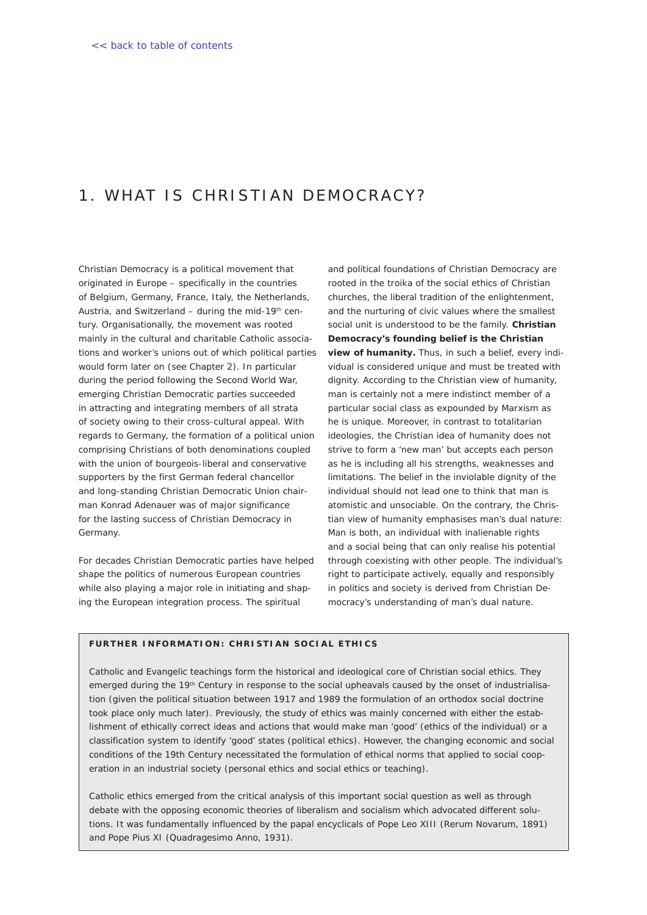<< back to table of contents

# 1. WHAT IS CHRISTIAN DEMOCRACY?

Christian Democracy is a political movement that originated in Europe – specifically in the countries of Belgium, Germany, France, Italy, the Netherlands, Austria, and Switzerland – during the mid-19th century. Organisationally, the movement was rooted mainly in the cultural and charitable Catholic associations and worker's unions out of which political parties would form later on (see Chapter 2). In particular during the period following the Second World War, emerging Christian Democratic parties succeeded in attracting and integrating members of all strata of society owing to their cross-cultural appeal. With regards to Germany, the formation of a political union comprising Christians of both denominations coupled with the union of bourgeois-liberal and conservative supporters by the first German federal chancellor and long-standing Christian Democratic Union chairman Konrad Adenauer was of major significance for the lasting success of Christian Democracy in Germany.

For decades Christian Democratic parties have helped shape the politics of numerous European countries while also playing a major role in initiating and shaping the European integration process. The spiritual and political foundations of Christian Democracy are rooted in the troika of the social ethics of Christian churches, the liberal tradition of the enlightenment, and the nurturing of civic values where the smallest social unit is understood to be the family. **Christian Democracy's founding belief is the Christian view of humanity.** Thus, in such a belief, every individual is considered unique and must be treated with dignity. According to the Christian view of humanity, man is certainly not a mere indistinct member of a particular social class as expounded by Marxism as he is unique. Moreover, in contrast to totalitarian ideologies, the Christian idea of humanity does not strive to form a 'new man' but accepts each person as he is including all his strengths, weaknesses and limitations. The belief in the inviolable dignity of the individual should not lead one to think that man is atomistic and unsociable. On the contrary, the Christian view of humanity emphasises man's dual nature: Man is both, an individual with inalienable rights and a social being that can only realise his potential through coexisting with other people. The individual's right to participate actively, equally and responsibly in politics and society is derived from Christian Democracy's understanding of man's dual nature.

**FURTHER INFORMATION: CHRISTIAN SOCIAL ETHICS**

Catholic and Evangelic teachings form the historical and ideological core of Christian social ethics. They emerged during the 19th Century in response to the social upheavals caused by the onset of industrialisation (given the political situation between 1917 and 1989 the formulation of an orthodox social doctrine took place only much later). Previously, the study of ethics was mainly concerned with either the establishment of ethically correct ideas and actions that would make man 'good' (ethics of the individual) or a classification system to identify 'good' states (political ethics). However, the changing economic and social conditions of the 19th Century necessitated the formulation of ethical norms that applied to social cooperation in an industrial society (personal ethics and social ethics or teaching).

Catholic ethics emerged from the critical analysis of this important social question as well as through debate with the opposing economic theories of liberalism and socialism which advocated different solutions. It was fundamentally influenced by the papal encyclicals of Pope Leo XIII (Rerum Novarum, 1891) and Pope Pius XI (Quadragesimo Anno, 1931).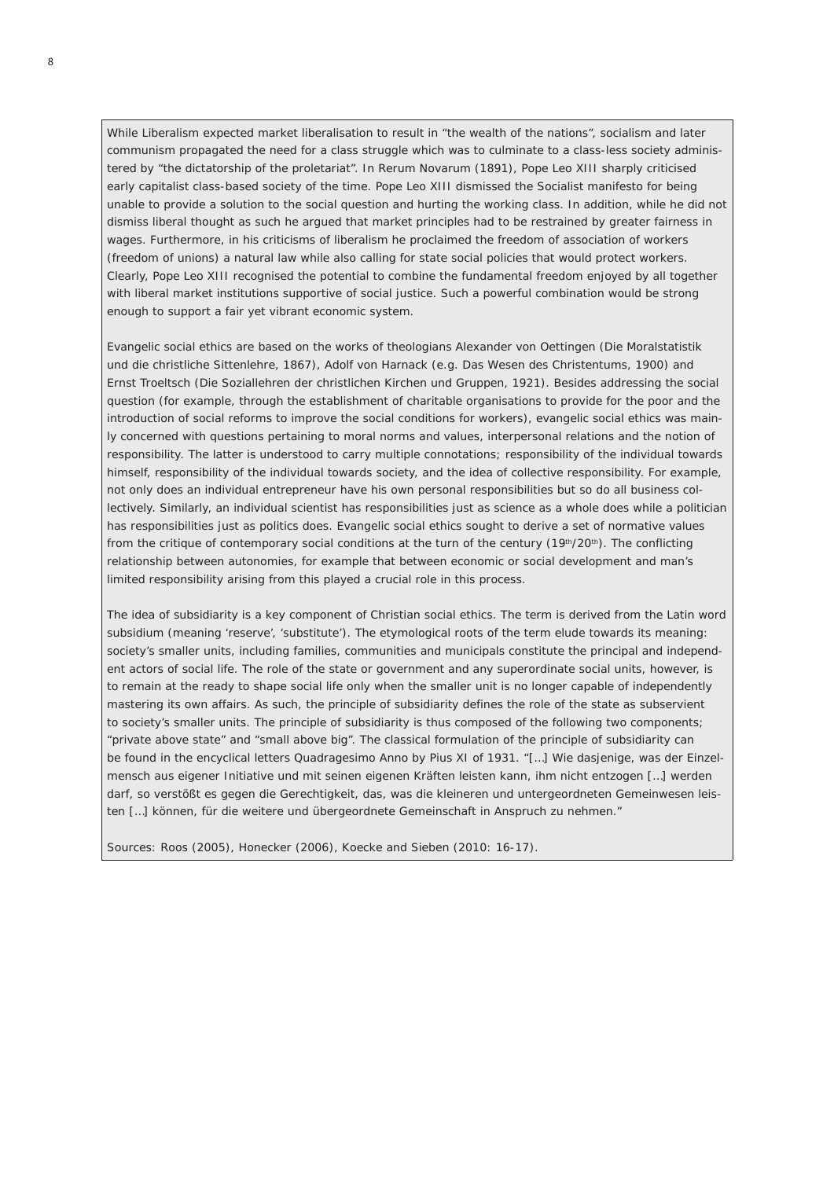While Liberalism expected market liberalisation to result in "the wealth of the nations", socialism and later communism propagated the need for a class struggle which was to culminate to a class-less society administered by "the dictatorship of the proletariat". In Rerum Novarum (1891), Pope Leo XIII sharply criticised early capitalist class-based society of the time. Pope Leo XIII dismissed the Socialist manifesto for being unable to provide a solution to the social question and hurting the working class. In addition, while he did not dismiss liberal thought as such he argued that market principles had to be restrained by greater fairness in wages. Furthermore, in his criticisms of liberalism he proclaimed the freedom of association of workers (freedom of unions) a natural law while also calling for state social policies that would protect workers. Clearly, Pope Leo XIII recognised the potential to combine the fundamental freedom enjoyed by all together with liberal market institutions supportive of social justice. Such a powerful combination would be strong enough to support a fair yet vibrant economic system.

Evangelic social ethics are based on the works of theologians Alexander von Oettingen (Die Moralstatistik und die christliche Sittenlehre, 1867), Adolf von Harnack (e.g. Das Wesen des Christentums, 1900) and Ernst Troeltsch (Die Soziallehren der christlichen Kirchen und Gruppen, 1921). Besides addressing the social question (for example, through the establishment of charitable organisations to provide for the poor and the introduction of social reforms to improve the social conditions for workers), evangelic social ethics was mainly concerned with questions pertaining to moral norms and values, interpersonal relations and the notion of responsibility. The latter is understood to carry multiple connotations; responsibility of the individual towards himself, responsibility of the individual towards society, and the idea of collective responsibility. For example, not only does an individual entrepreneur have his own personal responsibilities but so do all business collectively. Similarly, an individual scientist has responsibilities just as science as a whole does while a politician has responsibilities just as politics does. Evangelic social ethics sought to derive a set of normative values from the critique of contemporary social conditions at the turn of the century (19th/20th). The conflicting relationship between autonomies, for example that between economic or social development and man's limited responsibility arising from this played a crucial role in this process.

The idea of subsidiarity is a key component of Christian social ethics. The term is derived from the Latin word subsidium (meaning 'reserve', 'substitute'). The etymological roots of the term elude towards its meaning: society's smaller units, including families, communities and municipals constitute the principal and independent actors of social life. The role of the state or government and any superordinate social units, however, is to remain at the ready to shape social life only when the smaller unit is no longer capable of independently mastering its own affairs. As such, the principle of subsidiarity defines the role of the state as subservient to society's smaller units. The principle of subsidiarity is thus composed of the following two components; "private above state" and "small above big". The classical formulation of the principle of subsidiarity can be found in the encyclical letters Quadragesimo Anno by Pius XI of 1931. "[...] Wie dasjenige, was der Einzelmensch aus eigener Initiative und mit seinen eigenen Kräften leisten kann, ihm nicht entzogen [...] werden darf, so verstößt es gegen die Gerechtigkeit, das, was die kleineren und untergeordneten Gemeinwesen leisten [...] können, für die weitere und übergeordnete Gemeinschaft in Anspruch zu nehmen."

Sources: Roos (2005), Honecker (2006), Koecke and Sieben (2010: 16-17).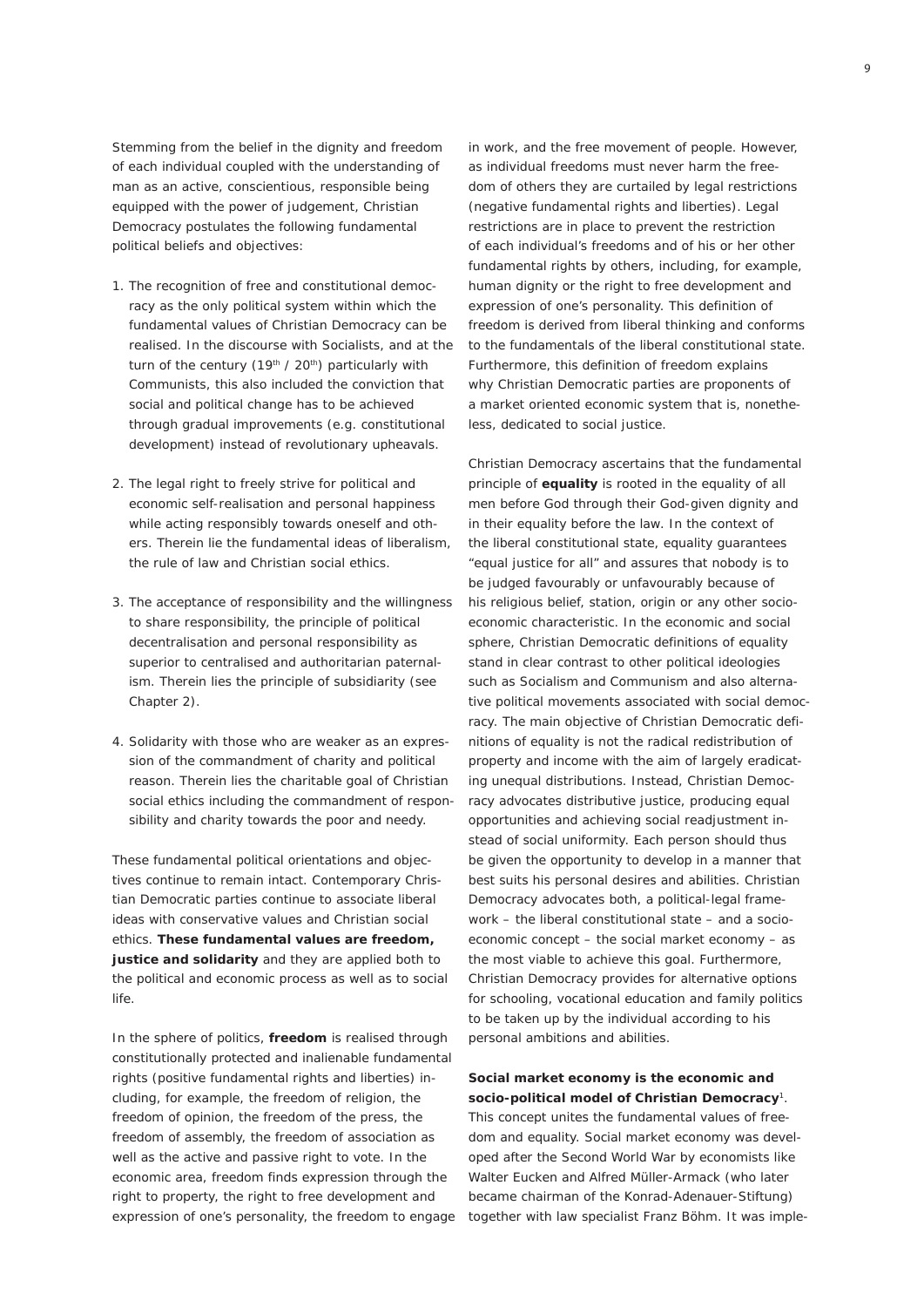Stemming from the belief in the dignity and freedom of each individual coupled with the understanding of man as an active, conscientious, responsible being equipped with the power of judgement, Christian Democracy postulates the following fundamental political beliefs and objectives:

1. The recognition of free and constitutional democracy as the only political system within which the fundamental values of Christian Democracy can be realised. In the discourse with Socialists, and at the turn of the century ($19^{th}$ / $20^{th}$) particularly with Communists, this also included the conviction that social and political change has to be achieved through gradual improvements (e.g. constitutional development) instead of revolutionary upheavals.

2. The legal right to freely strive for political and economic self-realisation and personal happiness while acting responsibly towards oneself and others. Therein lie the fundamental ideas of liberalism, the rule of law and Christian social ethics.

3. The acceptance of responsibility and the willingness to share responsibility, the principle of political decentralisation and personal responsibility as superior to centralised and authoritarian paternalism. Therein lies the principle of subsidiarity (see Chapter 2).

4. Solidarity with those who are weaker as an expression of the commandment of charity and political reason. Therein lies the charitable goal of Christian social ethics including the commandment of responsibility and charity towards the poor and needy.

These fundamental political orientations and objectives continue to remain intact. Contemporary Christian Democratic parties continue to associate liberal ideas with conservative values and Christian social ethics. **These fundamental values are freedom, justice and solidarity** and they are applied both to the political and economic process as well as to social life.

In the sphere of politics, **freedom** is realised through constitutionally protected and inalienable fundamental rights (positive fundamental rights and liberties) including, for example, the freedom of religion, the freedom of opinion, the freedom of the press, the freedom of assembly, the freedom of association as well as the active and passive right to vote. In the economic area, freedom finds expression through the right to property, the right to free development and expression of one's personality, the freedom to engage in work, and the free movement of people. However, as individual freedoms must never harm the freedom of others they are curtailed by legal restrictions (negative fundamental rights and liberties). Legal restrictions are in place to prevent the restriction of each individual's freedoms and of his or her other fundamental rights by others, including, for example, human dignity or the right to free development and expression of one's personality. This definition of freedom is derived from liberal thinking and conforms to the fundamentals of the liberal constitutional state. Furthermore, this definition of freedom explains why Christian Democratic parties are proponents of a market oriented economic system that is, nonetheless, dedicated to social justice.

Christian Democracy ascertains that the fundamental principle of **equality** is rooted in the equality of all men before God through their God-given dignity and in their equality before the law. In the context of the liberal constitutional state, equality guarantees "equal justice for all" and assures that nobody is to be judged favourably or unfavourably because of his religious belief, station, origin or any other socio-economic characteristic. In the economic and social sphere, Christian Democratic definitions of equality stand in clear contrast to other political ideologies such as Socialism and Communism and also alternative political movements associated with social democracy. The main objective of Christian Democratic definitions of equality is not the radical redistribution of property and income with the aim of largely eradicating unequal distributions. Instead, Christian Democracy advocates distributive justice, producing equal opportunities and achieving social readjustment instead of social uniformity. Each person should thus be given the opportunity to develop in a manner that best suits his personal desires and abilities. Christian Democracy advocates both, a political-legal framework – the liberal constitutional state – and a socio-economic concept – the social market economy – as the most viable to achieve this goal. Furthermore, Christian Democracy provides for alternative options for schooling, vocational education and family politics to be taken up by the individual according to his personal ambitions and abilities.

**Social market economy is the economic and socio-political model of Christian Democracy**[1]. This concept unites the fundamental values of freedom and equality. Social market economy was developed after the Second World War by economists like Walter Eucken and Alfred Müller-Armack (who later became chairman of the Konrad-Adenauer-Stiftung) together with law specialist Franz Böhm. It was imple-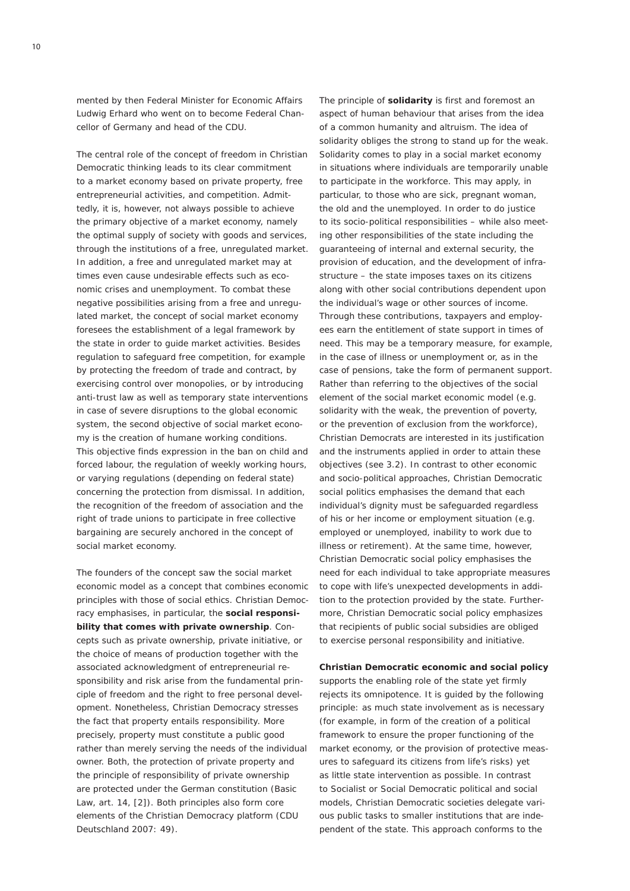mented by then Federal Minister for Economic Affairs Ludwig Erhard who went on to become Federal Chancellor of Germany and head of the CDU.

The central role of the concept of freedom in Christian Democratic thinking leads to its clear commitment to a market economy based on private property, free entrepreneurial activities, and competition. Admittedly, it is, however, not always possible to achieve the primary objective of a market economy, namely the optimal supply of society with goods and services, through the institutions of a free, unregulated market. In addition, a free and unregulated market may at times even cause undesirable effects such as economic crises and unemployment. To combat these negative possibilities arising from a free and unregulated market, the concept of social market economy foresees the establishment of a legal framework by the state in order to guide market activities. Besides regulation to safeguard free competition, for example by protecting the freedom of trade and contract, by exercising control over monopolies, or by introducing anti-trust law as well as temporary state interventions in case of severe disruptions to the global economic system, the second objective of social market economy is the creation of humane working conditions. This objective finds expression in the ban on child and forced labour, the regulation of weekly working hours, or varying regulations (depending on federal state) concerning the protection from dismissal. In addition, the recognition of the freedom of association and the right of trade unions to participate in free collective bargaining are securely anchored in the concept of social market economy.

The founders of the concept saw the social market economic model as a concept that combines economic principles with those of social ethics. Christian Democracy emphasises, in particular, the **social responsibility that comes with private ownership**. Concepts such as private ownership, private initiative, or the choice of means of production together with the associated acknowledgment of entrepreneurial responsibility and risk arise from the fundamental principle of freedom and the right to free personal development. Nonetheless, Christian Democracy stresses the fact that property entails responsibility. More precisely, property must constitute a public good rather than merely serving the needs of the individual owner. Both, the protection of private property and the principle of responsibility of private ownership are protected under the German constitution (Basic Law, art. 14, [2]). Both principles also form core elements of the Christian Democracy platform (CDU Deutschland 2007: 49).

The principle of **solidarity** is first and foremost an aspect of human behaviour that arises from the idea of a common humanity and altruism. The idea of solidarity obliges the strong to stand up for the weak. Solidarity comes to play in a social market economy in situations where individuals are temporarily unable to participate in the workforce. This may apply, in particular, to those who are sick, pregnant woman, the old and the unemployed. In order to do justice to its socio-political responsibilities – while also meeting other responsibilities of the state including the guaranteeing of internal and external security, the provision of education, and the development of infrastructure – the state imposes taxes on its citizens along with other social contributions dependent upon the individual's wage or other sources of income. Through these contributions, taxpayers and employees earn the entitlement of state support in times of need. This may be a temporary measure, for example, in the case of illness or unemployment or, as in the case of pensions, take the form of permanent support. Rather than referring to the objectives of the social element of the social market economic model (e.g. solidarity with the weak, the prevention of poverty, or the prevention of exclusion from the workforce), Christian Democrats are interested in its justification and the instruments applied in order to attain these objectives (see 3.2). In contrast to other economic and socio-political approaches, Christian Democratic social politics emphasises the demand that each individual's dignity must be safeguarded regardless of his or her income or employment situation (e.g. employed or unemployed, inability to work due to illness or retirement). At the same time, however, Christian Democratic social policy emphasises the need for each individual to take appropriate measures to cope with life's unexpected developments in addition to the protection provided by the state. Furthermore, Christian Democratic social policy emphasizes that recipients of public social subsidies are obliged to exercise personal responsibility and initiative.

**Christian Democratic economic and social policy** supports the enabling role of the state yet firmly rejects its omnipotence. It is guided by the following principle: as much state involvement as is necessary (for example, in form of the creation of a political framework to ensure the proper functioning of the market economy, or the provision of protective measures to safeguard its citizens from life's risks) yet as little state intervention as possible. In contrast to Socialist or Social Democratic political and social models, Christian Democratic societies delegate various public tasks to smaller institutions that are independent of the state. This approach conforms to the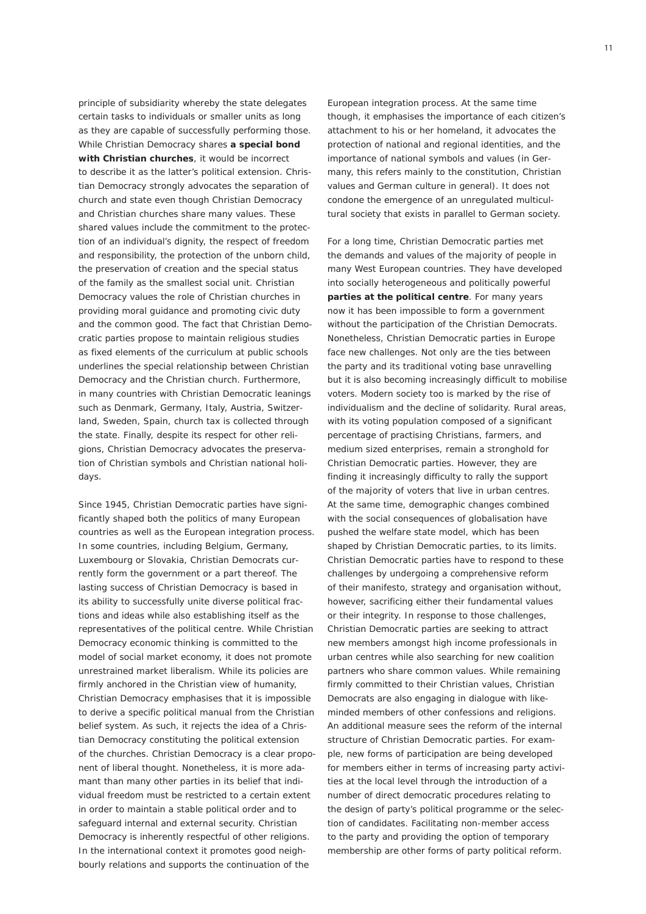principle of subsidiarity whereby the state delegates certain tasks to individuals or smaller units as long as they are capable of successfully performing those. While Christian Democracy shares **a special bond with Christian churches**, it would be incorrect to describe it as the latter's political extension. Christian Democracy strongly advocates the separation of church and state even though Christian Democracy and Christian churches share many values. These shared values include the commitment to the protection of an individual's dignity, the respect of freedom and responsibility, the protection of the unborn child, the preservation of creation and the special status of the family as the smallest social unit. Christian Democracy values the role of Christian churches in providing moral guidance and promoting civic duty and the common good. The fact that Christian Democratic parties propose to maintain religious studies as fixed elements of the curriculum at public schools underlines the special relationship between Christian Democracy and the Christian church. Furthermore, in many countries with Christian Democratic leanings such as Denmark, Germany, Italy, Austria, Switzerland, Sweden, Spain, church tax is collected through the state. Finally, despite its respect for other religions, Christian Democracy advocates the preservation of Christian symbols and Christian national holidays.

Since 1945, Christian Democratic parties have significantly shaped both the politics of many European countries as well as the European integration process. In some countries, including Belgium, Germany, Luxembourg or Slovakia, Christian Democrats currently form the government or a part thereof. The lasting success of Christian Democracy is based in its ability to successfully unite diverse political fractions and ideas while also establishing itself as the representatives of the political centre. While Christian Democracy economic thinking is committed to the model of social market economy, it does not promote unrestrained market liberalism. While its policies are firmly anchored in the Christian view of humanity, Christian Democracy emphasises that it is impossible to derive a specific political manual from the Christian belief system. As such, it rejects the idea of a Christian Democracy constituting the political extension of the churches. Christian Democracy is a clear proponent of liberal thought. Nonetheless, it is more adamant than many other parties in its belief that individual freedom must be restricted to a certain extent in order to maintain a stable political order and to safeguard internal and external security. Christian Democracy is inherently respectful of other religions. In the international context it promotes good neighbourly relations and supports the continuation of the European integration process. At the same time though, it emphasises the importance of each citizen's attachment to his or her homeland, it advocates the protection of national and regional identities, and the importance of national symbols and values (in Germany, this refers mainly to the constitution, Christian values and German culture in general). It does not condone the emergence of an unregulated multicultural society that exists in parallel to German society.

For a long time, Christian Democratic parties met the demands and values of the majority of people in many West European countries. They have developed into socially heterogeneous and politically powerful **parties at the political centre**. For many years now it has been impossible to form a government without the participation of the Christian Democrats. Nonetheless, Christian Democratic parties in Europe face new challenges. Not only are the ties between the party and its traditional voting base unravelling but it is also becoming increasingly difficult to mobilise voters. Modern society too is marked by the rise of individualism and the decline of solidarity. Rural areas, with its voting population composed of a significant percentage of practising Christians, farmers, and medium sized enterprises, remain a stronghold for Christian Democratic parties. However, they are finding it increasingly difficulty to rally the support of the majority of voters that live in urban centres. At the same time, demographic changes combined with the social consequences of globalisation have pushed the welfare state model, which has been shaped by Christian Democratic parties, to its limits. Christian Democratic parties have to respond to these challenges by undergoing a comprehensive reform of their manifesto, strategy and organisation without, however, sacrificing either their fundamental values or their integrity. In response to those challenges, Christian Democratic parties are seeking to attract new members amongst high income professionals in urban centres while also searching for new coalition partners who share common values. While remaining firmly committed to their Christian values, Christian Democrats are also engaging in dialogue with like-minded members of other confessions and religions. An additional measure sees the reform of the internal structure of Christian Democratic parties. For example, new forms of participation are being developed for members either in terms of increasing party activities at the local level through the introduction of a number of direct democratic procedures relating to the design of party's political programme or the selection of candidates. Facilitating non-member access to the party and providing the option of temporary membership are other forms of party political reform.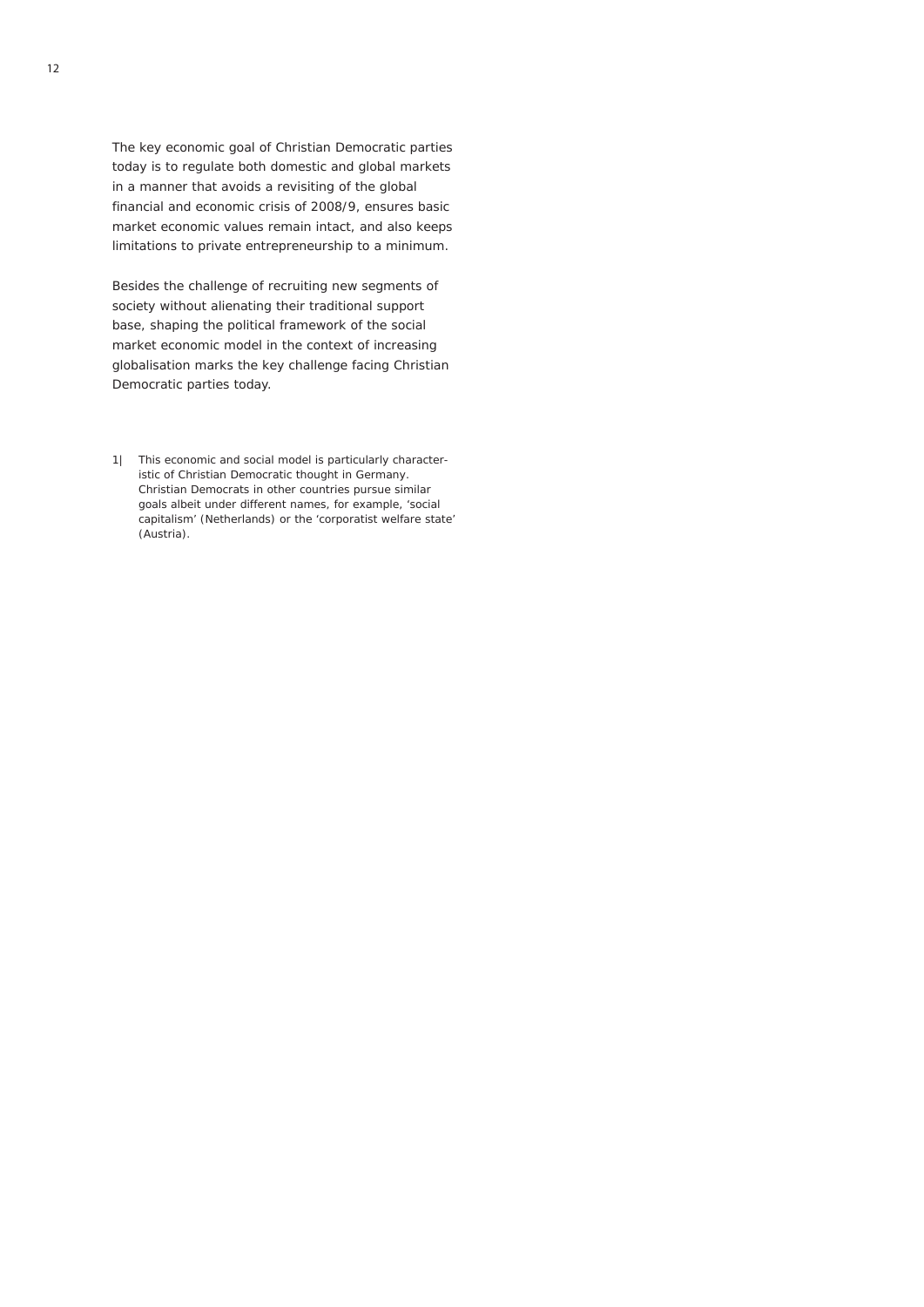The key economic goal of Christian Democratic parties today is to regulate both domestic and global markets in a manner that avoids a revisiting of the global financial and economic crisis of 2008/9, ensures basic market economic values remain intact, and also keeps limitations to private entrepreneurship to a minimum.

Besides the challenge of recruiting new segments of society without alienating their traditional support base, shaping the political framework of the social market economic model in the context of increasing globalisation marks the key challenge facing Christian Democratic parties today.

1| This economic and social model is particularly characteristic of Christian Democratic thought in Germany. Christian Democrats in other countries pursue similar goals albeit under different names, for example, 'social capitalism' (Netherlands) or the 'corporatist welfare state' (Austria).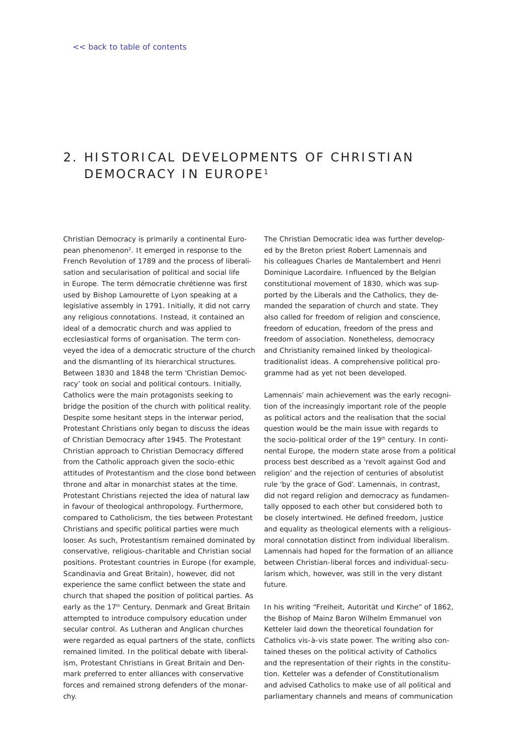[<< back to table of contents]

# 2. HISTORICAL DEVELOPMENTS OF CHRISTIAN DEMOCRACY IN EUROPE[1]

Christian Democracy is primarily a continental European phenomenon[2]. It emerged in response to the French Revolution of 1789 and the process of liberalisation and secularisation of political and social life in Europe. The term démocratie chrétienne was first used by Bishop Lamourette of Lyon speaking at a legislative assembly in 1791. Initially, it did not carry any religious connotations. Instead, it contained an ideal of a democratic church and was applied to ecclesiastical forms of organisation. The term conveyed the idea of a democratic structure of the church and the dismantling of its hierarchical structures. Between 1830 and 1848 the term 'Christian Democracy' took on social and political contours. Initially, Catholics were the main protagonists seeking to bridge the position of the church with political reality. Despite some hesitant steps in the interwar period, Protestant Christians only began to discuss the ideas of Christian Democracy after 1945. The Protestant Christian approach to Christian Democracy differed from the Catholic approach given the socio-ethic attitudes of Protestantism and the close bond between throne and altar in monarchist states at the time. Protestant Christians rejected the idea of natural law in favour of theological anthropology. Furthermore, compared to Catholicism, the ties between Protestant Christians and specific political parties were much looser. As such, Protestantism remained dominated by conservative, religious-charitable and Christian social positions. Protestant countries in Europe (for example, Scandinavia and Great Britain), however, did not experience the same conflict between the state and church that shaped the position of political parties. As early as the 17th Century, Denmark and Great Britain attempted to introduce compulsory education under secular control. As Lutheran and Anglican churches were regarded as equal partners of the state, conflicts remained limited. In the political debate with liberalism, Protestant Christians in Great Britain and Denmark preferred to enter alliances with conservative forces and remained strong defenders of the monarchy.

The Christian Democratic idea was further developed by the Breton priest Robert Lamennais and his colleagues Charles de Mantalembert and Henri Dominique Lacordaire. Influenced by the Belgian constitutional movement of 1830, which was supported by the Liberals and the Catholics, they demanded the separation of church and state. They also called for freedom of religion and conscience, freedom of education, freedom of the press and freedom of association. Nonetheless, democracy and Christianity remained linked by theological-traditionalist ideas. A comprehensive political programme had as yet not been developed.

Lamennais' main achievement was the early recognition of the increasingly important role of the people as political actors and the realisation that the social question would be the main issue with regards to the socio-political order of the 19th century. In continental Europe, the modern state arose from a political process best described as a 'revolt against God and religion' and the rejection of centuries of absolutist rule 'by the grace of God'. Lamennais, in contrast, did not regard religion and democracy as fundamentally opposed to each other but considered both to be closely intertwined. He defined freedom, justice and equality as theological elements with a religious-moral connotation distinct from individual liberalism. Lamennais had hoped for the formation of an alliance between Christian-liberal forces and individual-secularism which, however, was still in the very distant future.

In his writing "Freiheit, Autorität und Kirche" of 1862, the Bishop of Mainz Baron Wilhelm Emmanuel von Ketteler laid down the theoretical foundation for Catholics vis-à-vis state power. The writing also contained theses on the political activity of Catholics and the representation of their rights in the constitution. Ketteler was a defender of Constitutionalism and advised Catholics to make use of all political and parliamentary channels and means of communication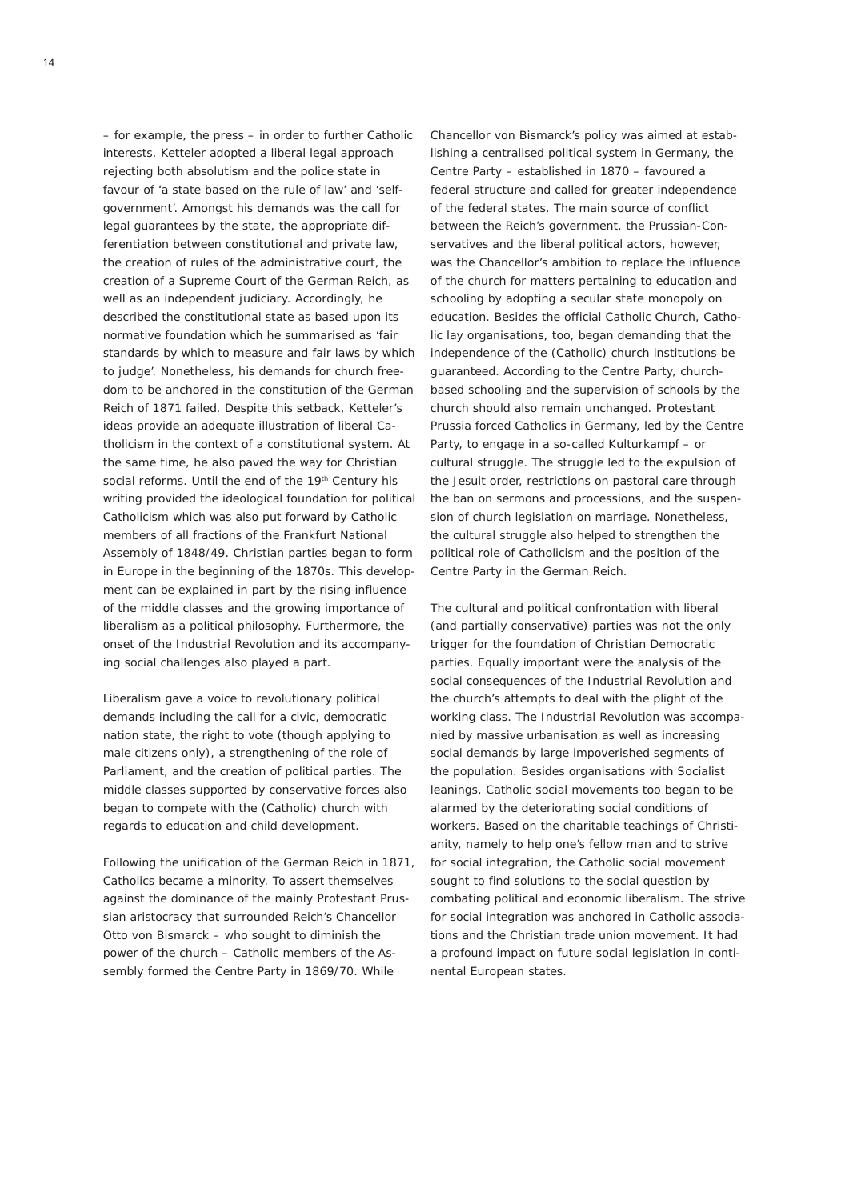– for example, the press – in order to further Catholic interests. Ketteler adopted a liberal legal approach rejecting both absolutism and the police state in favour of 'a state based on the rule of law' and 'self-government'. Amongst his demands was the call for legal guarantees by the state, the appropriate differentiation between constitutional and private law, the creation of rules of the administrative court, the creation of a Supreme Court of the German Reich, as well as an independent judiciary. Accordingly, he described the constitutional state as based upon its normative foundation which he summarised as 'fair standards by which to measure and fair laws by which to judge'. Nonetheless, his demands for church freedom to be anchored in the constitution of the German Reich of 1871 failed. Despite this setback, Ketteler's ideas provide an adequate illustration of liberal Catholicism in the context of a constitutional system. At the same time, he also paved the way for Christian social reforms. Until the end of the 19th Century his writing provided the ideological foundation for political Catholicism which was also put forward by Catholic members of all fractions of the Frankfurt National Assembly of 1848/49. Christian parties began to form in Europe in the beginning of the 1870s. This development can be explained in part by the rising influence of the middle classes and the growing importance of liberalism as a political philosophy. Furthermore, the onset of the Industrial Revolution and its accompanying social challenges also played a part.

Liberalism gave a voice to revolutionary political demands including the call for a civic, democratic nation state, the right to vote (though applying to male citizens only), a strengthening of the role of Parliament, and the creation of political parties. The middle classes supported by conservative forces also began to compete with the (Catholic) church with regards to education and child development.

Following the unification of the German Reich in 1871, Catholics became a minority. To assert themselves against the dominance of the mainly Protestant Prussian aristocracy that surrounded Reich's Chancellor Otto von Bismarck – who sought to diminish the power of the church – Catholic members of the Assembly formed the Centre Party in 1869/70. While Chancellor von Bismarck's policy was aimed at establishing a centralised political system in Germany, the Centre Party – established in 1870 – favoured a federal structure and called for greater independence of the federal states. The main source of conflict between the Reich's government, the Prussian-Conservatives and the liberal political actors, however, was the Chancellor's ambition to replace the influence of the church for matters pertaining to education and schooling by adopting a secular state monopoly on education. Besides the official Catholic Church, Catholic lay organisations, too, began demanding that the independence of the (Catholic) church institutions be guaranteed. According to the Centre Party, church-based schooling and the supervision of schools by the church should also remain unchanged. Protestant Prussia forced Catholics in Germany, led by the Centre Party, to engage in a so-called Kulturkampf – or cultural struggle. The struggle led to the expulsion of the Jesuit order, restrictions on pastoral care through the ban on sermons and processions, and the suspension of church legislation on marriage. Nonetheless, the cultural struggle also helped to strengthen the political role of Catholicism and the position of the Centre Party in the German Reich.

The cultural and political confrontation with liberal (and partially conservative) parties was not the only trigger for the foundation of Christian Democratic parties. Equally important were the analysis of the social consequences of the Industrial Revolution and the church's attempts to deal with the plight of the working class. The Industrial Revolution was accompanied by massive urbanisation as well as increasing social demands by large impoverished segments of the population. Besides organisations with Socialist leanings, Catholic social movements too began to be alarmed by the deteriorating social conditions of workers. Based on the charitable teachings of Christianity, namely to help one's fellow man and to strive for social integration, the Catholic social movement sought to find solutions to the social question by combating political and economic liberalism. The strive for social integration was anchored in Catholic associations and the Christian trade union movement. It had a profound impact on future social legislation in continental European states.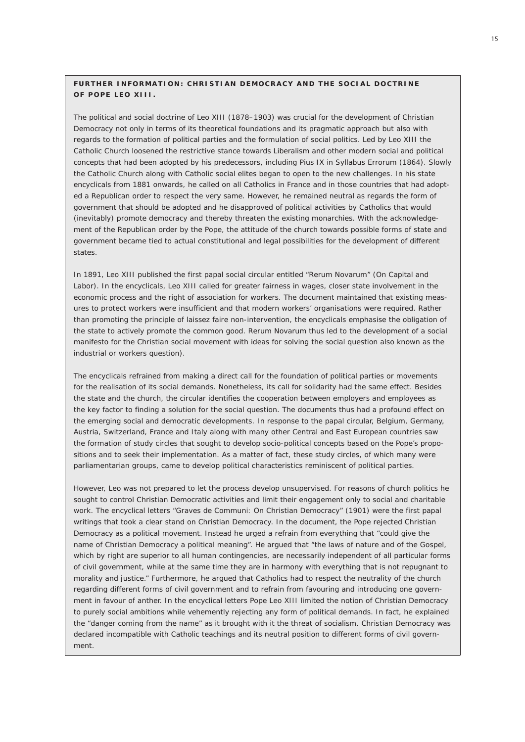## FURTHER INFORMATION: CHRISTIAN DEMOCRACY AND THE SOCIAL DOCTRINE OF POPE LEO XIII.

The political and social doctrine of Leo XIII (1878–1903) was crucial for the development of Christian Democracy not only in terms of its theoretical foundations and its pragmatic approach but also with regards to the formation of political parties and the formulation of social politics. Led by Leo XIII the Catholic Church loosened the restrictive stance towards Liberalism and other modern social and political concepts that had been adopted by his predecessors, including Pius IX in Syllabus Errorum (1864). Slowly the Catholic Church along with Catholic social elites began to open to the new challenges. In his state encyclicals from 1881 onwards, he called on all Catholics in France and in those countries that had adopted a Republican order to respect the very same. However, he remained neutral as regards the form of government that should be adopted and he disapproved of political activities by Catholics that would (inevitably) promote democracy and thereby threaten the existing monarchies. With the acknowledgement of the Republican order by the Pope, the attitude of the church towards possible forms of state and government became tied to actual constitutional and legal possibilities for the development of different states.

In 1891, Leo XIII published the first papal social circular entitled "Rerum Novarum" (On Capital and Labor). In the encyclicals, Leo XIII called for greater fairness in wages, closer state involvement in the economic process and the right of association for workers. The document maintained that existing measures to protect workers were insufficient and that modern workers' organisations were required. Rather than promoting the principle of laissez faire non-intervention, the encyclicals emphasise the obligation of the state to actively promote the common good. Rerum Novarum thus led to the development of a social manifesto for the Christian social movement with ideas for solving the social question also known as the industrial or workers question).

The encyclicals refrained from making a direct call for the foundation of political parties or movements for the realisation of its social demands. Nonetheless, its call for solidarity had the same effect. Besides the state and the church, the circular identifies the cooperation between employers and employees as the key factor to finding a solution for the social question. The documents thus had a profound effect on the emerging social and democratic developments. In response to the papal circular, Belgium, Germany, Austria, Switzerland, France and Italy along with many other Central and East European countries saw the formation of study circles that sought to develop socio-political concepts based on the Pope's propositions and to seek their implementation. As a matter of fact, these study circles, of which many were parliamentarian groups, came to develop political characteristics reminiscent of political parties.

However, Leo was not prepared to let the process develop unsupervised. For reasons of church politics he sought to control Christian Democratic activities and limit their engagement only to social and charitable work. The encyclical letters "Graves de Communi: On Christian Democracy" (1901) were the first papal writings that took a clear stand on Christian Democracy. In the document, the Pope rejected Christian Democracy as a political movement. Instead he urged a refrain from everything that "could give the name of Christian Democracy a political meaning". He argued that "the laws of nature and of the Gospel, which by right are superior to all human contingencies, are necessarily independent of all particular forms of civil government, while at the same time they are in harmony with everything that is not repugnant to morality and justice." Furthermore, he argued that Catholics had to respect the neutrality of the church regarding different forms of civil government and to refrain from favouring and introducing one government in favour of anther. In the encyclical letters Pope Leo XIII limited the notion of Christian Democracy to purely social ambitions while vehemently rejecting any form of political demands. In fact, he explained the "danger coming from the name" as it brought with it the threat of socialism. Christian Democracy was declared incompatible with Catholic teachings and its neutral position to different forms of civil government.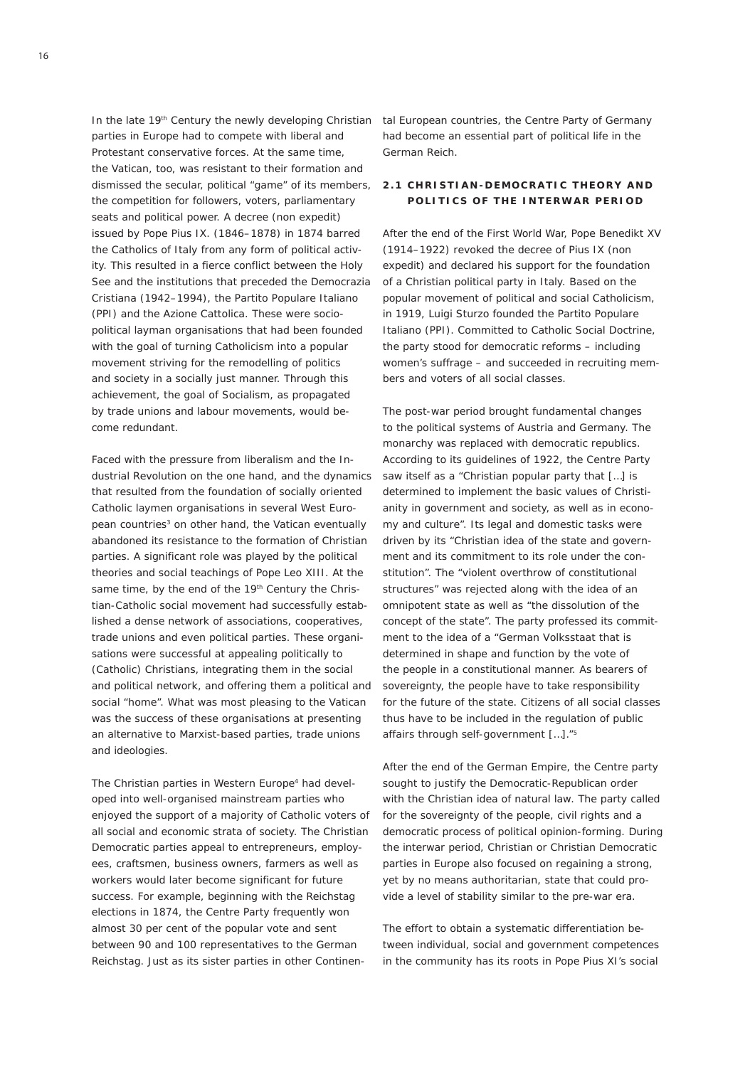In the late 19th Century the newly developing Christian parties in Europe had to compete with liberal and Protestant conservative forces. At the same time, the Vatican, too, was resistant to their formation and dismissed the secular, political "game" of its members, the competition for followers, voters, parliamentary seats and political power. A decree (non expedit) issued by Pope Pius IX. (1846–1878) in 1874 barred the Catholics of Italy from any form of political activity. This resulted in a fierce conflict between the Holy See and the institutions that preceded the Democrazia Cristiana (1942–1994), the Partito Populare Italiano (PPI) and the Azione Cattolica. These were socio-political layman organisations that had been founded with the goal of turning Catholicism into a popular movement striving for the remodelling of politics and society in a socially just manner. Through this achievement, the goal of Socialism, as propagated by trade unions and labour movements, would become redundant.

Faced with the pressure from liberalism and the Industrial Revolution on the one hand, and the dynamics that resulted from the foundation of socially oriented Catholic laymen organisations in several West European countries[3] on other hand, the Vatican eventually abandoned its resistance to the formation of Christian parties. A significant role was played by the political theories and social teachings of Pope Leo XIII. At the same time, by the end of the 19th Century the Christian-Catholic social movement had successfully established a dense network of associations, cooperatives, trade unions and even political parties. These organisations were successful at appealing politically to (Catholic) Christians, integrating them in the social and political network, and offering them a political and social "home". What was most pleasing to the Vatican was the success of these organisations at presenting an alternative to Marxist-based parties, trade unions and ideologies.

The Christian parties in Western Europe[4] had developed into well-organised mainstream parties who enjoyed the support of a majority of Catholic voters of all social and economic strata of society. The Christian Democratic parties appeal to entrepreneurs, employees, craftsmen, business owners, farmers as well as workers would later become significant for future success. For example, beginning with the Reichstag elections in 1874, the Centre Party frequently won almost 30 per cent of the popular vote and sent between 90 and 100 representatives to the German Reichstag. Just as its sister parties in other Continental European countries, the Centre Party of Germany had become an essential part of political life in the German Reich.

## 2.1 CHRISTIAN-DEMOCRATIC THEORY AND POLITICS OF THE INTERWAR PERIOD

After the end of the First World War, Pope Benedikt XV (1914–1922) revoked the decree of Pius IX (non expedit) and declared his support for the foundation of a Christian political party in Italy. Based on the popular movement of political and social Catholicism, in 1919, Luigi Sturzo founded the Partito Populare Italiano (PPI). Committed to Catholic Social Doctrine, the party stood for democratic reforms – including women's suffrage – and succeeded in recruiting members and voters of all social classes.

The post-war period brought fundamental changes to the political systems of Austria and Germany. The monarchy was replaced with democratic republics. According to its guidelines of 1922, the Centre Party saw itself as a "Christian popular party that […] is determined to implement the basic values of Christianity in government and society, as well as in economy and culture". Its legal and domestic tasks were driven by its "Christian idea of the state and government and its commitment to its role under the constitution". The "violent overthrow of constitutional structures" was rejected along with the idea of an omnipotent state as well as "the dissolution of the concept of the state". The party professed its commitment to the idea of a "German Volksstaat that is determined in shape and function by the vote of the people in a constitutional manner. As bearers of sovereignty, the people have to take responsibility for the future of the state. Citizens of all social classes thus have to be included in the regulation of public affairs through self-government […]."[5]

After the end of the German Empire, the Centre party sought to justify the Democratic-Republican order with the Christian idea of natural law. The party called for the sovereignty of the people, civil rights and a democratic process of political opinion-forming. During the interwar period, Christian or Christian Democratic parties in Europe also focused on regaining a strong, yet by no means authoritarian, state that could provide a level of stability similar to the pre-war era.

The effort to obtain a systematic differentiation between individual, social and government competences in the community has its roots in Pope Pius XI's social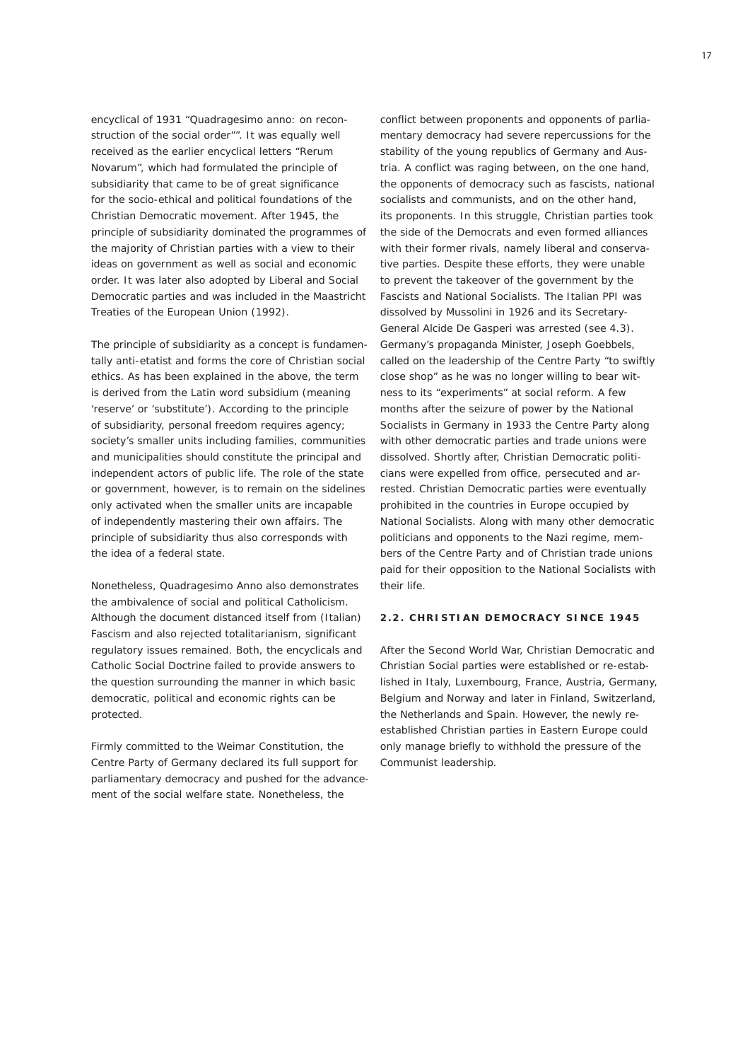encyclical of 1931 "Quadragesimo anno: on reconstruction of the social order"". It was equally well received as the earlier encyclical letters "Rerum Novarum", which had formulated the principle of subsidiarity that came to be of great significance for the socio-ethical and political foundations of the Christian Democratic movement. After 1945, the principle of subsidiarity dominated the programmes of the majority of Christian parties with a view to their ideas on government as well as social and economic order. It was later also adopted by Liberal and Social Democratic parties and was included in the Maastricht Treaties of the European Union (1992).

The principle of subsidiarity as a concept is fundamentally anti-etatist and forms the core of Christian social ethics. As has been explained in the above, the term is derived from the Latin word subsidium (meaning 'reserve' or 'substitute'). According to the principle of subsidiarity, personal freedom requires agency; society's smaller units including families, communities and municipalities should constitute the principal and independent actors of public life. The role of the state or government, however, is to remain on the sidelines only activated when the smaller units are incapable of independently mastering their own affairs. The principle of subsidiarity thus also corresponds with the idea of a federal state.

Nonetheless, Quadragesimo Anno also demonstrates the ambivalence of social and political Catholicism. Although the document distanced itself from (Italian) Fascism and also rejected totalitarianism, significant regulatory issues remained. Both, the encyclicals and Catholic Social Doctrine failed to provide answers to the question surrounding the manner in which basic democratic, political and economic rights can be protected.

Firmly committed to the Weimar Constitution, the Centre Party of Germany declared its full support for parliamentary democracy and pushed for the advancement of the social welfare state. Nonetheless, the conflict between proponents and opponents of parliamentary democracy had severe repercussions for the stability of the young republics of Germany and Austria. A conflict was raging between, on the one hand, the opponents of democracy such as fascists, national socialists and communists, and on the other hand, its proponents. In this struggle, Christian parties took the side of the Democrats and even formed alliances with their former rivals, namely liberal and conservative parties. Despite these efforts, they were unable to prevent the takeover of the government by the Fascists and National Socialists. The Italian PPI was dissolved by Mussolini in 1926 and its Secretary-General Alcide De Gasperi was arrested (see 4.3). Germany's propaganda Minister, Joseph Goebbels, called on the leadership of the Centre Party "to swiftly close shop" as he was no longer willing to bear witness to its "experiments" at social reform. A few months after the seizure of power by the National Socialists in Germany in 1933 the Centre Party along with other democratic parties and trade unions were dissolved. Shortly after, Christian Democratic politicians were expelled from office, persecuted and arrested. Christian Democratic parties were eventually prohibited in the countries in Europe occupied by National Socialists. Along with many other democratic politicians and opponents to the Nazi regime, members of the Centre Party and of Christian trade unions paid for their opposition to the National Socialists with their life.

## 2.2. CHRISTIAN DEMOCRACY SINCE 1945

After the Second World War, Christian Democratic and Christian Social parties were established or re-established in Italy, Luxembourg, France, Austria, Germany, Belgium and Norway and later in Finland, Switzerland, the Netherlands and Spain. However, the newly re-established Christian parties in Eastern Europe could only manage briefly to withhold the pressure of the Communist leadership.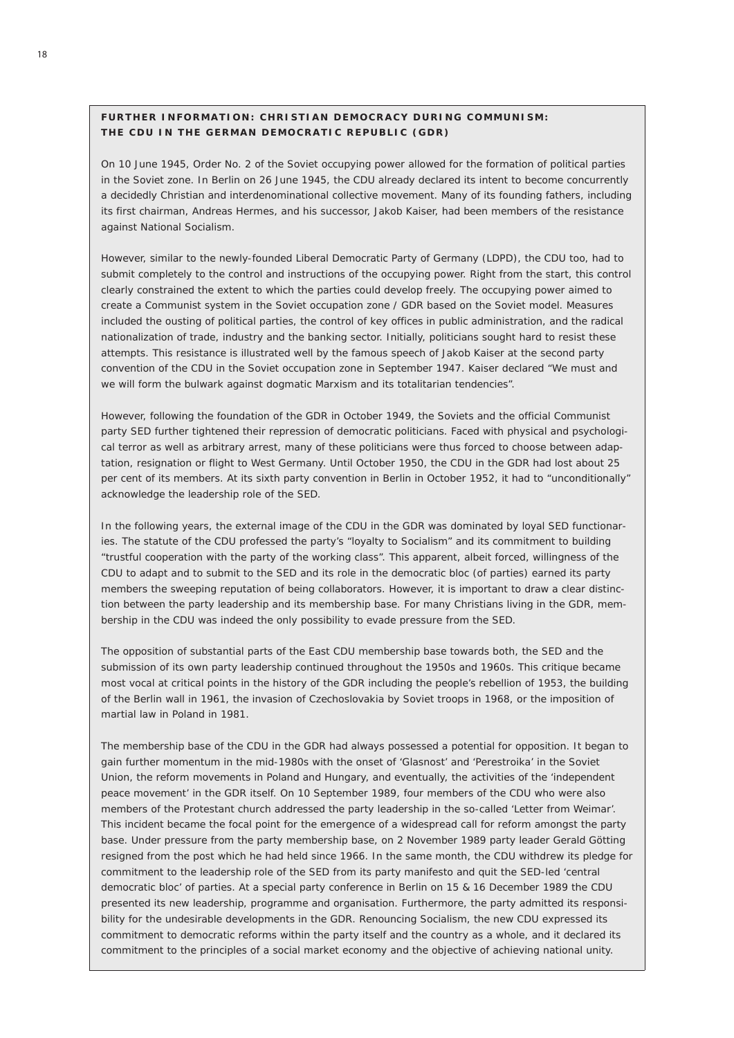### FURTHER INFORMATION: CHRISTIAN DEMOCRACY DURING COMMUNISM: THE CDU IN THE GERMAN DEMOCRATIC REPUBLIC (GDR)

On 10 June 1945, Order No. 2 of the Soviet occupying power allowed for the formation of political parties in the Soviet zone. In Berlin on 26 June 1945, the CDU already declared its intent to become concurrently a decidedly Christian and interdenominational collective movement. Many of its founding fathers, including its first chairman, Andreas Hermes, and his successor, Jakob Kaiser, had been members of the resistance against National Socialism.

However, similar to the newly-founded Liberal Democratic Party of Germany (LDPD), the CDU too, had to submit completely to the control and instructions of the occupying power. Right from the start, this control clearly constrained the extent to which the parties could develop freely. The occupying power aimed to create a Communist system in the Soviet occupation zone / GDR based on the Soviet model. Measures included the ousting of political parties, the control of key offices in public administration, and the radical nationalization of trade, industry and the banking sector. Initially, politicians sought hard to resist these attempts. This resistance is illustrated well by the famous speech of Jakob Kaiser at the second party convention of the CDU in the Soviet occupation zone in September 1947. Kaiser declared "We must and we will form the bulwark against dogmatic Marxism and its totalitarian tendencies".

However, following the foundation of the GDR in October 1949, the Soviets and the official Communist party SED further tightened their repression of democratic politicians. Faced with physical and psychological terror as well as arbitrary arrest, many of these politicians were thus forced to choose between adaptation, resignation or flight to West Germany. Until October 1950, the CDU in the GDR had lost about 25 per cent of its members. At its sixth party convention in Berlin in October 1952, it had to "unconditionally" acknowledge the leadership role of the SED.

In the following years, the external image of the CDU in the GDR was dominated by loyal SED functionaries. The statute of the CDU professed the party's "loyalty to Socialism" and its commitment to building "trustful cooperation with the party of the working class". This apparent, albeit forced, willingness of the CDU to adapt and to submit to the SED and its role in the democratic bloc (of parties) earned its party members the sweeping reputation of being collaborators. However, it is important to draw a clear distinction between the party leadership and its membership base. For many Christians living in the GDR, membership in the CDU was indeed the only possibility to evade pressure from the SED.

The opposition of substantial parts of the East CDU membership base towards both, the SED and the submission of its own party leadership continued throughout the 1950s and 1960s. This critique became most vocal at critical points in the history of the GDR including the people's rebellion of 1953, the building of the Berlin wall in 1961, the invasion of Czechoslovakia by Soviet troops in 1968, or the imposition of martial law in Poland in 1981.

The membership base of the CDU in the GDR had always possessed a potential for opposition. It began to gain further momentum in the mid-1980s with the onset of 'Glasnost' and 'Perestroika' in the Soviet Union, the reform movements in Poland and Hungary, and eventually, the activities of the 'independent peace movement' in the GDR itself. On 10 September 1989, four members of the CDU who were also members of the Protestant church addressed the party leadership in the so-called 'Letter from Weimar'. This incident became the focal point for the emergence of a widespread call for reform amongst the party base. Under pressure from the party membership base, on 2 November 1989 party leader Gerald Götting resigned from the post which he had held since 1966. In the same month, the CDU withdrew its pledge for commitment to the leadership role of the SED from its party manifesto and quit the SED-led 'central democratic bloc' of parties. At a special party conference in Berlin on 15 & 16 December 1989 the CDU presented its new leadership, programme and organisation. Furthermore, the party admitted its responsibility for the undesirable developments in the GDR. Renouncing Socialism, the new CDU expressed its commitment to democratic reforms within the party itself and the country as a whole, and it declared its commitment to the principles of a social market economy and the objective of achieving national unity.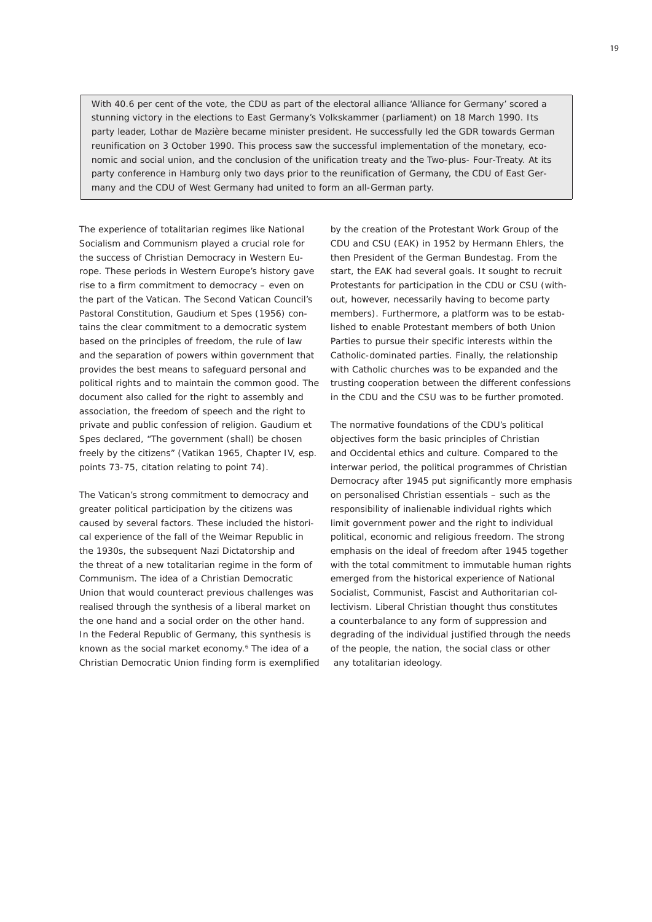> With 40.6 per cent of the vote, the CDU as part of the electoral alliance 'Alliance for Germany' scored a stunning victory in the elections to East Germany's Volkskammer (parliament) on 18 March 1990. Its party leader, Lothar de Mazière became minister president. He successfully led the GDR towards German reunification on 3 October 1990. This process saw the successful implementation of the monetary, economic and social union, and the conclusion of the unification treaty and the Two-plus- Four-Treaty. At its party conference in Hamburg only two days prior to the reunification of Germany, the CDU of East Germany and the CDU of West Germany had united to form an all-German party.

The experience of totalitarian regimes like National Socialism and Communism played a crucial role for the success of Christian Democracy in Western Europe. These periods in Western Europe's history gave rise to a firm commitment to democracy – even on the part of the Vatican. The Second Vatican Council's Pastoral Constitution, Gaudium et Spes (1956) contains the clear commitment to a democratic system based on the principles of freedom, the rule of law and the separation of powers within government that provides the best means to safeguard personal and political rights and to maintain the common good. The document also called for the right to assembly and association, the freedom of speech and the right to private and public confession of religion. Gaudium et Spes declared, "The government (shall) be chosen freely by the citizens" (Vatikan 1965, Chapter IV, esp. points 73-75, citation relating to point 74).

The Vatican's strong commitment to democracy and greater political participation by the citizens was caused by several factors. These included the historical experience of the fall of the Weimar Republic in the 1930s, the subsequent Nazi Dictatorship and the threat of a new totalitarian regime in the form of Communism. The idea of a Christian Democratic Union that would counteract previous challenges was realised through the synthesis of a liberal market on the one hand and a social order on the other hand. In the Federal Republic of Germany, this synthesis is known as the social market economy.[6] The idea of a Christian Democratic Union finding form is exemplified by the creation of the Protestant Work Group of the CDU and CSU (EAK) in 1952 by Hermann Ehlers, the then President of the German Bundestag. From the start, the EAK had several goals. It sought to recruit Protestants for participation in the CDU or CSU (without, however, necessarily having to become party members). Furthermore, a platform was to be established to enable Protestant members of both Union Parties to pursue their specific interests within the Catholic-dominated parties. Finally, the relationship with Catholic churches was to be expanded and the trusting cooperation between the different confessions in the CDU and the CSU was to be further promoted.

The normative foundations of the CDU's political objectives form the basic principles of Christian and Occidental ethics and culture. Compared to the interwar period, the political programmes of Christian Democracy after 1945 put significantly more emphasis on personalised Christian essentials – such as the responsibility of inalienable individual rights which limit government power and the right to individual political, economic and religious freedom. The strong emphasis on the ideal of freedom after 1945 together with the total commitment to immutable human rights emerged from the historical experience of National Socialist, Communist, Fascist and Authoritarian collectivism. Liberal Christian thought thus constitutes a counterbalance to any form of suppression and degrading of the individual justified through the needs of the people, the nation, the social class or other any totalitarian ideology.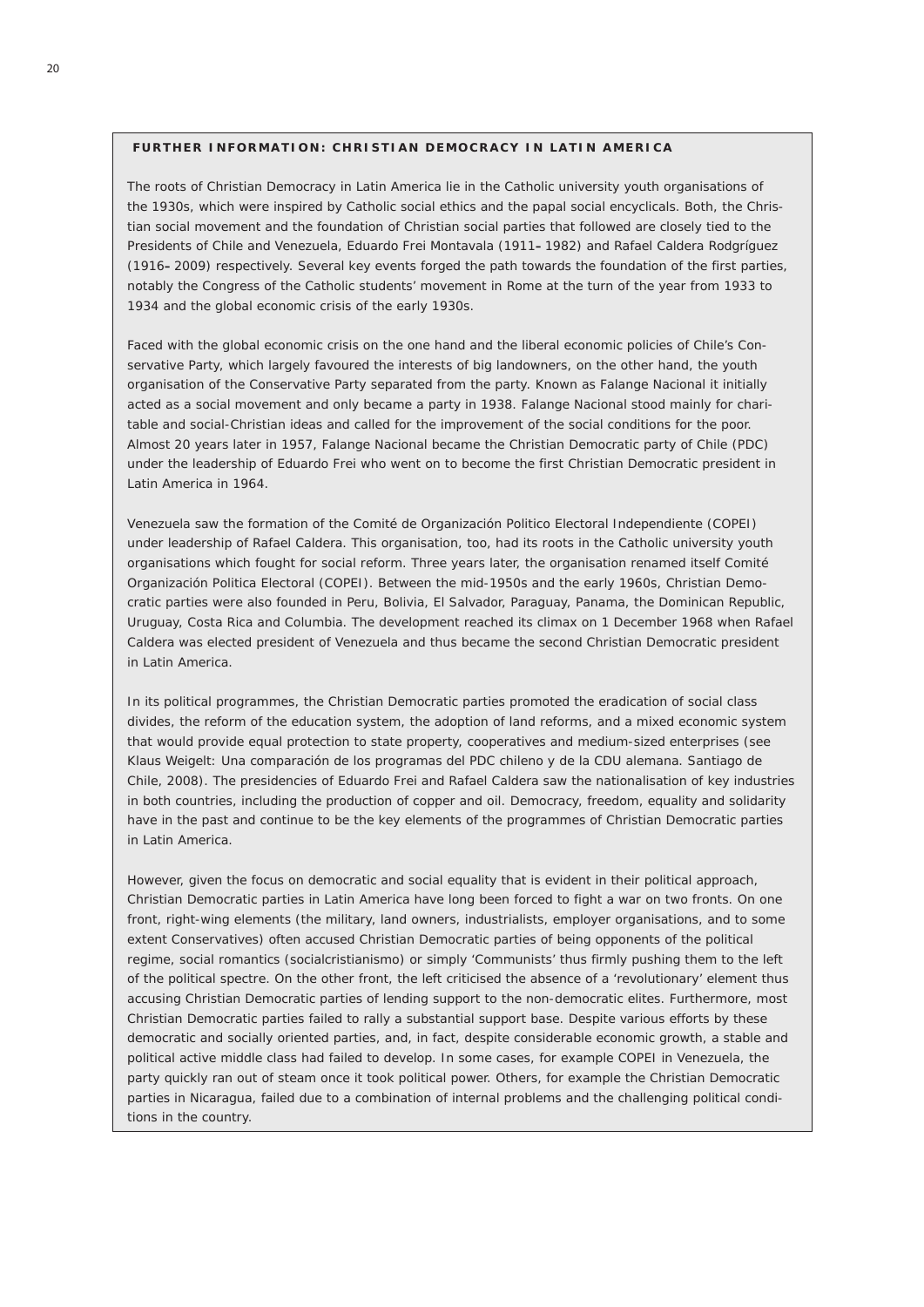### FURTHER INFORMATION: CHRISTIAN DEMOCRACY IN LATIN AMERICA

The roots of Christian Democracy in Latin America lie in the Catholic university youth organisations of the 1930s, which were inspired by Catholic social ethics and the papal social encyclicals. Both, the Christian social movement and the foundation of Christian social parties that followed are closely tied to the Presidents of Chile and Venezuela, Eduardo Frei Montavala (1911–1982) and Rafael Caldera Rodgríguez (1916–2009) respectively. Several key events forged the path towards the foundation of the first parties, notably the Congress of the Catholic students' movement in Rome at the turn of the year from 1933 to 1934 and the global economic crisis of the early 1930s.

Faced with the global economic crisis on the one hand and the liberal economic policies of Chile's Conservative Party, which largely favoured the interests of big landowners, on the other hand, the youth organisation of the Conservative Party separated from the party. Known as Falange Nacional it initially acted as a social movement and only became a party in 1938. Falange Nacional stood mainly for charitable and social-Christian ideas and called for the improvement of the social conditions for the poor. Almost 20 years later in 1957, Falange Nacional became the Christian Democratic party of Chile (PDC) under the leadership of Eduardo Frei who went on to become the first Christian Democratic president in Latin America in 1964.

Venezuela saw the formation of the Comité de Organización Politico Electoral Independiente (COPEI) under leadership of Rafael Caldera. This organisation, too, had its roots in the Catholic university youth organisations which fought for social reform. Three years later, the organisation renamed itself Comité Organización Politica Electoral (COPEI). Between the mid-1950s and the early 1960s, Christian Democratic parties were also founded in Peru, Bolivia, El Salvador, Paraguay, Panama, the Dominican Republic, Uruguay, Costa Rica and Columbia. The development reached its climax on 1 December 1968 when Rafael Caldera was elected president of Venezuela and thus became the second Christian Democratic president in Latin America.

In its political programmes, the Christian Democratic parties promoted the eradication of social class divides, the reform of the education system, the adoption of land reforms, and a mixed economic system that would provide equal protection to state property, cooperatives and medium-sized enterprises (see Klaus Weigelt: Una comparación de los programas del PDC chileno y de la CDU alemana. Santiago de Chile, 2008). The presidencies of Eduardo Frei and Rafael Caldera saw the nationalisation of key industries in both countries, including the production of copper and oil. Democracy, freedom, equality and solidarity have in the past and continue to be the key elements of the programmes of Christian Democratic parties in Latin America.

However, given the focus on democratic and social equality that is evident in their political approach, Christian Democratic parties in Latin America have long been forced to fight a war on two fronts. On one front, right-wing elements (the military, land owners, industrialists, employer organisations, and to some extent Conservatives) often accused Christian Democratic parties of being opponents of the political regime, social romantics (socialcristianismo) or simply 'Communists' thus firmly pushing them to the left of the political spectre. On the other front, the left criticised the absence of a 'revolutionary' element thus accusing Christian Democratic parties of lending support to the non-democratic elites. Furthermore, most Christian Democratic parties failed to rally a substantial support base. Despite various efforts by these democratic and socially oriented parties, and, in fact, despite considerable economic growth, a stable and political active middle class had failed to develop. In some cases, for example COPEI in Venezuela, the party quickly ran out of steam once it took political power. Others, for example the Christian Democratic parties in Nicaragua, failed due to a combination of internal problems and the challenging political conditions in the country.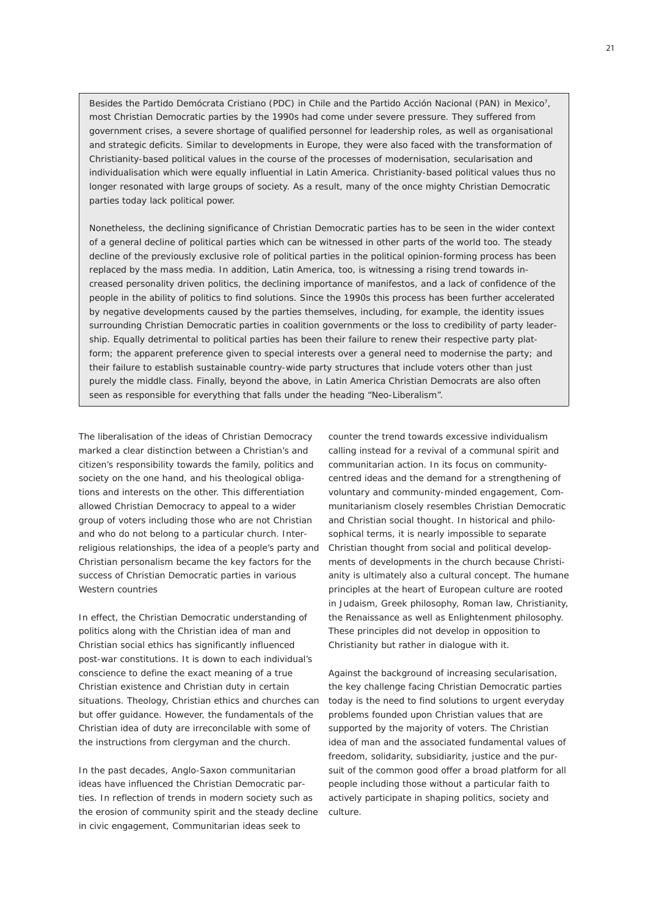Besides the Partido Demócrata Cristiano (PDC) in Chile and the Partido Acción Nacional (PAN) in Mexico[7], most Christian Democratic parties by the 1990s had come under severe pressure. They suffered from government crises, a severe shortage of qualified personnel for leadership roles, as well as organisational and strategic deficits. Similar to developments in Europe, they were also faced with the transformation of Christianity-based political values in the course of the processes of modernisation, secularisation and individualisation which were equally influential in Latin America. Christianity-based political values thus no longer resonated with large groups of society. As a result, many of the once mighty Christian Democratic parties today lack political power.

Nonetheless, the declining significance of Christian Democratic parties has to be seen in the wider context of a general decline of political parties which can be witnessed in other parts of the world too. The steady decline of the previously exclusive role of political parties in the political opinion-forming process has been replaced by the mass media. In addition, Latin America, too, is witnessing a rising trend towards increased personality driven politics, the declining importance of manifestos, and a lack of confidence of the people in the ability of politics to find solutions. Since the 1990s this process has been further accelerated by negative developments caused by the parties themselves, including, for example, the identity issues surrounding Christian Democratic parties in coalition governments or the loss to credibility of party leadership. Equally detrimental to political parties has been their failure to renew their respective party platform; the apparent preference given to special interests over a general need to modernise the party; and their failure to establish sustainable country-wide party structures that include voters other than just purely the middle class. Finally, beyond the above, in Latin America Christian Democrats are also often seen as responsible for everything that falls under the heading "Neo-Liberalism".

The liberalisation of the ideas of Christian Democracy marked a clear distinction between a Christian's and citizen's responsibility towards the family, politics and society on the one hand, and his theological obligations and interests on the other. This differentiation allowed Christian Democracy to appeal to a wider group of voters including those who are not Christian and who do not belong to a particular church. Inter-religious relationships, the idea of a people's party and Christian personalism became the key factors for the success of Christian Democratic parties in various Western countries

In effect, the Christian Democratic understanding of politics along with the Christian idea of man and Christian social ethics has significantly influenced post-war constitutions. It is down to each individual's conscience to define the exact meaning of a true Christian existence and Christian duty in certain situations. Theology, Christian ethics and churches can but offer guidance. However, the fundamentals of the Christian idea of duty are irreconcilable with some of the instructions from clergyman and the church.

In the past decades, Anglo-Saxon communitarian ideas have influenced the Christian Democratic parties. In reflection of trends in modern society such as the erosion of community spirit and the steady decline in civic engagement, Communitarian ideas seek to counter the trend towards excessive individualism calling instead for a revival of a communal spirit and communitarian action. In its focus on community-centred ideas and the demand for a strengthening of voluntary and community-minded engagement, Communitarianism closely resembles Christian Democratic and Christian social thought. In historical and philosophical terms, it is nearly impossible to separate Christian thought from social and political developments of developments in the church because Christianity is ultimately also a cultural concept. The humane principles at the heart of European culture are rooted in Judaism, Greek philosophy, Roman law, Christianity, the Renaissance as well as Enlightenment philosophy. These principles did not develop in opposition to Christianity but rather in dialogue with it.

Against the background of increasing secularisation, the key challenge facing Christian Democratic parties today is the need to find solutions to urgent everyday problems founded upon Christian values that are supported by the majority of voters. The Christian idea of man and the associated fundamental values of freedom, solidarity, subsidiarity, justice and the pursuit of the common good offer a broad platform for all people including those without a particular faith to actively participate in shaping politics, society and culture.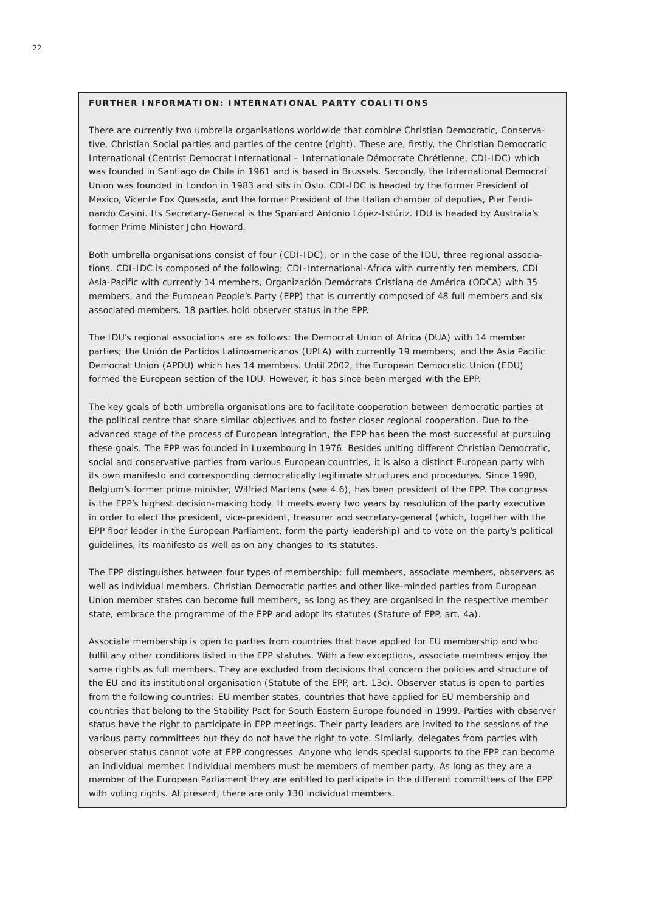### FURTHER INFORMATION: INTERNATIONAL PARTY COALITIONS

There are currently two umbrella organisations worldwide that combine Christian Democratic, Conservative, Christian Social parties and parties of the centre (right). These are, firstly, the Christian Democratic International (Centrist Democrat International – Internationale Démocrate Chrétienne, CDI-IDC) which was founded in Santiago de Chile in 1961 and is based in Brussels. Secondly, the International Democrat Union was founded in London in 1983 and sits in Oslo. CDI-IDC is headed by the former President of Mexico, Vicente Fox Quesada, and the former President of the Italian chamber of deputies, Pier Ferdinando Casini. Its Secretary-General is the Spaniard Antonio López-Istúriz. IDU is headed by Australia's former Prime Minister John Howard.

Both umbrella organisations consist of four (CDI-IDC), or in the case of the IDU, three regional associations. CDI-IDC is composed of the following; CDI-International-Africa with currently ten members, CDI Asia-Pacific with currently 14 members, Organización Demócrata Cristiana de América (ODCA) with 35 members, and the European People's Party (EPP) that is currently composed of 48 full members and six associated members. 18 parties hold observer status in the EPP.

The IDU's regional associations are as follows: the Democrat Union of Africa (DUA) with 14 member parties; the Unión de Partidos Latinoamericanos (UPLA) with currently 19 members; and the Asia Pacific Democrat Union (APDU) which has 14 members. Until 2002, the European Democratic Union (EDU) formed the European section of the IDU. However, it has since been merged with the EPP.

The key goals of both umbrella organisations are to facilitate cooperation between democratic parties at the political centre that share similar objectives and to foster closer regional cooperation. Due to the advanced stage of the process of European integration, the EPP has been the most successful at pursuing these goals. The EPP was founded in Luxembourg in 1976. Besides uniting different Christian Democratic, social and conservative parties from various European countries, it is also a distinct European party with its own manifesto and corresponding democratically legitimate structures and procedures. Since 1990, Belgium's former prime minister, Wilfried Martens (see 4.6), has been president of the EPP. The congress is the EPP's highest decision-making body. It meets every two years by resolution of the party executive in order to elect the president, vice-president, treasurer and secretary-general (which, together with the EPP floor leader in the European Parliament, form the party leadership) and to vote on the party's political guidelines, its manifesto as well as on any changes to its statutes.

The EPP distinguishes between four types of membership; full members, associate members, observers as well as individual members. Christian Democratic parties and other like-minded parties from European Union member states can become full members, as long as they are organised in the respective member state, embrace the programme of the EPP and adopt its statutes (Statute of EPP, art. 4a).

Associate membership is open to parties from countries that have applied for EU membership and who fulfil any other conditions listed in the EPP statutes. With a few exceptions, associate members enjoy the same rights as full members. They are excluded from decisions that concern the policies and structure of the EU and its institutional organisation (Statute of the EPP, art. 13c). Observer status is open to parties from the following countries: EU member states, countries that have applied for EU membership and countries that belong to the Stability Pact for South Eastern Europe founded in 1999. Parties with observer status have the right to participate in EPP meetings. Their party leaders are invited to the sessions of the various party committees but they do not have the right to vote. Similarly, delegates from parties with observer status cannot vote at EPP congresses. Anyone who lends special supports to the EPP can become an individual member. Individual members must be members of member party. As long as they are a member of the European Parliament they are entitled to participate in the different committees of the EPP with voting rights. At present, there are only 130 individual members.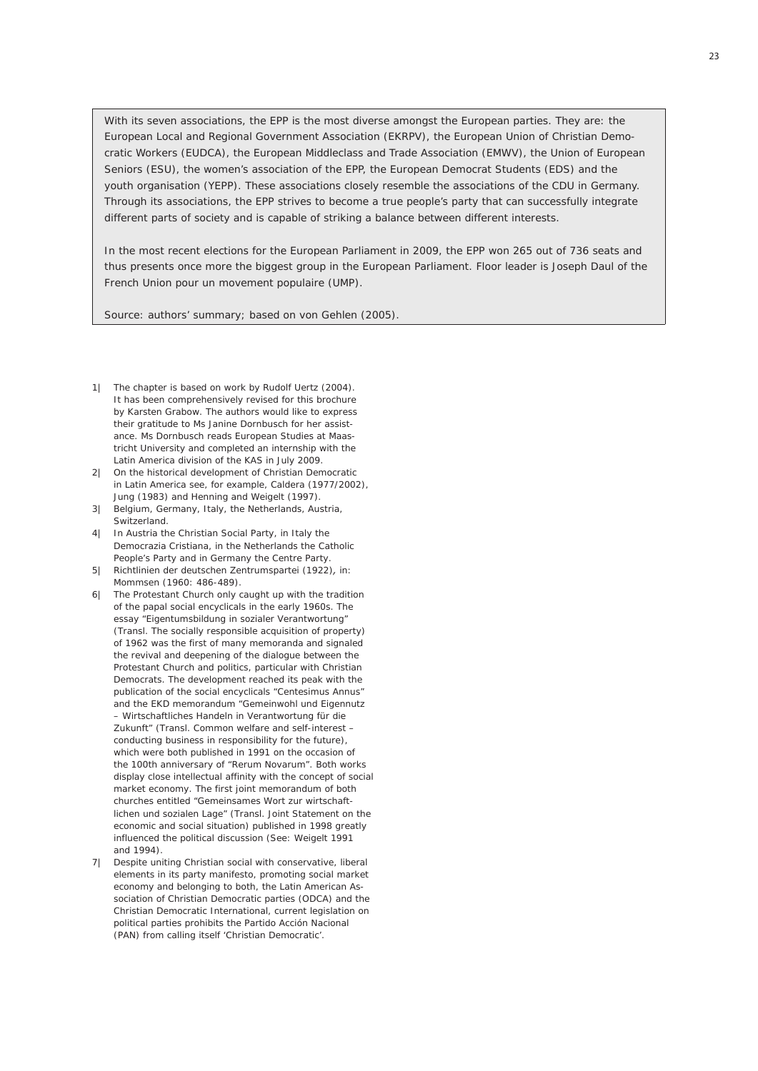With its seven associations, the EPP is the most diverse amongst the European parties. They are: the European Local and Regional Government Association (EKRPV), the European Union of Christian Democratic Workers (EUDCA), the European Middleclass and Trade Association (EMWV), the Union of European Seniors (ESU), the women's association of the EPP, the European Democrat Students (EDS) and the youth organisation (YEPP). These associations closely resemble the associations of the CDU in Germany. Through its associations, the EPP strives to become a true people's party that can successfully integrate different parts of society and is capable of striking a balance between different interests.

In the most recent elections for the European Parliament in 2009, the EPP won 265 out of 736 seats and thus presents once more the biggest group in the European Parliament. Floor leader is Joseph Daul of the French Union pour un movement populaire (UMP).

Source: authors' summary; based on von Gehlen (2005).

1| The chapter is based on work by Rudolf Uertz (2004). It has been comprehensively revised for this brochure by Karsten Grabow. The authors would like to express their gratitude to Ms Janine Dornbusch for her assistance. Ms Dornbusch reads European Studies at Maastricht University and completed an internship with the Latin America division of the KAS in July 2009.

2| On the historical development of Christian Democratic in Latin America see, for example, Caldera (1977/2002), Jung (1983) and Henning and Weigelt (1997).

3| Belgium, Germany, Italy, the Netherlands, Austria, Switzerland.

4| In Austria the Christian Social Party, in Italy the Democrazia Cristiana, in the Netherlands the Catholic People's Party and in Germany the Centre Party.

5| Richtlinien der deutschen Zentrumspartei (1922), in: Mommsen (1960: 486-489).

6| The Protestant Church only caught up with the tradition of the papal social encyclicals in the early 1960s. The essay "Eigentumsbildung in sozialer Verantwortung" (Transl. The socially responsible acquisition of property) of 1962 was the first of many memoranda and signaled the revival and deepening of the dialogue between the Protestant Church and politics, particular with Christian Democrats. The development reached its peak with the publication of the social encyclicals "Centesimus Annus" and the EKD memorandum "Gemeinwohl und Eigennutz – Wirtschaftliches Handeln in Verantwortung für die Zukunft" (Transl. Common welfare and self-interest – conducting business in responsibility for the future), which were both published in 1991 on the occasion of the 100th anniversary of "Rerum Novarum". Both works display close intellectual affinity with the concept of social market economy. The first joint memorandum of both churches entitled "Gemeinsames Wort zur wirtschaftlichen und sozialen Lage" (Transl. Joint Statement on the economic and social situation) published in 1998 greatly influenced the political discussion (See: Weigelt 1991 and 1994).

7| Despite uniting Christian social with conservative, liberal elements in its party manifesto, promoting social market economy and belonging to both, the Latin American Association of Christian Democratic parties (ODCA) and the Christian Democratic International, current legislation on political parties prohibits the Partido Acción Nacional (PAN) from calling itself 'Christian Democratic'.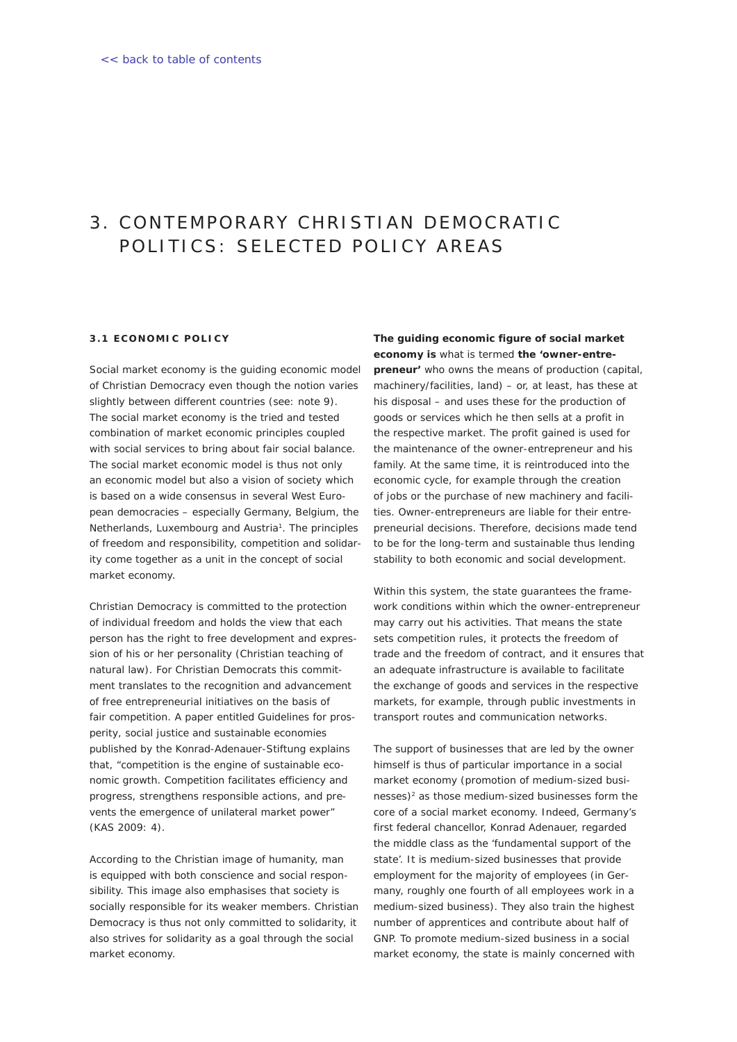# 3. CONTEMPORARY CHRISTIAN DEMOCRATIC POLITICS: SELECTED POLICY AREAS

### 3.1 ECONOMIC POLICY

Social market economy is the guiding economic model of Christian Democracy even though the notion varies slightly between different countries (see: note 9). The social market economy is the tried and tested combination of market economic principles coupled with social services to bring about fair social balance. The social market economic model is thus not only an economic model but also a vision of society which is based on a wide consensus in several West European democracies – especially Germany, Belgium, the Netherlands, Luxembourg and Austria[1]. The principles of freedom and responsibility, competition and solidarity come together as a unit in the concept of social market economy.

Christian Democracy is committed to the protection of individual freedom and holds the view that each person has the right to free development and expression of his or her personality (Christian teaching of natural law). For Christian Democrats this commitment translates to the recognition and advancement of free entrepreneurial initiatives on the basis of fair competition. A paper entitled Guidelines for prosperity, social justice and sustainable economies published by the Konrad-Adenauer-Stiftung explains that, "competition is the engine of sustainable economic growth. Competition facilitates efficiency and progress, strengthens responsible actions, and prevents the emergence of unilateral market power" (KAS 2009: 4).

According to the Christian image of humanity, man is equipped with both conscience and social responsibility. This image also emphasises that society is socially responsible for its weaker members. Christian Democracy is thus not only committed to solidarity, it also strives for solidarity as a goal through the social market economy.

**The guiding economic figure of social market economy is** what is termed **the 'owner-entrepreneur'** who owns the means of production (capital, machinery/facilities, land) – or, at least, has these at his disposal – and uses these for the production of goods or services which he then sells at a profit in the respective market. The profit gained is used for the maintenance of the owner-entrepreneur and his family. At the same time, it is reintroduced into the economic cycle, for example through the creation of jobs or the purchase of new machinery and facilities. Owner-entrepreneurs are liable for their entrepreneurial decisions. Therefore, decisions made tend to be for the long-term and sustainable thus lending stability to both economic and social development.

Within this system, the state guarantees the framework conditions within which the owner-entrepreneur may carry out his activities. That means the state sets competition rules, it protects the freedom of trade and the freedom of contract, and it ensures that an adequate infrastructure is available to facilitate the exchange of goods and services in the respective markets, for example, through public investments in transport routes and communication networks.

The support of businesses that are led by the owner himself is thus of particular importance in a social market economy (promotion of medium-sized businesses)[2] as those medium-sized businesses form the core of a social market economy. Indeed, Germany's first federal chancellor, Konrad Adenauer, regarded the middle class as the 'fundamental support of the state'. It is medium-sized businesses that provide employment for the majority of employees (in Germany, roughly one fourth of all employees work in a medium-sized business). They also train the highest number of apprentices and contribute about half of GNP. To promote medium-sized business in a social market economy, the state is mainly concerned with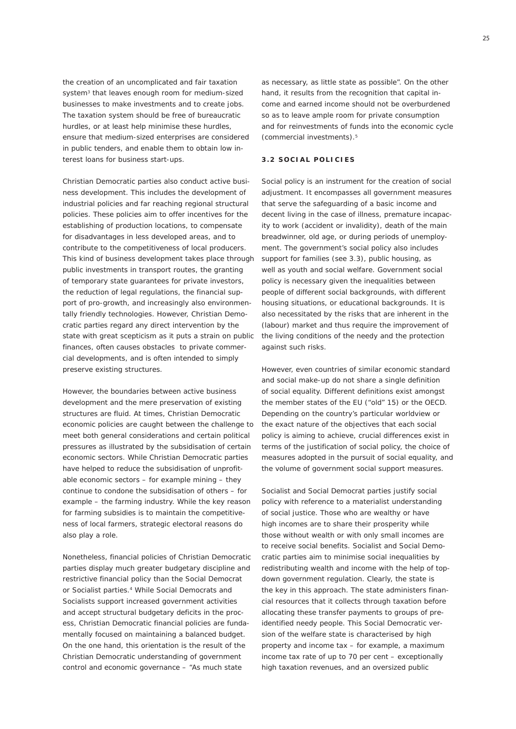the creation of an uncomplicated and fair taxation system[3] that leaves enough room for medium-sized businesses to make investments and to create jobs. The taxation system should be free of bureaucratic hurdles, or at least help minimise these hurdles, ensure that medium-sized enterprises are considered in public tenders, and enable them to obtain low interest loans for business start-ups.

Christian Democratic parties also conduct active business development. This includes the development of industrial policies and far reaching regional structural policies. These policies aim to offer incentives for the establishing of production locations, to compensate for disadvantages in less developed areas, and to contribute to the competitiveness of local producers. This kind of business development takes place through public investments in transport routes, the granting of temporary state guarantees for private investors, the reduction of legal regulations, the financial support of pro-growth, and increasingly also environmentally friendly technologies. However, Christian Democratic parties regard any direct intervention by the state with great scepticism as it puts a strain on public finances, often causes obstacles to private commercial developments, and is often intended to simply preserve existing structures.

However, the boundaries between active business development and the mere preservation of existing structures are fluid. At times, Christian Democratic economic policies are caught between the challenge to meet both general considerations and certain political pressures as illustrated by the subsidisation of certain economic sectors. While Christian Democratic parties have helped to reduce the subsidisation of unprofitable economic sectors – for example mining – they continue to condone the subsidisation of others – for example – the farming industry. While the key reason for farming subsidies is to maintain the competitiveness of local farmers, strategic electoral reasons do also play a role.

Nonetheless, financial policies of Christian Democratic parties display much greater budgetary discipline and restrictive financial policy than the Social Democrat or Socialist parties.[4] While Social Democrats and Socialists support increased government activities and accept structural budgetary deficits in the process, Christian Democratic financial policies are fundamentally focused on maintaining a balanced budget. On the one hand, this orientation is the result of the Christian Democratic understanding of government control and economic governance – "As much state as necessary, as little state as possible". On the other hand, it results from the recognition that capital income and earned income should not be overburdened so as to leave ample room for private consumption and for reinvestments of funds into the economic cycle (commercial investments).[5]

### 3.2 SOCIAL POLICIES

Social policy is an instrument for the creation of social adjustment. It encompasses all government measures that serve the safeguarding of a basic income and decent living in the case of illness, premature incapacity to work (accident or invalidity), death of the main breadwinner, old age, or during periods of unemployment. The government's social policy also includes support for families (see 3.3), public housing, as well as youth and social welfare. Government social policy is necessary given the inequalities between people of different social backgrounds, with different housing situations, or educational backgrounds. It is also necessitated by the risks that are inherent in the (labour) market and thus require the improvement of the living conditions of the needy and the protection against such risks.

However, even countries of similar economic standard and social make-up do not share a single definition of social equality. Different definitions exist amongst the member states of the EU ("old" 15) or the OECD. Depending on the country's particular worldview or the exact nature of the objectives that each social policy is aiming to achieve, crucial differences exist in terms of the justification of social policy, the choice of measures adopted in the pursuit of social equality, and the volume of government social support measures.

Socialist and Social Democrat parties justify social policy with reference to a materialist understanding of social justice. Those who are wealthy or have high incomes are to share their prosperity while those without wealth or with only small incomes are to receive social benefits. Socialist and Social Democratic parties aim to minimise social inequalities by redistributing wealth and income with the help of top-down government regulation. Clearly, the state is the key in this approach. The state administers financial resources that it collects through taxation before allocating these transfer payments to groups of pre-identified needy people. This Social Democratic version of the welfare state is characterised by high property and income tax – for example, a maximum income tax rate of up to 70 per cent – exceptionally high taxation revenues, and an oversized public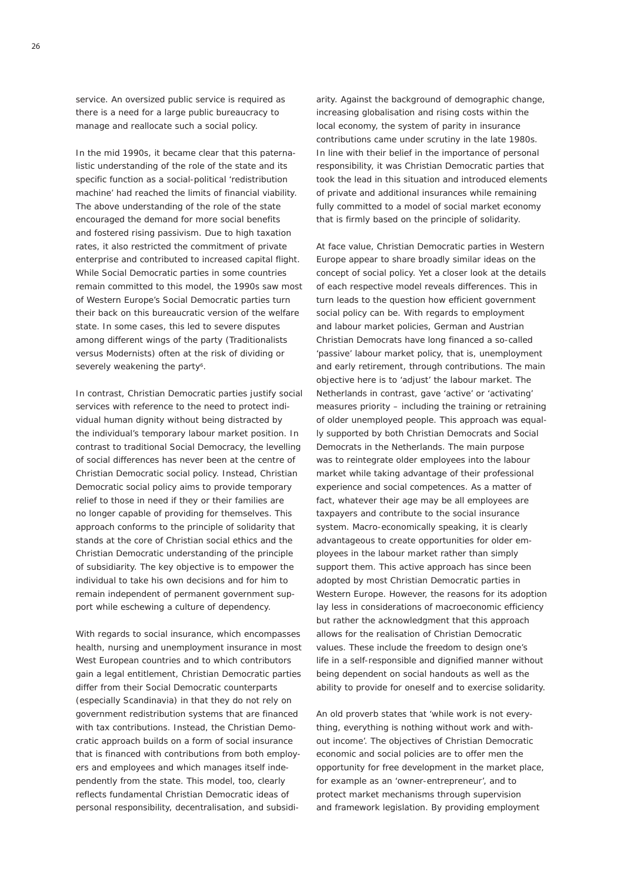service. An oversized public service is required as there is a need for a large public bureaucracy to manage and reallocate such a social policy.

In the mid 1990s, it became clear that this paternalistic understanding of the role of the state and its specific function as a social-political 'redistribution machine' had reached the limits of financial viability. The above understanding of the role of the state encouraged the demand for more social benefits and fostered rising passivism. Due to high taxation rates, it also restricted the commitment of private enterprise and contributed to increased capital flight. While Social Democratic parties in some countries remain committed to this model, the 1990s saw most of Western Europe's Social Democratic parties turn their back on this bureaucratic version of the welfare state. In some cases, this led to severe disputes among different wings of the party (Traditionalists versus Modernists) often at the risk of dividing or severely weakening the party[6].

In contrast, Christian Democratic parties justify social services with reference to the need to protect individual human dignity without being distracted by the individual's temporary labour market position. In contrast to traditional Social Democracy, the levelling of social differences has never been at the centre of Christian Democratic social policy. Instead, Christian Democratic social policy aims to provide temporary relief to those in need if they or their families are no longer capable of providing for themselves. This approach conforms to the principle of solidarity that stands at the core of Christian social ethics and the Christian Democratic understanding of the principle of subsidiarity. The key objective is to empower the individual to take his own decisions and for him to remain independent of permanent government support while eschewing a culture of dependency.

With regards to social insurance, which encompasses health, nursing and unemployment insurance in most West European countries and to which contributors gain a legal entitlement, Christian Democratic parties differ from their Social Democratic counterparts (especially Scandinavia) in that they do not rely on government redistribution systems that are financed with tax contributions. Instead, the Christian Democratic approach builds on a form of social insurance that is financed with contributions from both employers and employees and which manages itself independently from the state. This model, too, clearly reflects fundamental Christian Democratic ideas of personal responsibility, decentralisation, and subsidiarity. Against the background of demographic change, increasing globalisation and rising costs within the local economy, the system of parity in insurance contributions came under scrutiny in the late 1980s. In line with their belief in the importance of personal responsibility, it was Christian Democratic parties that took the lead in this situation and introduced elements of private and additional insurances while remaining fully committed to a model of social market economy that is firmly based on the principle of solidarity.

At face value, Christian Democratic parties in Western Europe appear to share broadly similar ideas on the concept of social policy. Yet a closer look at the details of each respective model reveals differences. This in turn leads to the question how efficient government social policy can be. With regards to employment and labour market policies, German and Austrian Christian Democrats have long financed a so-called 'passive' labour market policy, that is, unemployment and early retirement, through contributions. The main objective here is to 'adjust' the labour market. The Netherlands in contrast, gave 'active' or 'activating' measures priority – including the training or retraining of older unemployed people. This approach was equally supported by both Christian Democrats and Social Democrats in the Netherlands. The main purpose was to reintegrate older employees into the labour market while taking advantage of their professional experience and social competences. As a matter of fact, whatever their age may be all employees are taxpayers and contribute to the social insurance system. Macro-economically speaking, it is clearly advantageous to create opportunities for older employees in the labour market rather than simply support them. This active approach has since been adopted by most Christian Democratic parties in Western Europe. However, the reasons for its adoption lay less in considerations of macroeconomic efficiency but rather the acknowledgment that this approach allows for the realisation of Christian Democratic values. These include the freedom to design one's life in a self-responsible and dignified manner without being dependent on social handouts as well as the ability to provide for oneself and to exercise solidarity.

An old proverb states that 'while work is not everything, everything is nothing without work and without income'. The objectives of Christian Democratic economic and social policies are to offer men the opportunity for free development in the market place, for example as an 'owner-entrepreneur', and to protect market mechanisms through supervision and framework legislation. By providing employment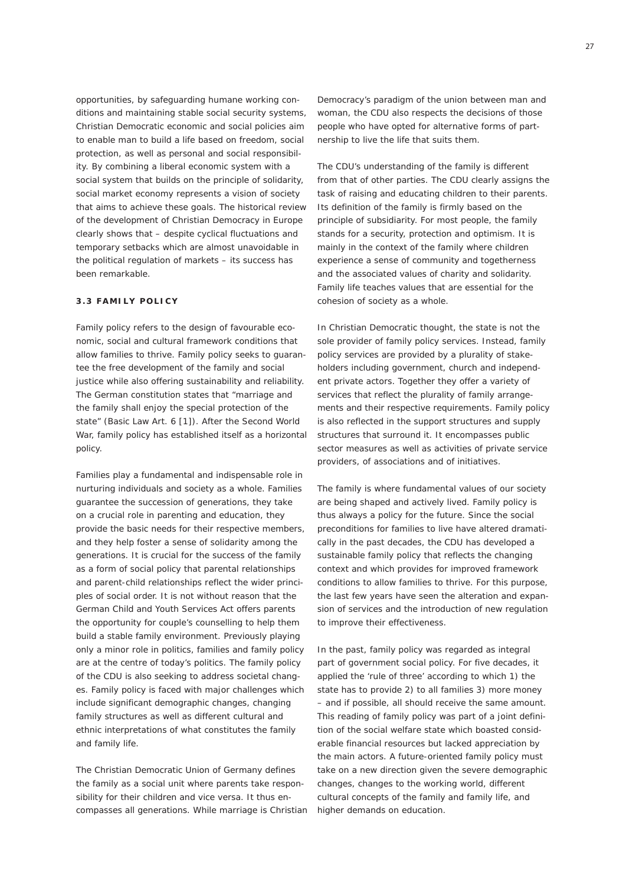opportunities, by safeguarding humane working conditions and maintaining stable social security systems, Christian Democratic economic and social policies aim to enable man to build a life based on freedom, social protection, as well as personal and social responsibility. By combining a liberal economic system with a social system that builds on the principle of solidarity, social market economy represents a vision of society that aims to achieve these goals. The historical review of the development of Christian Democracy in Europe clearly shows that – despite cyclical fluctuations and temporary setbacks which are almost unavoidable in the political regulation of markets – its success has been remarkable.

### 3.3 FAMILY POLICY

Family policy refers to the design of favourable economic, social and cultural framework conditions that allow families to thrive. Family policy seeks to guarantee the free development of the family and social justice while also offering sustainability and reliability. The German constitution states that "marriage and the family shall enjoy the special protection of the state" (Basic Law Art. 6 [1]). After the Second World War, family policy has established itself as a horizontal policy.

Families play a fundamental and indispensable role in nurturing individuals and society as a whole. Families guarantee the succession of generations, they take on a crucial role in parenting and education, they provide the basic needs for their respective members, and they help foster a sense of solidarity among the generations. It is crucial for the success of the family as a form of social policy that parental relationships and parent-child relationships reflect the wider principles of social order. It is not without reason that the German Child and Youth Services Act offers parents the opportunity for couple's counselling to help them build a stable family environment. Previously playing only a minor role in politics, families and family policy are at the centre of today's politics. The family policy of the CDU is also seeking to address societal changes. Family policy is faced with major challenges which include significant demographic changes, changing family structures as well as different cultural and ethnic interpretations of what constitutes the family and family life.

The Christian Democratic Union of Germany defines the family as a social unit where parents take responsibility for their children and vice versa. It thus encompasses all generations. While marriage is Christian Democracy's paradigm of the union between man and woman, the CDU also respects the decisions of those people who have opted for alternative forms of partnership to live the life that suits them.

The CDU's understanding of the family is different from that of other parties. The CDU clearly assigns the task of raising and educating children to their parents. Its definition of the family is firmly based on the principle of subsidiarity. For most people, the family stands for a security, protection and optimism. It is mainly in the context of the family where children experience a sense of community and togetherness and the associated values of charity and solidarity. Family life teaches values that are essential for the cohesion of society as a whole.

In Christian Democratic thought, the state is not the sole provider of family policy services. Instead, family policy services are provided by a plurality of stakeholders including government, church and independent private actors. Together they offer a variety of services that reflect the plurality of family arrangements and their respective requirements. Family policy is also reflected in the support structures and supply structures that surround it. It encompasses public sector measures as well as activities of private service providers, of associations and of initiatives.

The family is where fundamental values of our society are being shaped and actively lived. Family policy is thus always a policy for the future. Since the social preconditions for families to live have altered dramatically in the past decades, the CDU has developed a sustainable family policy that reflects the changing context and which provides for improved framework conditions to allow families to thrive. For this purpose, the last few years have seen the alteration and expansion of services and the introduction of new regulation to improve their effectiveness.

In the past, family policy was regarded as integral part of government social policy. For five decades, it applied the 'rule of three' according to which 1) the state has to provide 2) to all families 3) more money – and if possible, all should receive the same amount. This reading of family policy was part of a joint definition of the social welfare state which boasted considerable financial resources but lacked appreciation by the main actors. A future-oriented family policy must take on a new direction given the severe demographic changes, changes to the working world, different cultural concepts of the family and family life, and higher demands on education.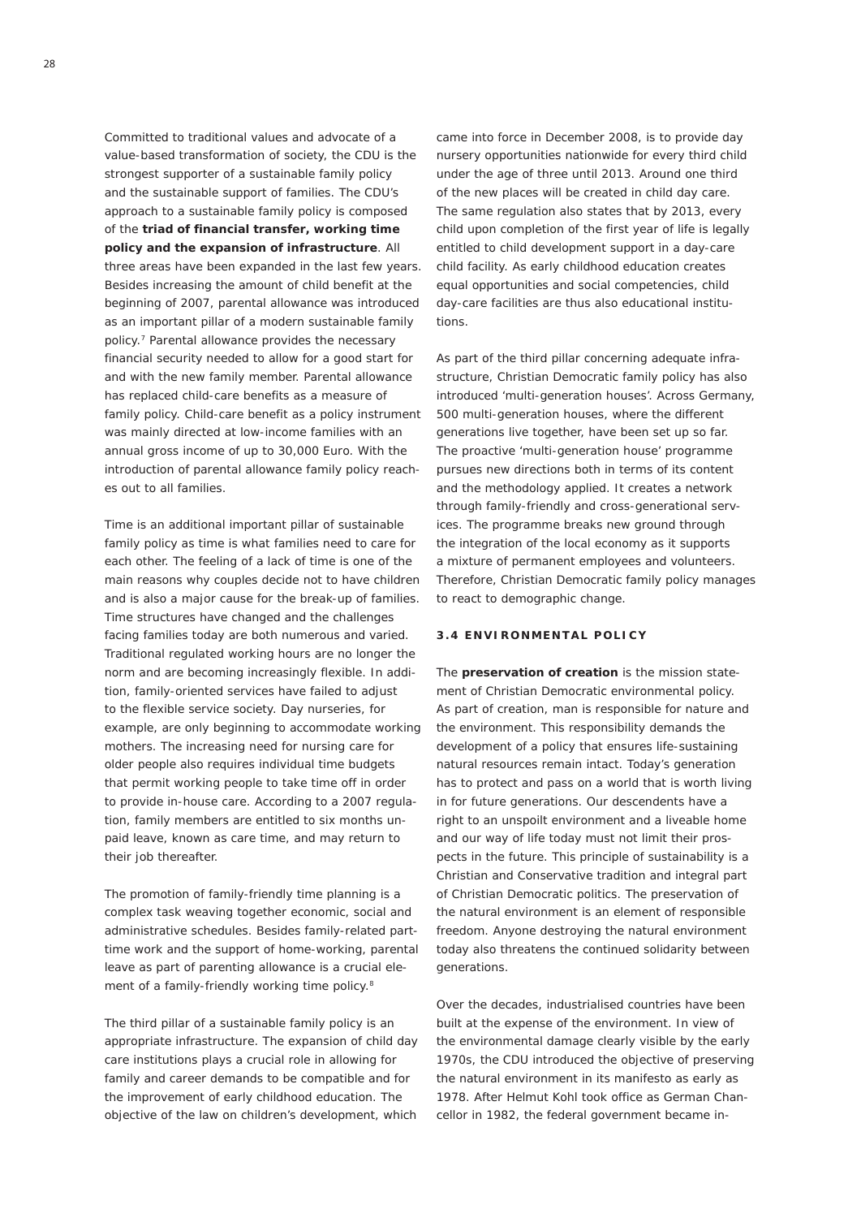Committed to traditional values and advocate of a value-based transformation of society, the CDU is the strongest supporter of a sustainable family policy and the sustainable support of families. The CDU's approach to a sustainable family policy is composed of the **triad of financial transfer, working time policy and the expansion of infrastructure**. All three areas have been expanded in the last few years. Besides increasing the amount of child benefit at the beginning of 2007, parental allowance was introduced as an important pillar of a modern sustainable family policy.[7] Parental allowance provides the necessary financial security needed to allow for a good start for and with the new family member. Parental allowance has replaced child-care benefits as a measure of family policy. Child-care benefit as a policy instrument was mainly directed at low-income families with an annual gross income of up to 30,000 Euro. With the introduction of parental allowance family policy reaches out to all families.

Time is an additional important pillar of sustainable family policy as time is what families need to care for each other. The feeling of a lack of time is one of the main reasons why couples decide not to have children and is also a major cause for the break-up of families. Time structures have changed and the challenges facing families today are both numerous and varied. Traditional regulated working hours are no longer the norm and are becoming increasingly flexible. In addition, family-oriented services have failed to adjust to the flexible service society. Day nurseries, for example, are only beginning to accommodate working mothers. The increasing need for nursing care for older people also requires individual time budgets that permit working people to take time off in order to provide in-house care. According to a 2007 regulation, family members are entitled to six months unpaid leave, known as care time, and may return to their job thereafter.

The promotion of family-friendly time planning is a complex task weaving together economic, social and administrative schedules. Besides family-related part-time work and the support of home-working, parental leave as part of parenting allowance is a crucial element of a family-friendly working time policy.[8]

The third pillar of a sustainable family policy is an appropriate infrastructure. The expansion of child day care institutions plays a crucial role in allowing for family and career demands to be compatible and for the improvement of early childhood education. The objective of the law on children's development, which came into force in December 2008, is to provide day nursery opportunities nationwide for every third child under the age of three until 2013. Around one third of the new places will be created in child day care. The same regulation also states that by 2013, every child upon completion of the first year of life is legally entitled to child development support in a day-care child facility. As early childhood education creates equal opportunities and social competencies, child day-care facilities are thus also educational institutions.

As part of the third pillar concerning adequate infrastructure, Christian Democratic family policy has also introduced 'multi-generation houses'. Across Germany, 500 multi-generation houses, where the different generations live together, have been set up so far. The proactive 'multi-generation house' programme pursues new directions both in terms of its content and the methodology applied. It creates a network through family-friendly and cross-generational services. The programme breaks new ground through the integration of the local economy as it supports a mixture of permanent employees and volunteers. Therefore, Christian Democratic family policy manages to react to demographic change.

### 3.4 ENVIRONMENTAL POLICY

The **preservation of creation** is the mission statement of Christian Democratic environmental policy. As part of creation, man is responsible for nature and the environment. This responsibility demands the development of a policy that ensures life-sustaining natural resources remain intact. Today's generation has to protect and pass on a world that is worth living in for future generations. Our descendents have a right to an unspoilt environment and a liveable home and our way of life today must not limit their prospects in the future. This principle of sustainability is a Christian and Conservative tradition and integral part of Christian Democratic politics. The preservation of the natural environment is an element of responsible freedom. Anyone destroying the natural environment today also threatens the continued solidarity between generations.

Over the decades, industrialised countries have been built at the expense of the environment. In view of the environmental damage clearly visible by the early 1970s, the CDU introduced the objective of preserving the natural environment in its manifesto as early as 1978. After Helmut Kohl took office as German Chancellor in 1982, the federal government became in-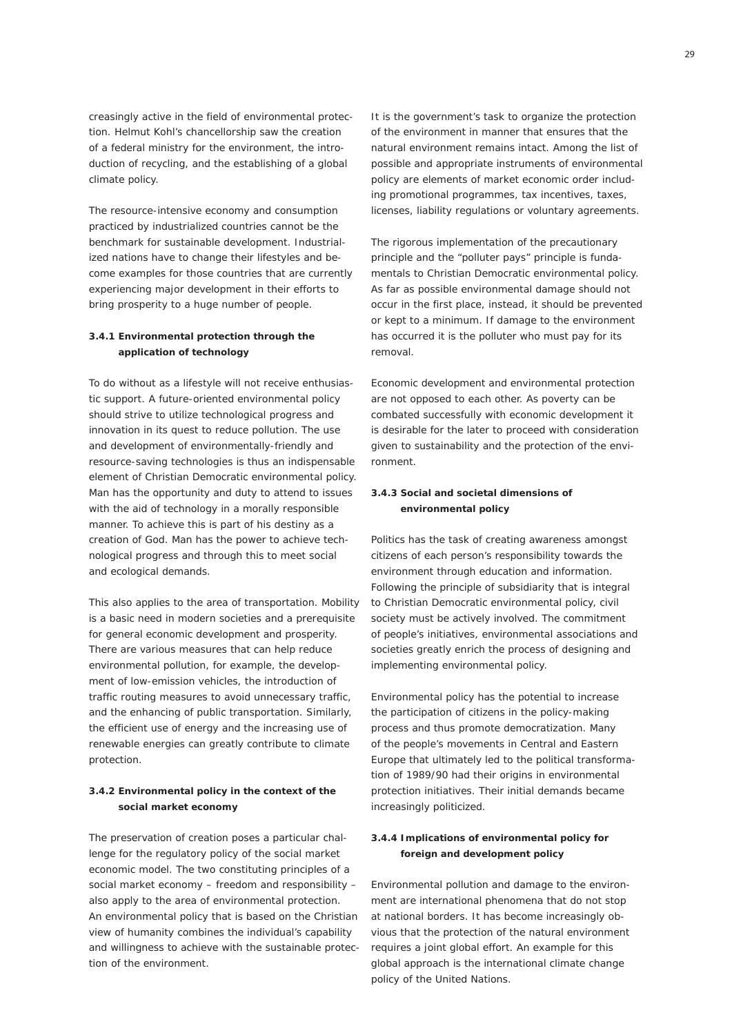creasingly active in the field of environmental protection. Helmut Kohl's chancellorship saw the creation of a federal ministry for the environment, the introduction of recycling, and the establishing of a global climate policy.

The resource-intensive economy and consumption practiced by industrialized countries cannot be the benchmark for sustainable development. Industrialized nations have to change their lifestyles and become examples for those countries that are currently experiencing major development in their efforts to bring prosperity to a huge number of people.

### 3.4.1 Environmental protection through the application of technology

To do without as a lifestyle will not receive enthusiastic support. A future-oriented environmental policy should strive to utilize technological progress and innovation in its quest to reduce pollution. The use and development of environmentally-friendly and resource-saving technologies is thus an indispensable element of Christian Democratic environmental policy. Man has the opportunity and duty to attend to issues with the aid of technology in a morally responsible manner. To achieve this is part of his destiny as a creation of God. Man has the power to achieve technological progress and through this to meet social and ecological demands.

This also applies to the area of transportation. Mobility is a basic need in modern societies and a prerequisite for general economic development and prosperity. There are various measures that can help reduce environmental pollution, for example, the development of low-emission vehicles, the introduction of traffic routing measures to avoid unnecessary traffic, and the enhancing of public transportation. Similarly, the efficient use of energy and the increasing use of renewable energies can greatly contribute to climate protection.

### 3.4.2 Environmental policy in the context of the social market economy

The preservation of creation poses a particular challenge for the regulatory policy of the social market economic model. The two constituting principles of a social market economy – freedom and responsibility – also apply to the area of environmental protection. An environmental policy that is based on the Christian view of humanity combines the individual's capability and willingness to achieve with the sustainable protection of the environment.

It is the government's task to organize the protection of the environment in manner that ensures that the natural environment remains intact. Among the list of possible and appropriate instruments of environmental policy are elements of market economic order including promotional programmes, tax incentives, taxes, licenses, liability regulations or voluntary agreements.

The rigorous implementation of the precautionary principle and the "polluter pays" principle is fundamentals to Christian Democratic environmental policy. As far as possible environmental damage should not occur in the first place, instead, it should be prevented or kept to a minimum. If damage to the environment has occurred it is the polluter who must pay for its removal.

Economic development and environmental protection are not opposed to each other. As poverty can be combated successfully with economic development it is desirable for the later to proceed with consideration given to sustainability and the protection of the environment.

### 3.4.3 Social and societal dimensions of environmental policy

Politics has the task of creating awareness amongst citizens of each person's responsibility towards the environment through education and information. Following the principle of subsidiarity that is integral to Christian Democratic environmental policy, civil society must be actively involved. The commitment of people's initiatives, environmental associations and societies greatly enrich the process of designing and implementing environmental policy.

Environmental policy has the potential to increase the participation of citizens in the policy-making process and thus promote democratization. Many of the people's movements in Central and Eastern Europe that ultimately led to the political transformation of 1989/90 had their origins in environmental protection initiatives. Their initial demands became increasingly politicized.

### 3.4.4 Implications of environmental policy for foreign and development policy

Environmental pollution and damage to the environment are international phenomena that do not stop at national borders. It has become increasingly obvious that the protection of the natural environment requires a joint global effort. An example for this global approach is the international climate change policy of the United Nations.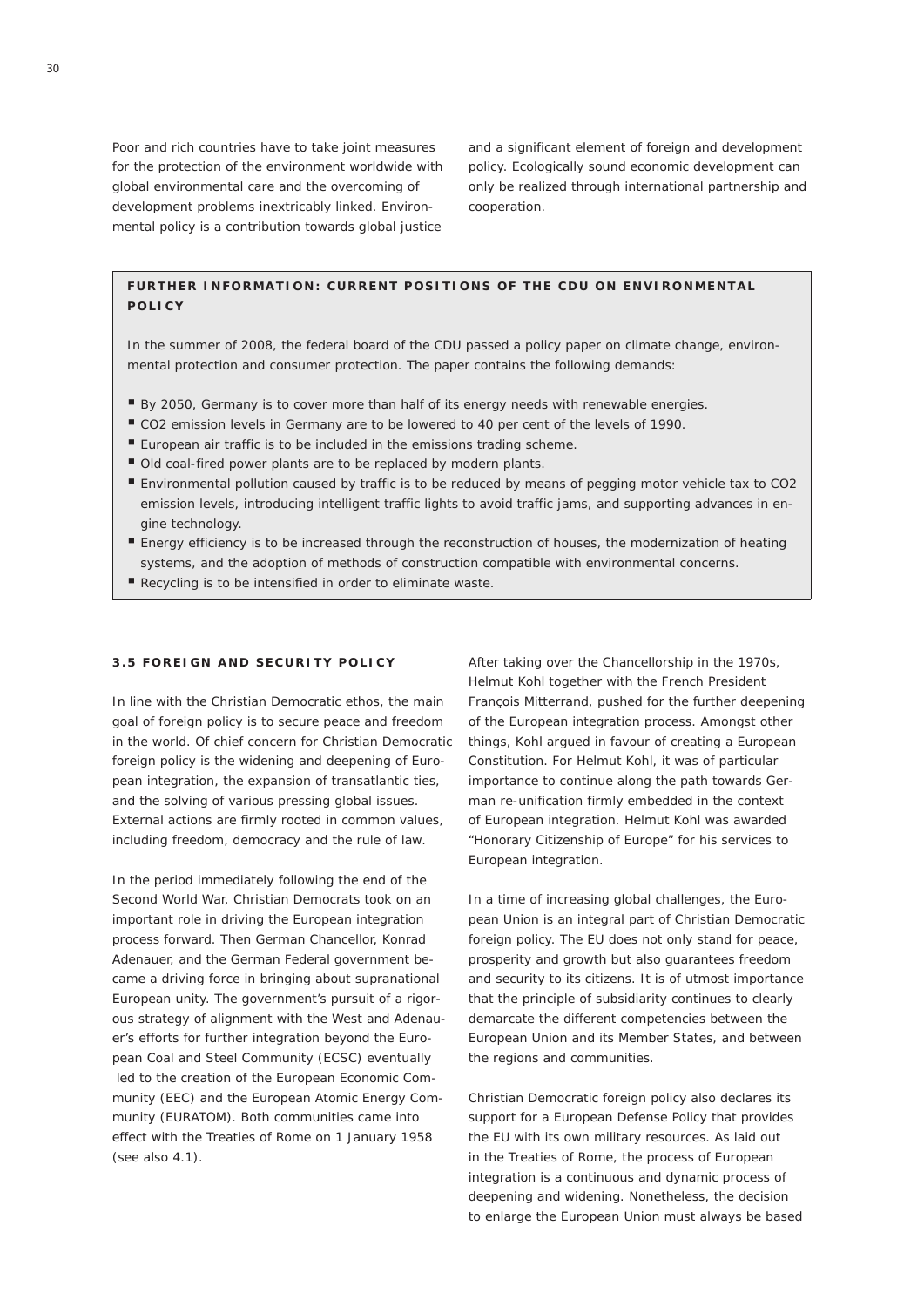Poor and rich countries have to take joint measures for the protection of the environment worldwide with global environmental care and the overcoming of development problems inextricably linked. Environmental policy is a contribution towards global justice and a significant element of foreign and development policy. Ecologically sound economic development can only be realized through international partnership and cooperation.

> **FURTHER INFORMATION: CURRENT POSITIONS OF THE CDU ON ENVIRONMENTAL POLICY**
>
> In the summer of 2008, the federal board of the CDU passed a policy paper on climate change, environmental protection and consumer protection. The paper contains the following demands:
>
> - By 2050, Germany is to cover more than half of its energy needs with renewable energies.
> - CO2 emission levels in Germany are to be lowered to 40 per cent of the levels of 1990.
> - European air traffic is to be included in the emissions trading scheme.
> - Old coal-fired power plants are to be replaced by modern plants.
> - Environmental pollution caused by traffic is to be reduced by means of pegging motor vehicle tax to CO2 emission levels, introducing intelligent traffic lights to avoid traffic jams, and supporting advances in engine technology.
> - Energy efficiency is to be increased through the reconstruction of houses, the modernization of heating systems, and the adoption of methods of construction compatible with environmental concerns.
> - Recycling is to be intensified in order to eliminate waste.

### 3.5 FOREIGN AND SECURITY POLICY

In line with the Christian Democratic ethos, the main goal of foreign policy is to secure peace and freedom in the world. Of chief concern for Christian Democratic foreign policy is the widening and deepening of European integration, the expansion of transatlantic ties, and the solving of various pressing global issues. External actions are firmly rooted in common values, including freedom, democracy and the rule of law.

In the period immediately following the end of the Second World War, Christian Democrats took on an important role in driving the European integration process forward. Then German Chancellor, Konrad Adenauer, and the German Federal government became a driving force in bringing about supranational European unity. The government's pursuit of a rigorous strategy of alignment with the West and Adenauer's efforts for further integration beyond the European Coal and Steel Community (ECSC) eventually led to the creation of the European Economic Community (EEC) and the European Atomic Energy Community (EURATOM). Both communities came into effect with the Treaties of Rome on 1 January 1958 (see also 4.1).

After taking over the Chancellorship in the 1970s, Helmut Kohl together with the French President François Mitterrand, pushed for the further deepening of the European integration process. Amongst other things, Kohl argued in favour of creating a European Constitution. For Helmut Kohl, it was of particular importance to continue along the path towards German re-unification firmly embedded in the context of European integration. Helmut Kohl was awarded "Honorary Citizenship of Europe" for his services to European integration.

In a time of increasing global challenges, the European Union is an integral part of Christian Democratic foreign policy. The EU does not only stand for peace, prosperity and growth but also guarantees freedom and security to its citizens. It is of utmost importance that the principle of subsidiarity continues to clearly demarcate the different competencies between the European Union and its Member States, and between the regions and communities.

Christian Democratic foreign policy also declares its support for a European Defense Policy that provides the EU with its own military resources. As laid out in the Treaties of Rome, the process of European integration is a continuous and dynamic process of deepening and widening. Nonetheless, the decision to enlarge the European Union must always be based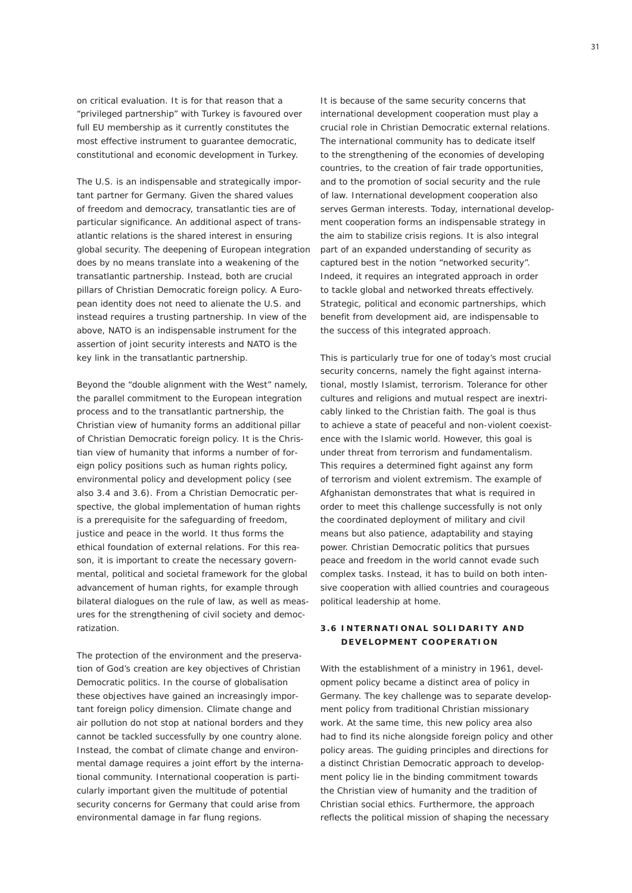on critical evaluation. It is for that reason that a "privileged partnership" with Turkey is favoured over full EU membership as it currently constitutes the most effective instrument to guarantee democratic, constitutional and economic development in Turkey.

The U.S. is an indispensable and strategically important partner for Germany. Given the shared values of freedom and democracy, transatlantic ties are of particular significance. An additional aspect of transatlantic relations is the shared interest in ensuring global security. The deepening of European integration does by no means translate into a weakening of the transatlantic partnership. Instead, both are crucial pillars of Christian Democratic foreign policy. A European identity does not need to alienate the U.S. and instead requires a trusting partnership. In view of the above, NATO is an indispensable instrument for the assertion of joint security interests and NATO is the key link in the transatlantic partnership.

Beyond the "double alignment with the West" namely, the parallel commitment to the European integration process and to the transatlantic partnership, the Christian view of humanity forms an additional pillar of Christian Democratic foreign policy. It is the Christian view of humanity that informs a number of foreign policy positions such as human rights policy, environmental policy and development policy (see also 3.4 and 3.6). From a Christian Democratic perspective, the global implementation of human rights is a prerequisite for the safeguarding of freedom, justice and peace in the world. It thus forms the ethical foundation of external relations. For this reason, it is important to create the necessary governmental, political and societal framework for the global advancement of human rights, for example through bilateral dialogues on the rule of law, as well as measures for the strengthening of civil society and democratization.

The protection of the environment and the preservation of God's creation are key objectives of Christian Democratic politics. In the course of globalisation these objectives have gained an increasingly important foreign policy dimension. Climate change and air pollution do not stop at national borders and they cannot be tackled successfully by one country alone. Instead, the combat of climate change and environmental damage requires a joint effort by the international community. International cooperation is particularly important given the multitude of potential security concerns for Germany that could arise from environmental damage in far flung regions.

It is because of the same security concerns that international development cooperation must play a crucial role in Christian Democratic external relations. The international community has to dedicate itself to the strengthening of the economies of developing countries, to the creation of fair trade opportunities, and to the promotion of social security and the rule of law. International development cooperation also serves German interests. Today, international development cooperation forms an indispensable strategy in the aim to stabilize crisis regions. It is also integral part of an expanded understanding of security as captured best in the notion "networked security". Indeed, it requires an integrated approach in order to tackle global and networked threats effectively. Strategic, political and economic partnerships, which benefit from development aid, are indispensable to the success of this integrated approach.

This is particularly true for one of today's most crucial security concerns, namely the fight against international, mostly Islamist, terrorism. Tolerance for other cultures and religions and mutual respect are inextricably linked to the Christian faith. The goal is thus to achieve a state of peaceful and non-violent coexistence with the Islamic world. However, this goal is under threat from terrorism and fundamentalism. This requires a determined fight against any form of terrorism and violent extremism. The example of Afghanistan demonstrates that what is required in order to meet this challenge successfully is not only the coordinated deployment of military and civil means but also patience, adaptability and staying power. Christian Democratic politics that pursues peace and freedom in the world cannot evade such complex tasks. Instead, it has to build on both intensive cooperation with allied countries and courageous political leadership at home.

### 3.6 INTERNATIONAL SOLIDARITY AND DEVELOPMENT COOPERATION

With the establishment of a ministry in 1961, development policy became a distinct area of policy in Germany. The key challenge was to separate development policy from traditional Christian missionary work. At the same time, this new policy area also had to find its niche alongside foreign policy and other policy areas. The guiding principles and directions for a distinct Christian Democratic approach to development policy lie in the binding commitment towards the Christian view of humanity and the tradition of Christian social ethics. Furthermore, the approach reflects the political mission of shaping the necessary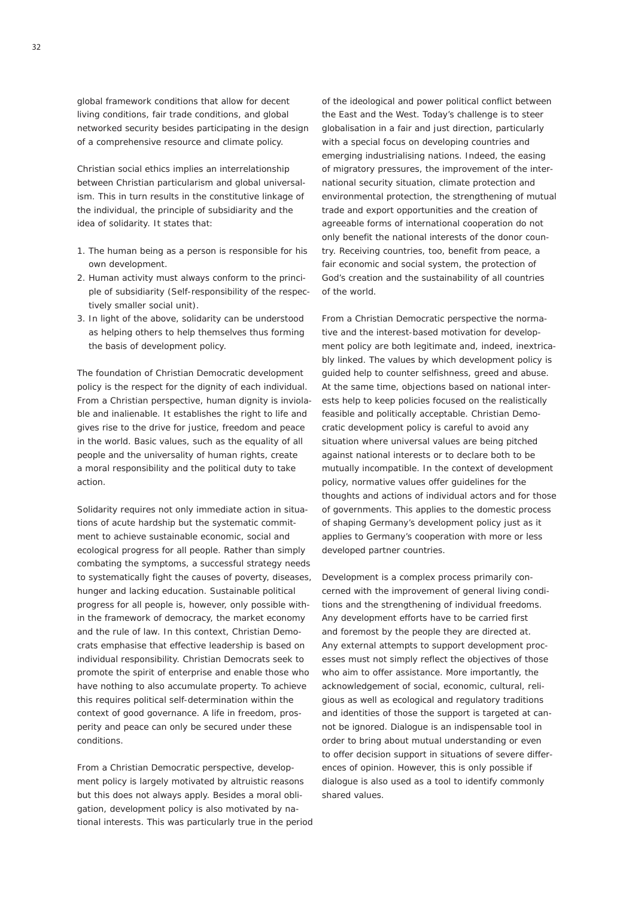global framework conditions that allow for decent living conditions, fair trade conditions, and global networked security besides participating in the design of a comprehensive resource and climate policy.

Christian social ethics implies an interrelationship between Christian particularism and global universalism. This in turn results in the constitutive linkage of the individual, the principle of subsidiarity and the idea of solidarity. It states that:

1. The human being as a person is responsible for his own development.
2. Human activity must always conform to the principle of subsidiarity (Self-responsibility of the respectively smaller social unit).
3. In light of the above, solidarity can be understood as helping others to help themselves thus forming the basis of development policy.

The foundation of Christian Democratic development policy is the respect for the dignity of each individual. From a Christian perspective, human dignity is inviolable and inalienable. It establishes the right to life and gives rise to the drive for justice, freedom and peace in the world. Basic values, such as the equality of all people and the universality of human rights, create a moral responsibility and the political duty to take action.

Solidarity requires not only immediate action in situations of acute hardship but the systematic commitment to achieve sustainable economic, social and ecological progress for all people. Rather than simply combating the symptoms, a successful strategy needs to systematically fight the causes of poverty, diseases, hunger and lacking education. Sustainable political progress for all people is, however, only possible within the framework of democracy, the market economy and the rule of law. In this context, Christian Democrats emphasise that effective leadership is based on individual responsibility. Christian Democrats seek to promote the spirit of enterprise and enable those who have nothing to also accumulate property. To achieve this requires political self-determination within the context of good governance. A life in freedom, prosperity and peace can only be secured under these conditions.

From a Christian Democratic perspective, development policy is largely motivated by altruistic reasons but this does not always apply. Besides a moral obligation, development policy is also motivated by national interests. This was particularly true in the period of the ideological and power political conflict between the East and the West. Today's challenge is to steer globalisation in a fair and just direction, particularly with a special focus on developing countries and emerging industrialising nations. Indeed, the easing of migratory pressures, the improvement of the international security situation, climate protection and environmental protection, the strengthening of mutual trade and export opportunities and the creation of agreeable forms of international cooperation do not only benefit the national interests of the donor country. Receiving countries, too, benefit from peace, a fair economic and social system, the protection of God's creation and the sustainability of all countries of the world.

From a Christian Democratic perspective the normative and the interest-based motivation for development policy are both legitimate and, indeed, inextricably linked. The values by which development policy is guided help to counter selfishness, greed and abuse. At the same time, objections based on national interests help to keep policies focused on the realistically feasible and politically acceptable. Christian Democratic development policy is careful to avoid any situation where universal values are being pitched against national interests or to declare both to be mutually incompatible. In the context of development policy, normative values offer guidelines for the thoughts and actions of individual actors and for those of governments. This applies to the domestic process of shaping Germany's development policy just as it applies to Germany's cooperation with more or less developed partner countries.

Development is a complex process primarily concerned with the improvement of general living conditions and the strengthening of individual freedoms. Any development efforts have to be carried first and foremost by the people they are directed at. Any external attempts to support development processes must not simply reflect the objectives of those who aim to offer assistance. More importantly, the acknowledgement of social, economic, cultural, religious as well as ecological and regulatory traditions and identities of those the support is targeted at cannot be ignored. Dialogue is an indispensable tool in order to bring about mutual understanding or even to offer decision support in situations of severe differences of opinion. However, this is only possible if dialogue is also used as a tool to identify commonly shared values.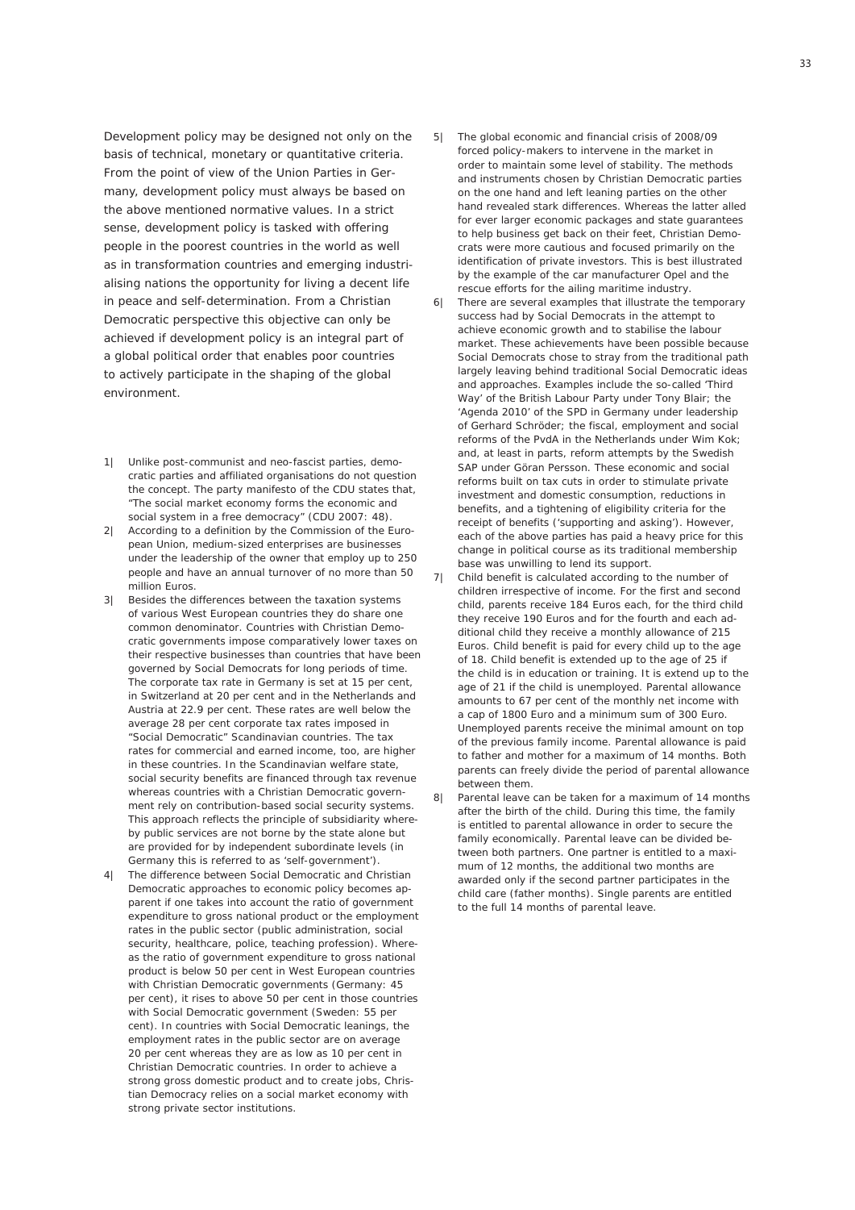Development policy may be designed not only on the basis of technical, monetary or quantitative criteria. From the point of view of the Union Parties in Germany, development policy must always be based on the above mentioned normative values. In a strict sense, development policy is tasked with offering people in the poorest countries in the world as well as in transformation countries and emerging industrialising nations the opportunity for living a decent life in peace and self-determination. From a Christian Democratic perspective this objective can only be achieved if development policy is an integral part of a global political order that enables poor countries to actively participate in the shaping of the global environment.

1| Unlike post-communist and neo-fascist parties, democratic parties and affiliated organisations do not question the concept. The party manifesto of the CDU states that, "The social market economy forms the economic and social system in a free democracy" (CDU 2007: 48).

2| According to a definition by the Commission of the European Union, medium-sized enterprises are businesses under the leadership of the owner that employ up to 250 people and have an annual turnover of no more than 50 million Euros.

3| Besides the differences between the taxation systems of various West European countries they do share one common denominator. Countries with Christian Democratic governments impose comparatively lower taxes on their respective businesses than countries that have been governed by Social Democrats for long periods of time. The corporate tax rate in Germany is set at 15 per cent, in Switzerland at 20 per cent and in the Netherlands and Austria at 22.9 per cent. These rates are well below the average 28 per cent corporate tax rates imposed in "Social Democratic" Scandinavian countries. The tax rates for commercial and earned income, too, are higher in these countries. In the Scandinavian welfare state, social security benefits are financed through tax revenue whereas countries with a Christian Democratic government rely on contribution-based social security systems. This approach reflects the principle of subsidiarity whereby public services are not borne by the state alone but are provided for by independent subordinate levels (in Germany this is referred to as 'self-government').

4| The difference between Social Democratic and Christian Democratic approaches to economic policy becomes apparent if one takes into account the ratio of government expenditure to gross national product or the employment rates in the public sector (public administration, social security, healthcare, police, teaching profession). Whereas the ratio of government expenditure to gross national product is below 50 per cent in West European countries with Christian Democratic governments (Germany: 45 per cent), it rises to above 50 per cent in those countries with Social Democratic government (Sweden: 55 per cent). In countries with Social Democratic leanings, the employment rates in the public sector are on average 20 per cent whereas they are as low as 10 per cent in Christian Democratic countries. In order to achieve a strong gross domestic product and to create jobs, Christian Democracy relies on a social market economy with strong private sector institutions.

5| The global economic and financial crisis of 2008/09 forced policy-makers to intervene in the market in order to maintain some level of stability. The methods and instruments chosen by Christian Democratic parties on the one hand and left leaning parties on the other hand revealed stark differences. Whereas the latter alled for ever larger economic packages and state guarantees to help business get back on their feet, Christian Democrats were more cautious and focused primarily on the identification of private investors. This is best illustrated by the example of the car manufacturer Opel and the rescue efforts for the ailing maritime industry.

6| There are several examples that illustrate the temporary success had by Social Democrats in the attempt to achieve economic growth and to stabilise the labour market. These achievements have been possible because Social Democrats chose to stray from the traditional path largely leaving behind traditional Social Democratic ideas and approaches. Examples include the so-called 'Third Way' of the British Labour Party under Tony Blair; the 'Agenda 2010' of the SPD in Germany under leadership of Gerhard Schröder; the fiscal, employment and social reforms of the PvdA in the Netherlands under Wim Kok; and, at least in parts, reform attempts by the Swedish SAP under Göran Persson. These economic and social reforms built on tax cuts in order to stimulate private investment and domestic consumption, reductions in benefits, and a tightening of eligibility criteria for the receipt of benefits ('supporting and asking'). However, each of the above parties has paid a heavy price for this change in political course as its traditional membership base was unwilling to lend its support.

7| Child benefit is calculated according to the number of children irrespective of income. For the first and second child, parents receive 184 Euros each, for the third child they receive 190 Euros and for the fourth and each additional child they receive a monthly allowance of 215 Euros. Child benefit is paid for every child up to the age of 18. Child benefit is extended up to the age of 25 if the child is in education or training. It is extend up to the age of 21 if the child is unemployed. Parental allowance amounts to 67 per cent of the monthly net income with a cap of 1800 Euro and a minimum sum of 300 Euro. Unemployed parents receive the minimal amount on top of the previous family income. Parental allowance is paid to father and mother for a maximum of 14 months. Both parents can freely divide the period of parental allowance between them.

8| Parental leave can be taken for a maximum of 14 months after the birth of the child. During this time, the family is entitled to parental allowance in order to secure the family economically. Parental leave can be divided between both partners. One partner is entitled to a maximum of 12 months, the additional two months are awarded only if the second partner participates in the child care (father months). Single parents are entitled to the full 14 months of parental leave.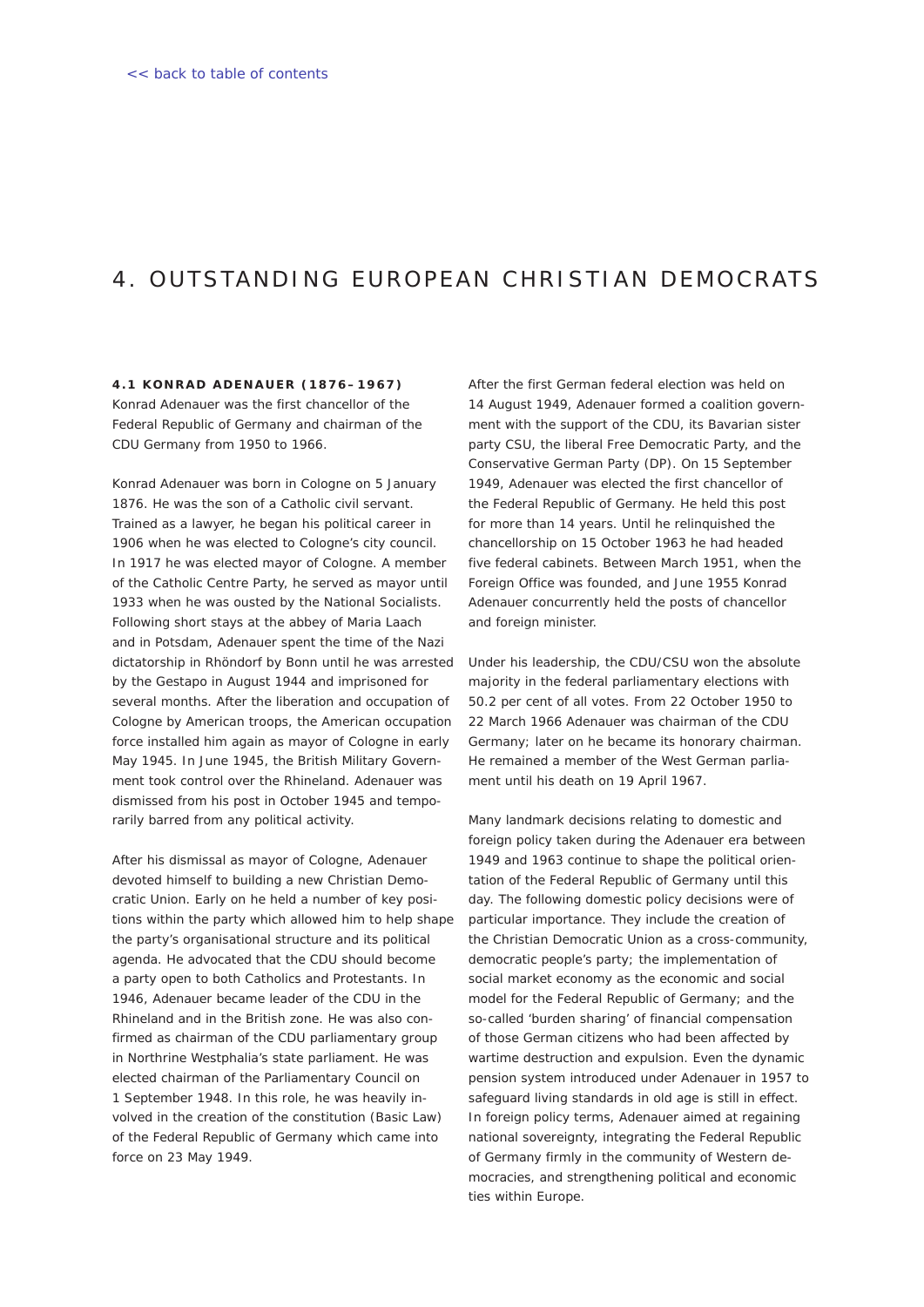[<< back to table of contents]

# 4. OUTSTANDING EUROPEAN CHRISTIAN DEMOCRATS

## 4.1 KONRAD ADENAUER (1876–1967)

Konrad Adenauer was the first chancellor of the Federal Republic of Germany and chairman of the CDU Germany from 1950 to 1966.

Konrad Adenauer was born in Cologne on 5 January 1876. He was the son of a Catholic civil servant. Trained as a lawyer, he began his political career in 1906 when he was elected to Cologne's city council. In 1917 he was elected mayor of Cologne. A member of the Catholic Centre Party, he served as mayor until 1933 when he was ousted by the National Socialists. Following short stays at the abbey of Maria Laach and in Potsdam, Adenauer spent the time of the Nazi dictatorship in Rhöndorf by Bonn until he was arrested by the Gestapo in August 1944 and imprisoned for several months. After the liberation and occupation of Cologne by American troops, the American occupation force installed him again as mayor of Cologne in early May 1945. In June 1945, the British Military Government took control over the Rhineland. Adenauer was dismissed from his post in October 1945 and temporarily barred from any political activity.

After his dismissal as mayor of Cologne, Adenauer devoted himself to building a new Christian Democratic Union. Early on he held a number of key positions within the party which allowed him to help shape the party's organisational structure and its political agenda. He advocated that the CDU should become a party open to both Catholics and Protestants. In 1946, Adenauer became leader of the CDU in the Rhineland and in the British zone. He was also confirmed as chairman of the CDU parliamentary group in Northrine Westphalia's state parliament. He was elected chairman of the Parliamentary Council on 1 September 1948. In this role, he was heavily involved in the creation of the constitution (Basic Law) of the Federal Republic of Germany which came into force on 23 May 1949.

After the first German federal election was held on 14 August 1949, Adenauer formed a coalition government with the support of the CDU, its Bavarian sister party CSU, the liberal Free Democratic Party, and the Conservative German Party (DP). On 15 September 1949, Adenauer was elected the first chancellor of the Federal Republic of Germany. He held this post for more than 14 years. Until he relinquished the chancellorship on 15 October 1963 he had headed five federal cabinets. Between March 1951, when the Foreign Office was founded, and June 1955 Konrad Adenauer concurrently held the posts of chancellor and foreign minister.

Under his leadership, the CDU/CSU won the absolute majority in the federal parliamentary elections with 50.2 per cent of all votes. From 22 October 1950 to 22 March 1966 Adenauer was chairman of the CDU Germany; later on he became its honorary chairman. He remained a member of the West German parliament until his death on 19 April 1967.

Many landmark decisions relating to domestic and foreign policy taken during the Adenauer era between 1949 and 1963 continue to shape the political orientation of the Federal Republic of Germany until this day. The following domestic policy decisions were of particular importance. They include the creation of the Christian Democratic Union as a cross-community, democratic people's party; the implementation of social market economy as the economic and social model for the Federal Republic of Germany; and the so-called 'burden sharing' of financial compensation of those German citizens who had been affected by wartime destruction and expulsion. Even the dynamic pension system introduced under Adenauer in 1957 to safeguard living standards in old age is still in effect. In foreign policy terms, Adenauer aimed at regaining national sovereignty, integrating the Federal Republic of Germany firmly in the community of Western democracies, and strengthening political and economic ties within Europe.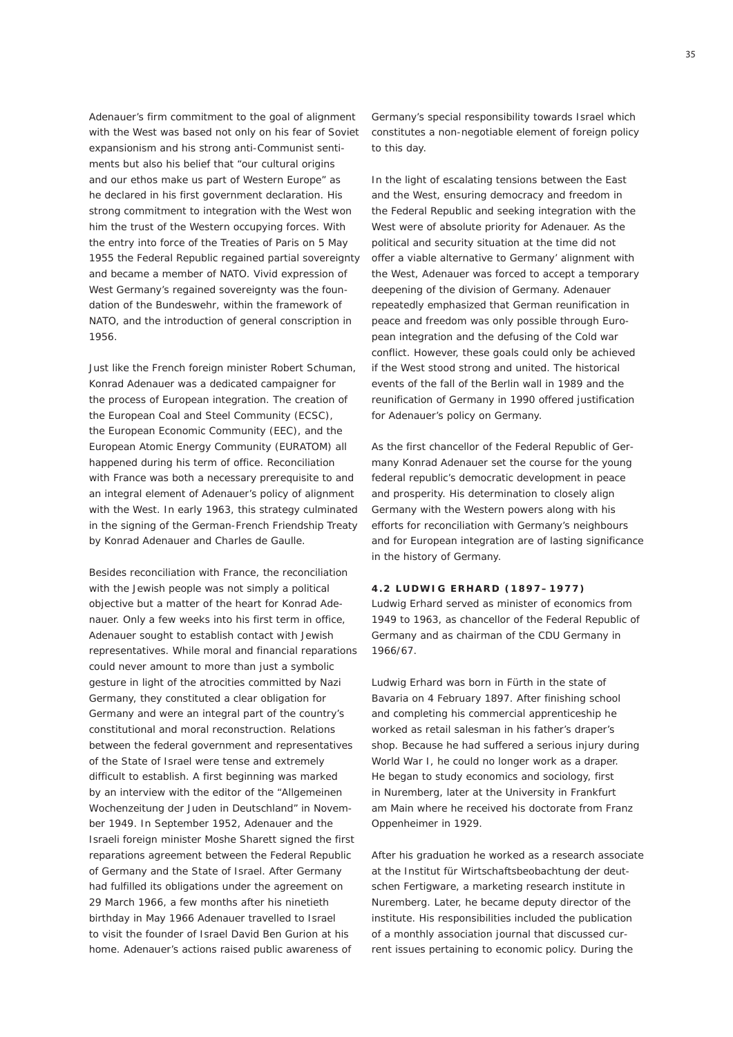Adenauer's firm commitment to the goal of alignment with the West was based not only on his fear of Soviet expansionism and his strong anti-Communist sentiments but also his belief that "our cultural origins and our ethos make us part of Western Europe" as he declared in his first government declaration. His strong commitment to integration with the West won him the trust of the Western occupying forces. With the entry into force of the Treaties of Paris on 5 May 1955 the Federal Republic regained partial sovereignty and became a member of NATO. Vivid expression of West Germany's regained sovereignty was the foundation of the Bundeswehr, within the framework of NATO, and the introduction of general conscription in 1956.

Just like the French foreign minister Robert Schuman, Konrad Adenauer was a dedicated campaigner for the process of European integration. The creation of the European Coal and Steel Community (ECSC), the European Economic Community (EEC), and the European Atomic Energy Community (EURATOM) all happened during his term of office. Reconciliation with France was both a necessary prerequisite to and an integral element of Adenauer's policy of alignment with the West. In early 1963, this strategy culminated in the signing of the German-French Friendship Treaty by Konrad Adenauer and Charles de Gaulle.

Besides reconciliation with France, the reconciliation with the Jewish people was not simply a political objective but a matter of the heart for Konrad Adenauer. Only a few weeks into his first term in office, Adenauer sought to establish contact with Jewish representatives. While moral and financial reparations could never amount to more than just a symbolic gesture in light of the atrocities committed by Nazi Germany, they constituted a clear obligation for Germany and were an integral part of the country's constitutional and moral reconstruction. Relations between the federal government and representatives of the State of Israel were tense and extremely difficult to establish. A first beginning was marked by an interview with the editor of the "Allgemeinen Wochenzeitung der Juden in Deutschland" in November 1949. In September 1952, Adenauer and the Israeli foreign minister Moshe Sharett signed the first reparations agreement between the Federal Republic of Germany and the State of Israel. After Germany had fulfilled its obligations under the agreement on 29 March 1966, a few months after his ninetieth birthday in May 1966 Adenauer travelled to Israel to visit the founder of Israel David Ben Gurion at his home. Adenauer's actions raised public awareness of Germany's special responsibility towards Israel which constitutes a non-negotiable element of foreign policy to this day.

In the light of escalating tensions between the East and the West, ensuring democracy and freedom in the Federal Republic and seeking integration with the West were of absolute priority for Adenauer. As the political and security situation at the time did not offer a viable alternative to Germany' alignment with the West, Adenauer was forced to accept a temporary deepening of the division of Germany. Adenauer repeatedly emphasized that German reunification in peace and freedom was only possible through European integration and the defusing of the Cold war conflict. However, these goals could only be achieved if the West stood strong and united. The historical events of the fall of the Berlin wall in 1989 and the reunification of Germany in 1990 offered justification for Adenauer's policy on Germany.

As the first chancellor of the Federal Republic of Germany Konrad Adenauer set the course for the young federal republic's democratic development in peace and prosperity. His determination to closely align Germany with the Western powers along with his efforts for reconciliation with Germany's neighbours and for European integration are of lasting significance in the history of Germany.

### 4.2 LUDWIG ERHARD (1897–1977)

Ludwig Erhard served as minister of economics from 1949 to 1963, as chancellor of the Federal Republic of Germany and as chairman of the CDU Germany in 1966/67.

Ludwig Erhard was born in Fürth in the state of Bavaria on 4 February 1897. After finishing school and completing his commercial apprenticeship he worked as retail salesman in his father's draper's shop. Because he had suffered a serious injury during World War I, he could no longer work as a draper. He began to study economics and sociology, first in Nuremberg, later at the University in Frankfurt am Main where he received his doctorate from Franz Oppenheimer in 1929.

After his graduation he worked as a research associate at the Institut für Wirtschaftsbeobachtung der deutschen Fertigware, a marketing research institute in Nuremberg. Later, he became deputy director of the institute. His responsibilities included the publication of a monthly association journal that discussed current issues pertaining to economic policy. During the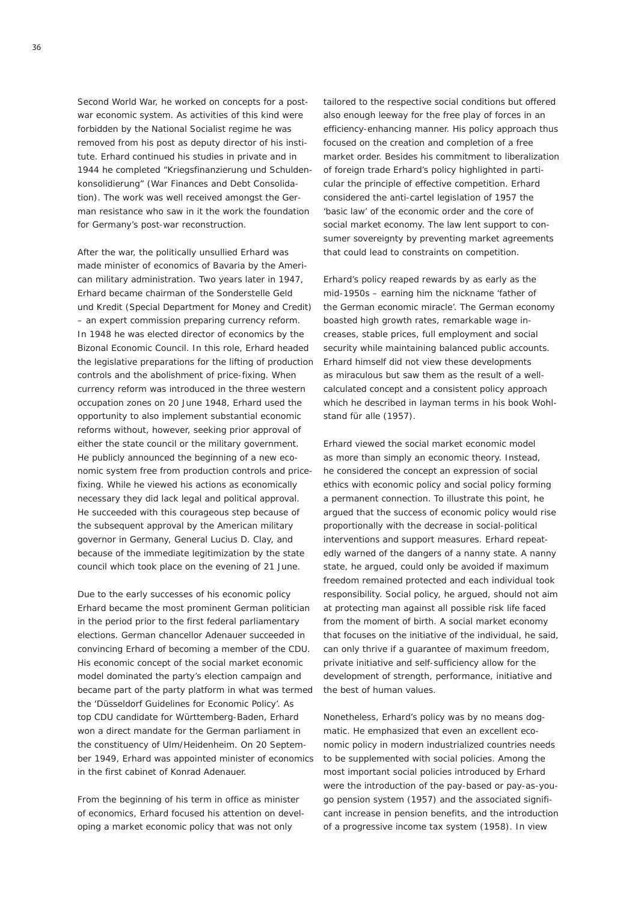Second World War, he worked on concepts for a post-war economic system. As activities of this kind were forbidden by the National Socialist regime he was removed from his post as deputy director of his institute. Erhard continued his studies in private and in 1944 he completed "Kriegsfinanzierung und Schuldenkonsolidierung" (War Finances and Debt Consolidation). The work was well received amongst the German resistance who saw in it the work the foundation for Germany's post-war reconstruction.

After the war, the politically unsullied Erhard was made minister of economics of Bavaria by the American military administration. Two years later in 1947, Erhard became chairman of the Sonderstelle Geld und Kredit (Special Department for Money and Credit) – an expert commission preparing currency reform. In 1948 he was elected director of economics by the Bizonal Economic Council. In this role, Erhard headed the legislative preparations for the lifting of production controls and the abolishment of price-fixing. When currency reform was introduced in the three western occupation zones on 20 June 1948, Erhard used the opportunity to also implement substantial economic reforms without, however, seeking prior approval of either the state council or the military government. He publicly announced the beginning of a new economic system free from production controls and price-fixing. While he viewed his actions as economically necessary they did lack legal and political approval. He succeeded with this courageous step because of the subsequent approval by the American military governor in Germany, General Lucius D. Clay, and because of the immediate legitimization by the state council which took place on the evening of 21 June.

Due to the early successes of his economic policy Erhard became the most prominent German politician in the period prior to the first federal parliamentary elections. German chancellor Adenauer succeeded in convincing Erhard of becoming a member of the CDU. His economic concept of the social market economic model dominated the party's election campaign and became part of the party platform in what was termed the 'Düsseldorf Guidelines for Economic Policy'. As top CDU candidate for Württemberg-Baden, Erhard won a direct mandate for the German parliament in the constituency of Ulm/Heidenheim. On 20 September 1949, Erhard was appointed minister of economics in the first cabinet of Konrad Adenauer.

From the beginning of his term in office as minister of economics, Erhard focused his attention on developing a market economic policy that was not only tailored to the respective social conditions but offered also enough leeway for the free play of forces in an efficiency-enhancing manner. His policy approach thus focused on the creation and completion of a free market order. Besides his commitment to liberalization of foreign trade Erhard's policy highlighted in particular the principle of effective competition. Erhard considered the anti-cartel legislation of 1957 the 'basic law' of the economic order and the core of social market economy. The law lent support to consumer sovereignty by preventing market agreements that could lead to constraints on competition.

Erhard's policy reaped rewards by as early as the mid-1950s – earning him the nickname 'father of the German economic miracle'. The German economy boasted high growth rates, remarkable wage increases, stable prices, full employment and social security while maintaining balanced public accounts. Erhard himself did not view these developments as miraculous but saw them as the result of a well-calculated concept and a consistent policy approach which he described in layman terms in his book Wohlstand für alle (1957).

Erhard viewed the social market economic model as more than simply an economic theory. Instead, he considered the concept an expression of social ethics with economic policy and social policy forming a permanent connection. To illustrate this point, he argued that the success of economic policy would rise proportionally with the decrease in social-political interventions and support measures. Erhard repeatedly warned of the dangers of a nanny state. A nanny state, he argued, could only be avoided if maximum freedom remained protected and each individual took responsibility. Social policy, he argued, should not aim at protecting man against all possible risk life faced from the moment of birth. A social market economy that focuses on the initiative of the individual, he said, can only thrive if a guarantee of maximum freedom, private initiative and self-sufficiency allow for the development of strength, performance, initiative and the best of human values.

Nonetheless, Erhard's policy was by no means dogmatic. He emphasized that even an excellent economic policy in modern industrialized countries needs to be supplemented with social policies. Among the most important social policies introduced by Erhard were the introduction of the pay-based or pay-as-you-go pension system (1957) and the associated significant increase in pension benefits, and the introduction of a progressive income tax system (1958). In view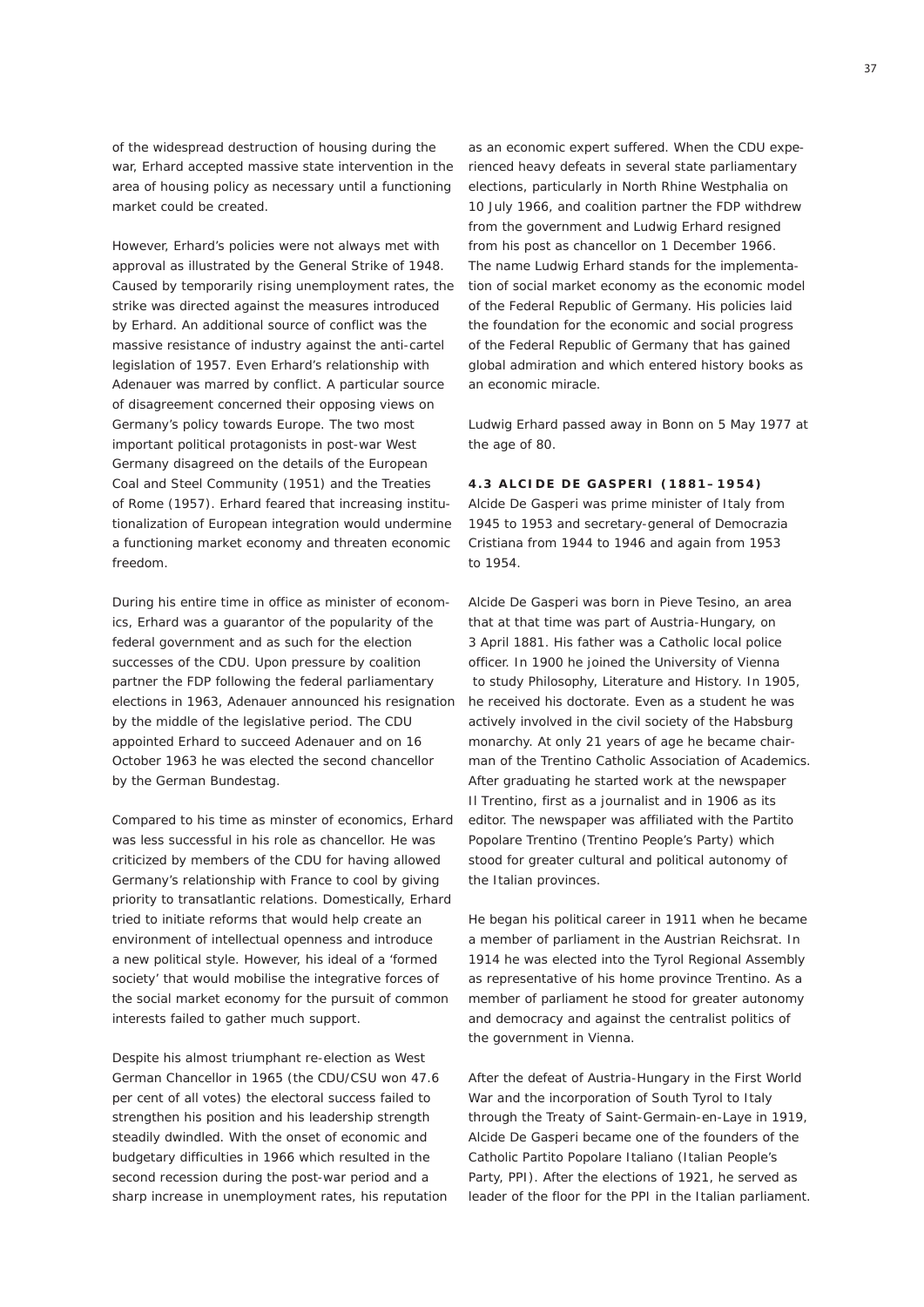of the widespread destruction of housing during the war, Erhard accepted massive state intervention in the area of housing policy as necessary until a functioning market could be created.

However, Erhard's policies were not always met with approval as illustrated by the General Strike of 1948. Caused by temporarily rising unemployment rates, the strike was directed against the measures introduced by Erhard. An additional source of conflict was the massive resistance of industry against the anti-cartel legislation of 1957. Even Erhard's relationship with Adenauer was marred by conflict. A particular source of disagreement concerned their opposing views on Germany's policy towards Europe. The two most important political protagonists in post-war West Germany disagreed on the details of the European Coal and Steel Community (1951) and the Treaties of Rome (1957). Erhard feared that increasing institutionalization of European integration would undermine a functioning market economy and threaten economic freedom.

During his entire time in office as minister of economics, Erhard was a guarantor of the popularity of the federal government and as such for the election successes of the CDU. Upon pressure by coalition partner the FDP following the federal parliamentary elections in 1963, Adenauer announced his resignation by the middle of the legislative period. The CDU appointed Erhard to succeed Adenauer and on 16 October 1963 he was elected the second chancellor by the German Bundestag.

Compared to his time as minster of economics, Erhard was less successful in his role as chancellor. He was criticized by members of the CDU for having allowed Germany's relationship with France to cool by giving priority to transatlantic relations. Domestically, Erhard tried to initiate reforms that would help create an environment of intellectual openness and introduce a new political style. However, his ideal of a 'formed society' that would mobilise the integrative forces of the social market economy for the pursuit of common interests failed to gather much support.

Despite his almost triumphant re-election as West German Chancellor in 1965 (the CDU/CSU won 47.6 per cent of all votes) the electoral success failed to strengthen his position and his leadership strength steadily dwindled. With the onset of economic and budgetary difficulties in 1966 which resulted in the second recession during the post-war period and a sharp increase in unemployment rates, his reputation as an economic expert suffered. When the CDU experienced heavy defeats in several state parliamentary elections, particularly in North Rhine Westphalia on 10 July 1966, and coalition partner the FDP withdrew from the government and Ludwig Erhard resigned from his post as chancellor on 1 December 1966. The name Ludwig Erhard stands for the implementation of social market economy as the economic model of the Federal Republic of Germany. His policies laid the foundation for the economic and social progress of the Federal Republic of Germany that has gained global admiration and which entered history books as an economic miracle.

Ludwig Erhard passed away in Bonn on 5 May 1977 at the age of 80.

### 4.3 ALCIDE DE GASPERI (1881–1954)

Alcide De Gasperi was prime minister of Italy from 1945 to 1953 and secretary-general of Democrazia Cristiana from 1944 to 1946 and again from 1953 to 1954.

Alcide De Gasperi was born in Pieve Tesino, an area that at that time was part of Austria-Hungary, on 3 April 1881. His father was a Catholic local police officer. In 1900 he joined the University of Vienna to study Philosophy, Literature and History. In 1905, he received his doctorate. Even as a student he was actively involved in the civil society of the Habsburg monarchy. At only 21 years of age he became chairman of the Trentino Catholic Association of Academics. After graduating he started work at the newspaper Il Trentino, first as a journalist and in 1906 as its editor. The newspaper was affiliated with the Partito Popolare Trentino (Trentino People's Party) which stood for greater cultural and political autonomy of the Italian provinces.

He began his political career in 1911 when he became a member of parliament in the Austrian Reichsrat. In 1914 he was elected into the Tyrol Regional Assembly as representative of his home province Trentino. As a member of parliament he stood for greater autonomy and democracy and against the centralist politics of the government in Vienna.

After the defeat of Austria-Hungary in the First World War and the incorporation of South Tyrol to Italy through the Treaty of Saint-Germain-en-Laye in 1919, Alcide De Gasperi became one of the founders of the Catholic Partito Popolare Italiano (Italian People's Party, PPI). After the elections of 1921, he served as leader of the floor for the PPI in the Italian parliament.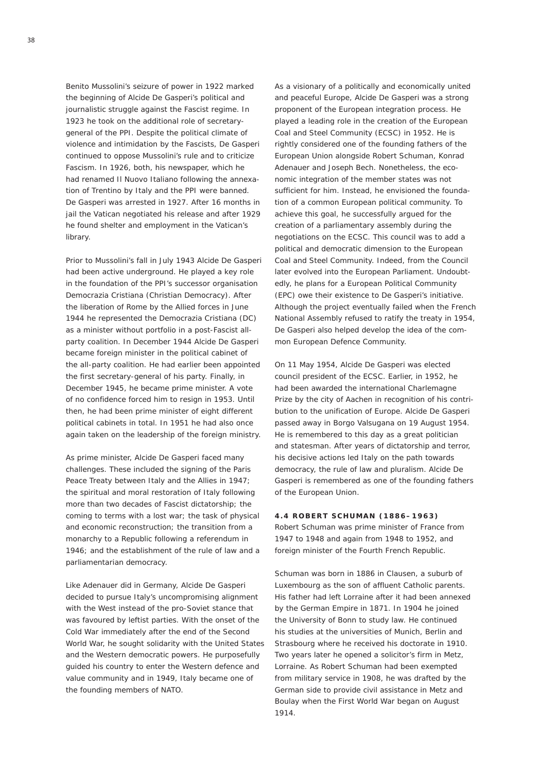Benito Mussolini's seizure of power in 1922 marked the beginning of Alcide De Gasperi's political and journalistic struggle against the Fascist regime. In 1923 he took on the additional role of secretary-general of the PPI. Despite the political climate of violence and intimidation by the Fascists, De Gasperi continued to oppose Mussolini's rule and to criticize Fascism. In 1926, both, his newspaper, which he had renamed Il Nuovo Italiano following the annexation of Trentino by Italy and the PPI were banned. De Gasperi was arrested in 1927. After 16 months in jail the Vatican negotiated his release and after 1929 he found shelter and employment in the Vatican's library.

Prior to Mussolini's fall in July 1943 Alcide De Gasperi had been active underground. He played a key role in the foundation of the PPI's successor organisation Democrazia Cristiana (Christian Democracy). After the liberation of Rome by the Allied forces in June 1944 he represented the Democrazia Cristiana (DC) as a minister without portfolio in a post-Fascist all-party coalition. In December 1944 Alcide De Gasperi became foreign minister in the political cabinet of the all-party coalition. He had earlier been appointed the first secretary-general of his party. Finally, in December 1945, he became prime minister. A vote of no confidence forced him to resign in 1953. Until then, he had been prime minister of eight different political cabinets in total. In 1951 he had also once again taken on the leadership of the foreign ministry.

As prime minister, Alcide De Gasperi faced many challenges. These included the signing of the Paris Peace Treaty between Italy and the Allies in 1947; the spiritual and moral restoration of Italy following more than two decades of Fascist dictatorship; the coming to terms with a lost war; the task of physical and economic reconstruction; the transition from a monarchy to a Republic following a referendum in 1946; and the establishment of the rule of law and a parliamentarian democracy.

Like Adenauer did in Germany, Alcide De Gasperi decided to pursue Italy's uncompromising alignment with the West instead of the pro-Soviet stance that was favoured by leftist parties. With the onset of the Cold War immediately after the end of the Second World War, he sought solidarity with the United States and the Western democratic powers. He purposefully guided his country to enter the Western defence and value community and in 1949, Italy became one of the founding members of NATO.

As a visionary of a politically and economically united and peaceful Europe, Alcide De Gasperi was a strong proponent of the European integration process. He played a leading role in the creation of the European Coal and Steel Community (ECSC) in 1952. He is rightly considered one of the founding fathers of the European Union alongside Robert Schuman, Konrad Adenauer and Joseph Bech. Nonetheless, the economic integration of the member states was not sufficient for him. Instead, he envisioned the foundation of a common European political community. To achieve this goal, he successfully argued for the creation of a parliamentary assembly during the negotiations on the ECSC. This council was to add a political and democratic dimension to the European Coal and Steel Community. Indeed, from the Council later evolved into the European Parliament. Undoubtedly, he plans for a European Political Community (EPC) owe their existence to De Gasperi's initiative. Although the project eventually failed when the French National Assembly refused to ratify the treaty in 1954, De Gasperi also helped develop the idea of the common European Defence Community.

On 11 May 1954, Alcide De Gasperi was elected council president of the ECSC. Earlier, in 1952, he had been awarded the international Charlemagne Prize by the city of Aachen in recognition of his contribution to the unification of Europe. Alcide De Gasperi passed away in Borgo Valsugana on 19 August 1954. He is remembered to this day as a great politician and statesman. After years of dictatorship and terror, his decisive actions led Italy on the path towards democracy, the rule of law and pluralism. Alcide De Gasperi is remembered as one of the founding fathers of the European Union.

### 4.4 ROBERT SCHUMAN (1886–1963)

Robert Schuman was prime minister of France from 1947 to 1948 and again from 1948 to 1952, and foreign minister of the Fourth French Republic.

Schuman was born in 1886 in Clausen, a suburb of Luxembourg as the son of affluent Catholic parents. His father had left Lorraine after it had been annexed by the German Empire in 1871. In 1904 he joined the University of Bonn to study law. He continued his studies at the universities of Munich, Berlin and Strasbourg where he received his doctorate in 1910. Two years later he opened a solicitor's firm in Metz, Lorraine. As Robert Schuman had been exempted from military service in 1908, he was drafted by the German side to provide civil assistance in Metz and Boulay when the First World War began on August 1914.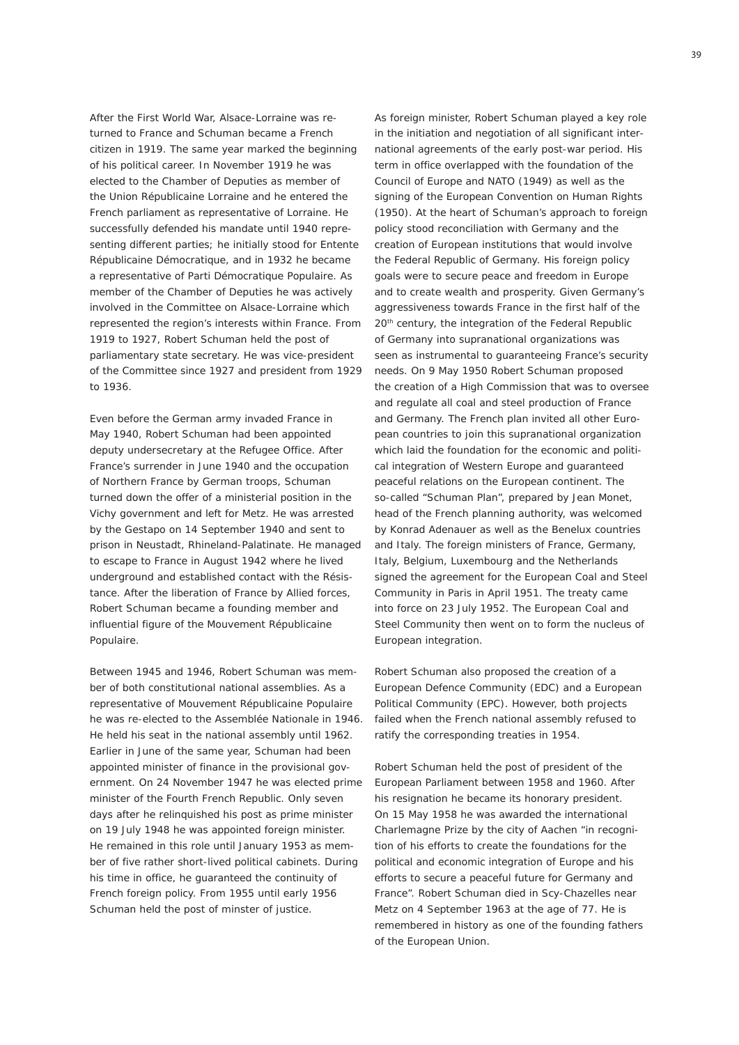After the First World War, Alsace-Lorraine was returned to France and Schuman became a French citizen in 1919. The same year marked the beginning of his political career. In November 1919 he was elected to the Chamber of Deputies as member of the Union Républicaine Lorraine and he entered the French parliament as representative of Lorraine. He successfully defended his mandate until 1940 representing different parties; he initially stood for Entente Républicaine Démocratique, and in 1932 he became a representative of Parti Démocratique Populaire. As member of the Chamber of Deputies he was actively involved in the Committee on Alsace-Lorraine which represented the region's interests within France. From 1919 to 1927, Robert Schuman held the post of parliamentary state secretary. He was vice-president of the Committee since 1927 and president from 1929 to 1936.

Even before the German army invaded France in May 1940, Robert Schuman had been appointed deputy undersecretary at the Refugee Office. After France's surrender in June 1940 and the occupation of Northern France by German troops, Schuman turned down the offer of a ministerial position in the Vichy government and left for Metz. He was arrested by the Gestapo on 14 September 1940 and sent to prison in Neustadt, Rhineland-Palatinate. He managed to escape to France in August 1942 where he lived underground and established contact with the Résistance. After the liberation of France by Allied forces, Robert Schuman became a founding member and influential figure of the Mouvement Républicaine Populaire.

Between 1945 and 1946, Robert Schuman was member of both constitutional national assemblies. As a representative of Mouvement Républicaine Populaire he was re-elected to the Assemblée Nationale in 1946. He held his seat in the national assembly until 1962. Earlier in June of the same year, Schuman had been appointed minister of finance in the provisional government. On 24 November 1947 he was elected prime minister of the Fourth French Republic. Only seven days after he relinquished his post as prime minister on 19 July 1948 he was appointed foreign minister. He remained in this role until January 1953 as member of five rather short-lived political cabinets. During his time in office, he guaranteed the continuity of French foreign policy. From 1955 until early 1956 Schuman held the post of minster of justice.

As foreign minister, Robert Schuman played a key role in the initiation and negotiation of all significant international agreements of the early post-war period. His term in office overlapped with the foundation of the Council of Europe and NATO (1949) as well as the signing of the European Convention on Human Rights (1950). At the heart of Schuman's approach to foreign policy stood reconciliation with Germany and the creation of European institutions that would involve the Federal Republic of Germany. His foreign policy goals were to secure peace and freedom in Europe and to create wealth and prosperity. Given Germany's aggressiveness towards France in the first half of the 20th century, the integration of the Federal Republic of Germany into supranational organizations was seen as instrumental to guaranteeing France's security needs. On 9 May 1950 Robert Schuman proposed the creation of a High Commission that was to oversee and regulate all coal and steel production of France and Germany. The French plan invited all other European countries to join this supranational organization which laid the foundation for the economic and political integration of Western Europe and guaranteed peaceful relations on the European continent. The so-called "Schuman Plan", prepared by Jean Monet, head of the French planning authority, was welcomed by Konrad Adenauer as well as the Benelux countries and Italy. The foreign ministers of France, Germany, Italy, Belgium, Luxembourg and the Netherlands signed the agreement for the European Coal and Steel Community in Paris in April 1951. The treaty came into force on 23 July 1952. The European Coal and Steel Community then went on to form the nucleus of European integration.

Robert Schuman also proposed the creation of a European Defence Community (EDC) and a European Political Community (EPC). However, both projects failed when the French national assembly refused to ratify the corresponding treaties in 1954.

Robert Schuman held the post of president of the European Parliament between 1958 and 1960. After his resignation he became its honorary president. On 15 May 1958 he was awarded the international Charlemagne Prize by the city of Aachen "in recognition of his efforts to create the foundations for the political and economic integration of Europe and his efforts to secure a peaceful future for Germany and France". Robert Schuman died in Scy-Chazelles near Metz on 4 September 1963 at the age of 77. He is remembered in history as one of the founding fathers of the European Union.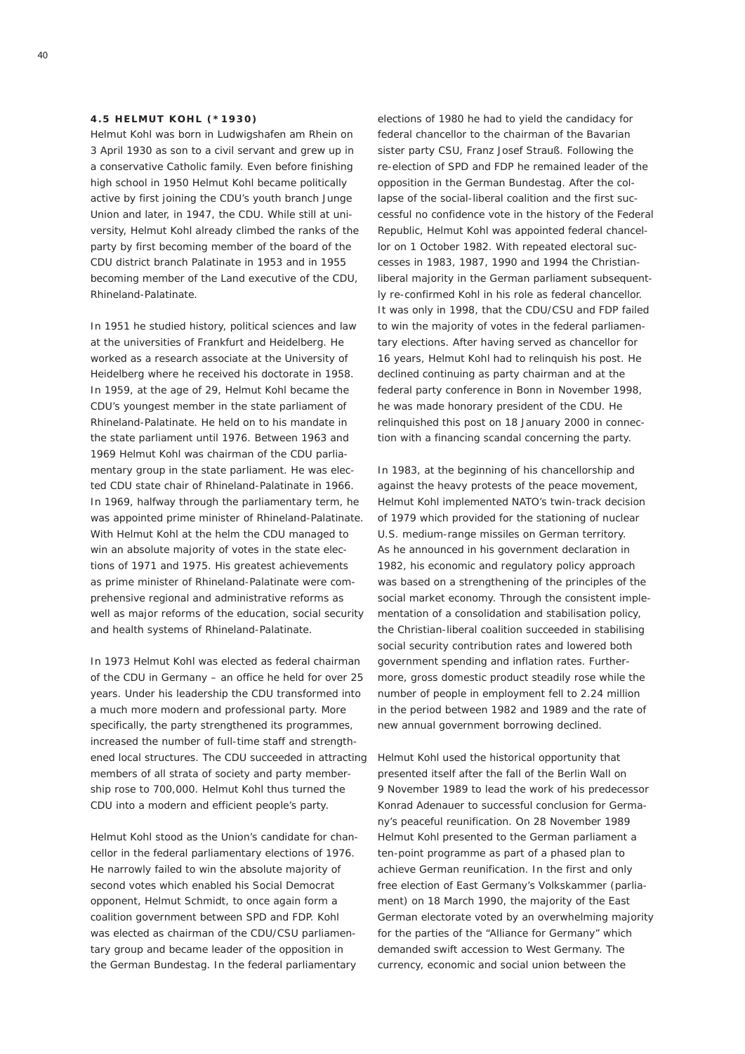#### 4.5 HELMUT KOHL (*1930)

Helmut Kohl was born in Ludwigshafen am Rhein on 3 April 1930 as son to a civil servant and grew up in a conservative Catholic family. Even before finishing high school in 1950 Helmut Kohl became politically active by first joining the CDU's youth branch Junge Union and later, in 1947, the CDU. While still at university, Helmut Kohl already climbed the ranks of the party by first becoming member of the board of the CDU district branch Palatinate in 1953 and in 1955 becoming member of the Land executive of the CDU, Rhineland-Palatinate.

In 1951 he studied history, political sciences and law at the universities of Frankfurt and Heidelberg. He worked as a research associate at the University of Heidelberg where he received his doctorate in 1958. In 1959, at the age of 29, Helmut Kohl became the CDU's youngest member in the state parliament of Rhineland-Palatinate. He held on to his mandate in the state parliament until 1976. Between 1963 and 1969 Helmut Kohl was chairman of the CDU parliamentary group in the state parliament. He was elected CDU state chair of Rhineland-Palatinate in 1966. In 1969, halfway through the parliamentary term, he was appointed prime minister of Rhineland-Palatinate. With Helmut Kohl at the helm the CDU managed to win an absolute majority of votes in the state elections of 1971 and 1975. His greatest achievements as prime minister of Rhineland-Palatinate were comprehensive regional and administrative reforms as well as major reforms of the education, social security and health systems of Rhineland-Palatinate.

In 1973 Helmut Kohl was elected as federal chairman of the CDU in Germany – an office he held for over 25 years. Under his leadership the CDU transformed into a much more modern and professional party. More specifically, the party strengthened its programmes, increased the number of full-time staff and strengthened local structures. The CDU succeeded in attracting members of all strata of society and party membership rose to 700,000. Helmut Kohl thus turned the CDU into a modern and efficient people's party.

Helmut Kohl stood as the Union's candidate for chancellor in the federal parliamentary elections of 1976. He narrowly failed to win the absolute majority of second votes which enabled his Social Democrat opponent, Helmut Schmidt, to once again form a coalition government between SPD and FDP. Kohl was elected as chairman of the CDU/CSU parliamentary group and became leader of the opposition in the German Bundestag. In the federal parliamentary elections of 1980 he had to yield the candidacy for federal chancellor to the chairman of the Bavarian sister party CSU, Franz Josef Strauß. Following the re-election of SPD and FDP he remained leader of the opposition in the German Bundestag. After the collapse of the social-liberal coalition and the first successful no confidence vote in the history of the Federal Republic, Helmut Kohl was appointed federal chancellor on 1 October 1982. With repeated electoral successes in 1983, 1987, 1990 and 1994 the Christian-liberal majority in the German parliament subsequently re-confirmed Kohl in his role as federal chancellor. It was only in 1998, that the CDU/CSU and FDP failed to win the majority of votes in the federal parliamentary elections. After having served as chancellor for 16 years, Helmut Kohl had to relinquish his post. He declined continuing as party chairman and at the federal party conference in Bonn in November 1998, he was made honorary president of the CDU. He relinquished this post on 18 January 2000 in connection with a financing scandal concerning the party.

In 1983, at the beginning of his chancellorship and against the heavy protests of the peace movement, Helmut Kohl implemented NATO's twin-track decision of 1979 which provided for the stationing of nuclear U.S. medium-range missiles on German territory. As he announced in his government declaration in 1982, his economic and regulatory policy approach was based on a strengthening of the principles of the social market economy. Through the consistent implementation of a consolidation and stabilisation policy, the Christian-liberal coalition succeeded in stabilising social security contribution rates and lowered both government spending and inflation rates. Furthermore, gross domestic product steadily rose while the number of people in employment fell to 2.24 million in the period between 1982 and 1989 and the rate of new annual government borrowing declined.

Helmut Kohl used the historical opportunity that presented itself after the fall of the Berlin Wall on 9 November 1989 to lead the work of his predecessor Konrad Adenauer to successful conclusion for Germany's peaceful reunification. On 28 November 1989 Helmut Kohl presented to the German parliament a ten-point programme as part of a phased plan to achieve German reunification. In the first and only free election of East Germany's Volkskammer (parliament) on 18 March 1990, the majority of the East German electorate voted by an overwhelming majority for the parties of the "Alliance for Germany" which demanded swift accession to West Germany. The currency, economic and social union between the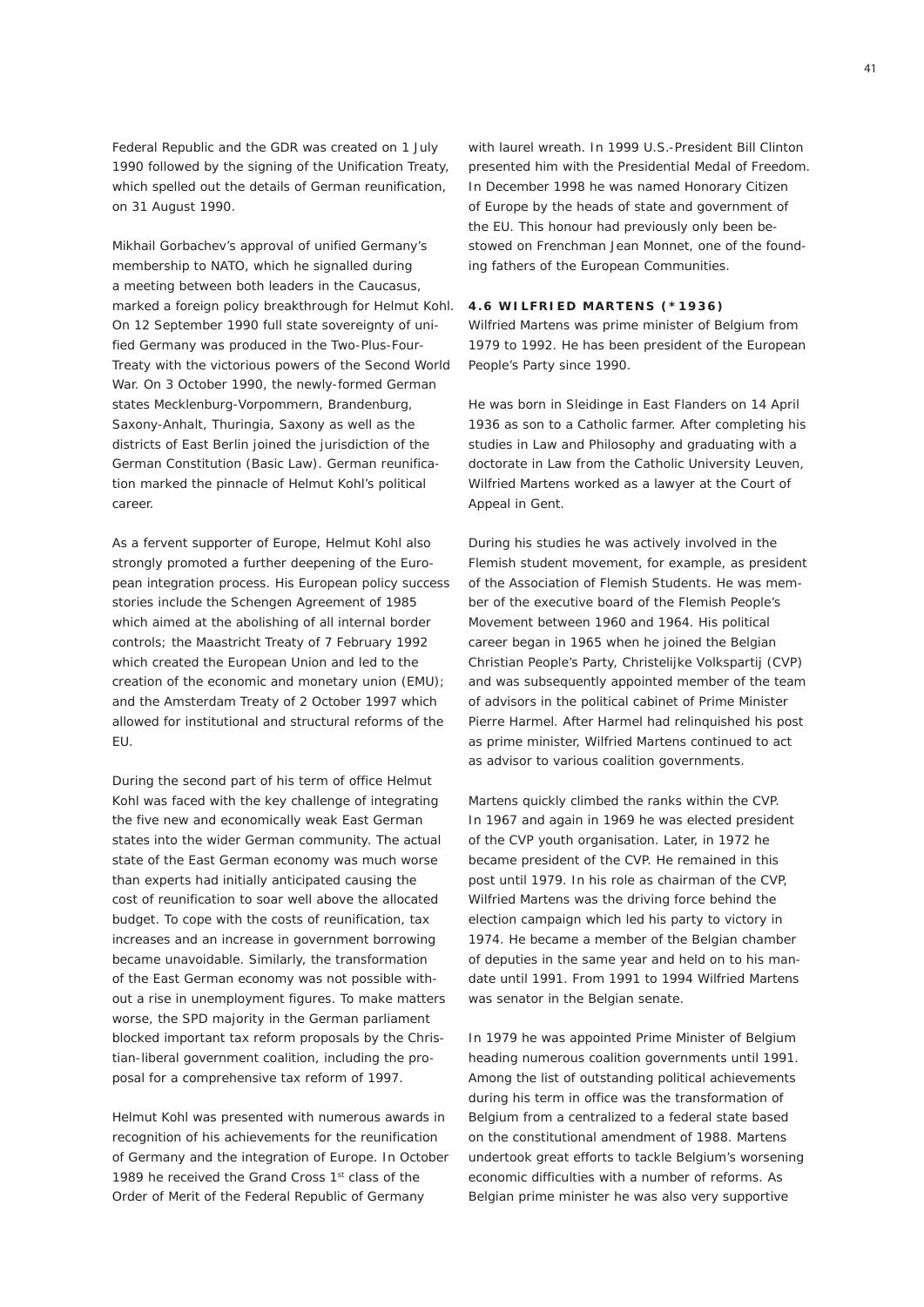Federal Republic and the GDR was created on 1 July 1990 followed by the signing of the Unification Treaty, which spelled out the details of German reunification, on 31 August 1990.

Mikhail Gorbachev's approval of unified Germany's membership to NATO, which he signalled during a meeting between both leaders in the Caucasus, marked a foreign policy breakthrough for Helmut Kohl. On 12 September 1990 full state sovereignty of unified Germany was produced in the Two-Plus-Four-Treaty with the victorious powers of the Second World War. On 3 October 1990, the newly-formed German states Mecklenburg-Vorpommern, Brandenburg, Saxony-Anhalt, Thuringia, Saxony as well as the districts of East Berlin joined the jurisdiction of the German Constitution (Basic Law). German reunification marked the pinnacle of Helmut Kohl's political career.

As a fervent supporter of Europe, Helmut Kohl also strongly promoted a further deepening of the European integration process. His European policy success stories include the Schengen Agreement of 1985 which aimed at the abolishing of all internal border controls; the Maastricht Treaty of 7 February 1992 which created the European Union and led to the creation of the economic and monetary union (EMU); and the Amsterdam Treaty of 2 October 1997 which allowed for institutional and structural reforms of the EU.

During the second part of his term of office Helmut Kohl was faced with the key challenge of integrating the five new and economically weak East German states into the wider German community. The actual state of the East German economy was much worse than experts had initially anticipated causing the cost of reunification to soar well above the allocated budget. To cope with the costs of reunification, tax increases and an increase in government borrowing became unavoidable. Similarly, the transformation of the East German economy was not possible without a rise in unemployment figures. To make matters worse, the SPD majority in the German parliament blocked important tax reform proposals by the Christian-liberal government coalition, including the proposal for a comprehensive tax reform of 1997.

Helmut Kohl was presented with numerous awards in recognition of his achievements for the reunification of Germany and the integration of Europe. In October 1989 he received the Grand Cross 1st class of the Order of Merit of the Federal Republic of Germany with laurel wreath. In 1999 U.S.-President Bill Clinton presented him with the Presidential Medal of Freedom. In December 1998 he was named Honorary Citizen of Europe by the heads of state and government of the EU. This honour had previously only been bestowed on Frenchman Jean Monnet, one of the founding fathers of the European Communities.

### 4.6 WILFRIED MARTENS (*1936)

Wilfried Martens was prime minister of Belgium from 1979 to 1992. He has been president of the European People's Party since 1990.

He was born in Sleidinge in East Flanders on 14 April 1936 as son to a Catholic farmer. After completing his studies in Law and Philosophy and graduating with a doctorate in Law from the Catholic University Leuven, Wilfried Martens worked as a lawyer at the Court of Appeal in Gent.

During his studies he was actively involved in the Flemish student movement, for example, as president of the Association of Flemish Students. He was member of the executive board of the Flemish People's Movement between 1960 and 1964. His political career began in 1965 when he joined the Belgian Christian People's Party, Christelijke Volkspartij (CVP) and was subsequently appointed member of the team of advisors in the political cabinet of Prime Minister Pierre Harmel. After Harmel had relinquished his post as prime minister, Wilfried Martens continued to act as advisor to various coalition governments.

Martens quickly climbed the ranks within the CVP. In 1967 and again in 1969 he was elected president of the CVP youth organisation. Later, in 1972 he became president of the CVP. He remained in this post until 1979. In his role as chairman of the CVP, Wilfried Martens was the driving force behind the election campaign which led his party to victory in 1974. He became a member of the Belgian chamber of deputies in the same year and held on to his mandate until 1991. From 1991 to 1994 Wilfried Martens was senator in the Belgian senate.

In 1979 he was appointed Prime Minister of Belgium heading numerous coalition governments until 1991. Among the list of outstanding political achievements during his term in office was the transformation of Belgium from a centralized to a federal state based on the constitutional amendment of 1988. Martens undertook great efforts to tackle Belgium's worsening economic difficulties with a number of reforms. As Belgian prime minister he was also very supportive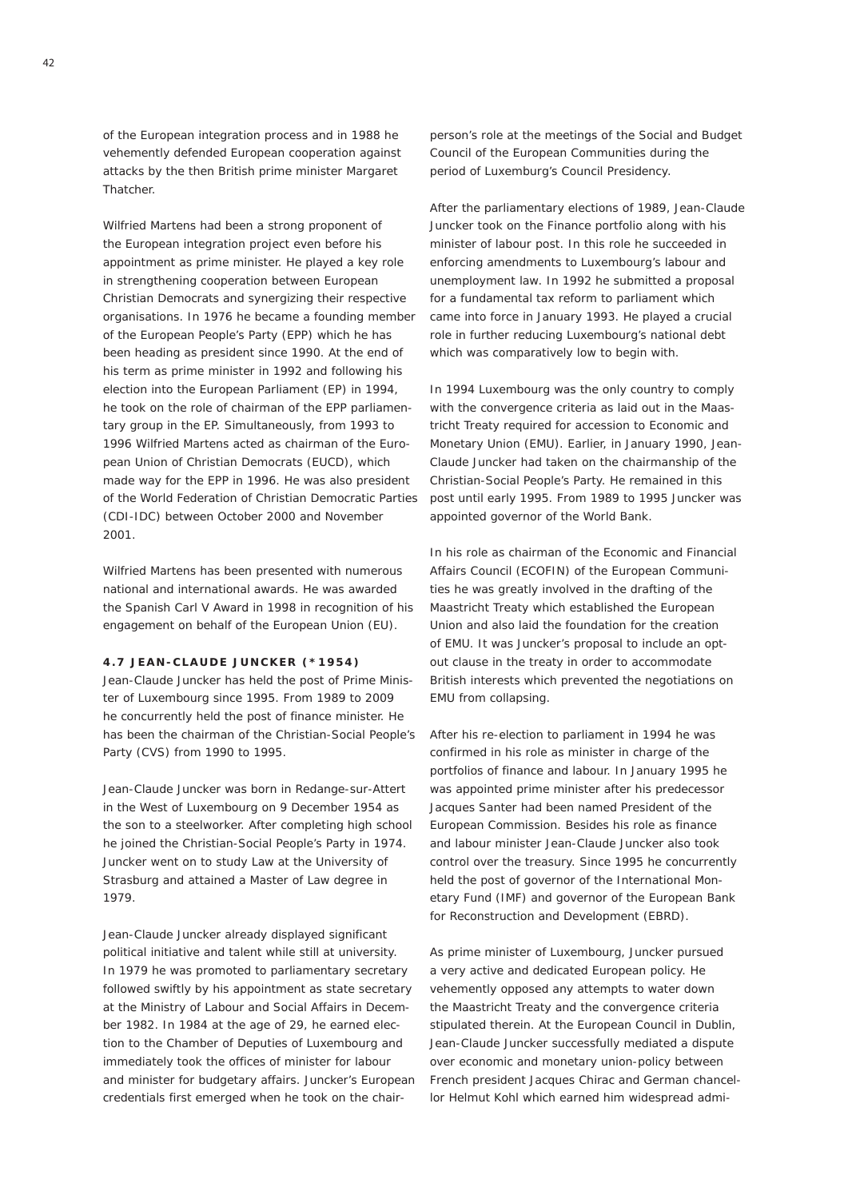of the European integration process and in 1988 he vehemently defended European cooperation against attacks by the then British prime minister Margaret Thatcher.

Wilfried Martens had been a strong proponent of the European integration project even before his appointment as prime minister. He played a key role in strengthening cooperation between European Christian Democrats and synergizing their respective organisations. In 1976 he became a founding member of the European People's Party (EPP) which he has been heading as president since 1990. At the end of his term as prime minister in 1992 and following his election into the European Parliament (EP) in 1994, he took on the role of chairman of the EPP parliamentary group in the EP. Simultaneously, from 1993 to 1996 Wilfried Martens acted as chairman of the European Union of Christian Democrats (EUCD), which made way for the EPP in 1996. He was also president of the World Federation of Christian Democratic Parties (CDI-IDC) between October 2000 and November 2001.

Wilfried Martens has been presented with numerous national and international awards. He was awarded the Spanish Carl V Award in 1998 in recognition of his engagement on behalf of the European Union (EU).

### 4.7 JEAN-CLAUDE JUNCKER (*1954)

Jean-Claude Juncker has held the post of Prime Minister of Luxembourg since 1995. From 1989 to 2009 he concurrently held the post of finance minister. He has been the chairman of the Christian-Social People's Party (CVS) from 1990 to 1995.

Jean-Claude Juncker was born in Redange-sur-Attert in the West of Luxembourg on 9 December 1954 as the son to a steelworker. After completing high school he joined the Christian-Social People's Party in 1974. Juncker went on to study Law at the University of Strasburg and attained a Master of Law degree in 1979.

Jean-Claude Juncker already displayed significant political initiative and talent while still at university. In 1979 he was promoted to parliamentary secretary followed swiftly by his appointment as state secretary at the Ministry of Labour and Social Affairs in December 1982. In 1984 at the age of 29, he earned election to the Chamber of Deputies of Luxembourg and immediately took the offices of minister for labour and minister for budgetary affairs. Juncker's European credentials first emerged when he took on the chairperson's role at the meetings of the Social and Budget Council of the European Communities during the period of Luxemburg's Council Presidency.

After the parliamentary elections of 1989, Jean-Claude Juncker took on the Finance portfolio along with his minister of labour post. In this role he succeeded in enforcing amendments to Luxembourg's labour and unemployment law. In 1992 he submitted a proposal for a fundamental tax reform to parliament which came into force in January 1993. He played a crucial role in further reducing Luxembourg's national debt which was comparatively low to begin with.

In 1994 Luxembourg was the only country to comply with the convergence criteria as laid out in the Maastricht Treaty required for accession to Economic and Monetary Union (EMU). Earlier, in January 1990, Jean-Claude Juncker had taken on the chairmanship of the Christian-Social People's Party. He remained in this post until early 1995. From 1989 to 1995 Juncker was appointed governor of the World Bank.

In his role as chairman of the Economic and Financial Affairs Council (ECOFIN) of the European Communities he was greatly involved in the drafting of the Maastricht Treaty which established the European Union and also laid the foundation for the creation of EMU. It was Juncker's proposal to include an opt-out clause in the treaty in order to accommodate British interests which prevented the negotiations on EMU from collapsing.

After his re-election to parliament in 1994 he was confirmed in his role as minister in charge of the portfolios of finance and labour. In January 1995 he was appointed prime minister after his predecessor Jacques Santer had been named President of the European Commission. Besides his role as finance and labour minister Jean-Claude Juncker also took control over the treasury. Since 1995 he concurrently held the post of governor of the International Monetary Fund (IMF) and governor of the European Bank for Reconstruction and Development (EBRD).

As prime minister of Luxembourg, Juncker pursued a very active and dedicated European policy. He vehemently opposed any attempts to water down the Maastricht Treaty and the convergence criteria stipulated therein. At the European Council in Dublin, Jean-Claude Juncker successfully mediated a dispute over economic and monetary union-policy between French president Jacques Chirac and German chancellor Helmut Kohl which earned him widespread admi-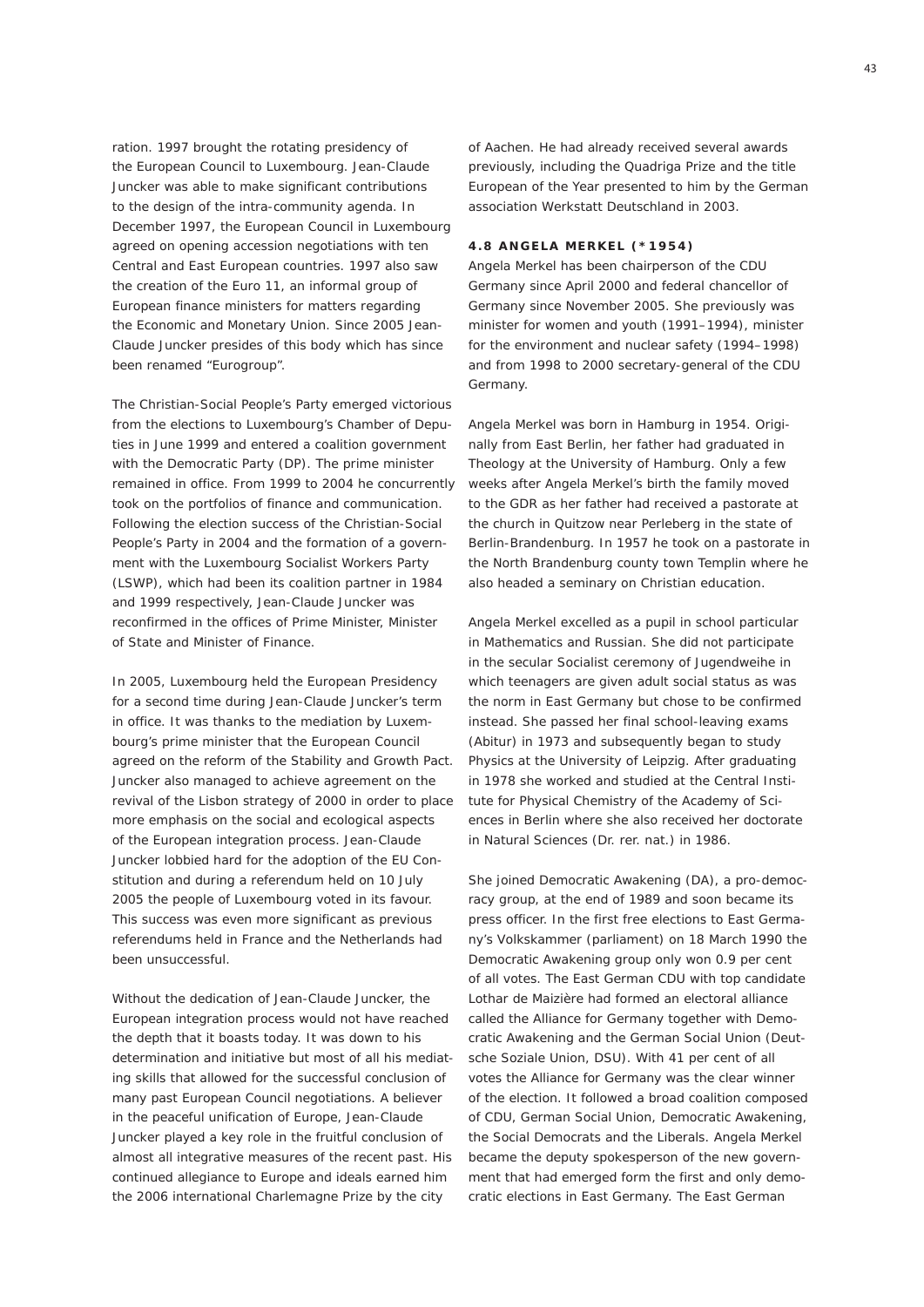ration. 1997 brought the rotating presidency of the European Council to Luxembourg. Jean-Claude Juncker was able to make significant contributions to the design of the intra-community agenda. In December 1997, the European Council in Luxembourg agreed on opening accession negotiations with ten Central and East European countries. 1997 also saw the creation of the Euro 11, an informal group of European finance ministers for matters regarding the Economic and Monetary Union. Since 2005 Jean-Claude Juncker presides of this body which has since been renamed "Eurogroup".

The Christian-Social People's Party emerged victorious from the elections to Luxembourg's Chamber of Deputies in June 1999 and entered a coalition government with the Democratic Party (DP). The prime minister remained in office. From 1999 to 2004 he concurrently took on the portfolios of finance and communication. Following the election success of the Christian-Social People's Party in 2004 and the formation of a government with the Luxembourg Socialist Workers Party (LSWP), which had been its coalition partner in 1984 and 1999 respectively, Jean-Claude Juncker was reconfirmed in the offices of Prime Minister, Minister of State and Minister of Finance.

In 2005, Luxembourg held the European Presidency for a second time during Jean-Claude Juncker's term in office. It was thanks to the mediation by Luxembourg's prime minister that the European Council agreed on the reform of the Stability and Growth Pact. Juncker also managed to achieve agreement on the revival of the Lisbon strategy of 2000 in order to place more emphasis on the social and ecological aspects of the European integration process. Jean-Claude Juncker lobbied hard for the adoption of the EU Constitution and during a referendum held on 10 July 2005 the people of Luxembourg voted in its favour. This success was even more significant as previous referendums held in France and the Netherlands had been unsuccessful.

Without the dedication of Jean-Claude Juncker, the European integration process would not have reached the depth that it boasts today. It was down to his determination and initiative but most of all his mediating skills that allowed for the successful conclusion of many past European Council negotiations. A believer in the peaceful unification of Europe, Jean-Claude Juncker played a key role in the fruitful conclusion of almost all integrative measures of the recent past. His continued allegiance to Europe and ideals earned him the 2006 international Charlemagne Prize by the city of Aachen. He had already received several awards previously, including the Quadriga Prize and the title European of the Year presented to him by the German association Werkstatt Deutschland in 2003.

#### 4.8 ANGELA MERKEL (*1954)

Angela Merkel has been chairperson of the CDU Germany since April 2000 and federal chancellor of Germany since November 2005. She previously was minister for women and youth (1991–1994), minister for the environment and nuclear safety (1994–1998) and from 1998 to 2000 secretary-general of the CDU Germany.

Angela Merkel was born in Hamburg in 1954. Originally from East Berlin, her father had graduated in Theology at the University of Hamburg. Only a few weeks after Angela Merkel's birth the family moved to the GDR as her father had received a pastorate at the church in Quitzow near Perleberg in the state of Berlin-Brandenburg. In 1957 he took on a pastorate in the North Brandenburg county town Templin where he also headed a seminary on Christian education.

Angela Merkel excelled as a pupil in school particular in Mathematics and Russian. She did not participate in the secular Socialist ceremony of Jugendweihe in which teenagers are given adult social status as was the norm in East Germany but chose to be confirmed instead. She passed her final school-leaving exams (Abitur) in 1973 and subsequently began to study Physics at the University of Leipzig. After graduating in 1978 she worked and studied at the Central Institute for Physical Chemistry of the Academy of Sciences in Berlin where she also received her doctorate in Natural Sciences (Dr. rer. nat.) in 1986.

She joined Democratic Awakening (DA), a pro-democracy group, at the end of 1989 and soon became its press officer. In the first free elections to East Germany's Volkskammer (parliament) on 18 March 1990 the Democratic Awakening group only won 0.9 per cent of all votes. The East German CDU with top candidate Lothar de Maizière had formed an electoral alliance called the Alliance for Germany together with Democratic Awakening and the German Social Union (Deutsche Soziale Union, DSU). With 41 per cent of all votes the Alliance for Germany was the clear winner of the election. It followed a broad coalition composed of CDU, German Social Union, Democratic Awakening, the Social Democrats and the Liberals. Angela Merkel became the deputy spokesperson of the new government that had emerged form the first and only democratic elections in East Germany. The East German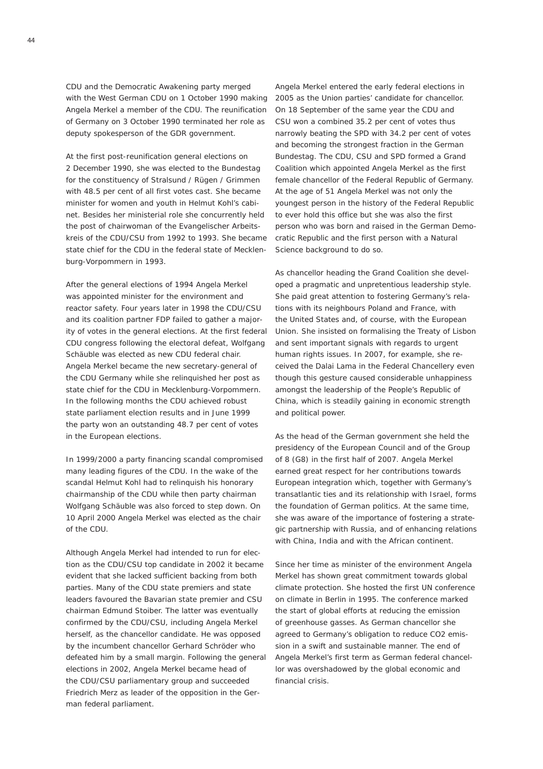CDU and the Democratic Awakening party merged with the West German CDU on 1 October 1990 making Angela Merkel a member of the CDU. The reunification of Germany on 3 October 1990 terminated her role as deputy spokesperson of the GDR government.

At the first post-reunification general elections on 2 December 1990, she was elected to the Bundestag for the constituency of Stralsund / Rügen / Grimmen with 48.5 per cent of all first votes cast. She became minister for women and youth in Helmut Kohl's cabinet. Besides her ministerial role she concurrently held the post of chairwoman of the Evangelischer Arbeitskreis of the CDU/CSU from 1992 to 1993. She became state chief for the CDU in the federal state of Mecklenburg-Vorpommern in 1993.

After the general elections of 1994 Angela Merkel was appointed minister for the environment and reactor safety. Four years later in 1998 the CDU/CSU and its coalition partner FDP failed to gather a majority of votes in the general elections. At the first federal CDU congress following the electoral defeat, Wolfgang Schäuble was elected as new CDU federal chair. Angela Merkel became the new secretary-general of the CDU Germany while she relinquished her post as state chief for the CDU in Mecklenburg-Vorpommern. In the following months the CDU achieved robust state parliament election results and in June 1999 the party won an outstanding 48.7 per cent of votes in the European elections.

In 1999/2000 a party financing scandal compromised many leading figures of the CDU. In the wake of the scandal Helmut Kohl had to relinquish his honorary chairmanship of the CDU while then party chairman Wolfgang Schäuble was also forced to step down. On 10 April 2000 Angela Merkel was elected as the chair of the CDU.

Although Angela Merkel had intended to run for election as the CDU/CSU top candidate in 2002 it became evident that she lacked sufficient backing from both parties. Many of the CDU state premiers and state leaders favoured the Bavarian state premier and CSU chairman Edmund Stoiber. The latter was eventually confirmed by the CDU/CSU, including Angela Merkel herself, as the chancellor candidate. He was opposed by the incumbent chancellor Gerhard Schröder who defeated him by a small margin. Following the general elections in 2002, Angela Merkel became head of the CDU/CSU parliamentary group and succeeded Friedrich Merz as leader of the opposition in the German federal parliament.

Angela Merkel entered the early federal elections in 2005 as the Union parties' candidate for chancellor. On 18 September of the same year the CDU and CSU won a combined 35.2 per cent of votes thus narrowly beating the SPD with 34.2 per cent of votes and becoming the strongest fraction in the German Bundestag. The CDU, CSU and SPD formed a Grand Coalition which appointed Angela Merkel as the first female chancellor of the Federal Republic of Germany. At the age of 51 Angela Merkel was not only the youngest person in the history of the Federal Republic to ever hold this office but she was also the first person who was born and raised in the German Democratic Republic and the first person with a Natural Science background to do so.

As chancellor heading the Grand Coalition she developed a pragmatic and unpretentious leadership style. She paid great attention to fostering Germany's relations with its neighbours Poland and France, with the United States and, of course, with the European Union. She insisted on formalising the Treaty of Lisbon and sent important signals with regards to urgent human rights issues. In 2007, for example, she received the Dalai Lama in the Federal Chancellery even though this gesture caused considerable unhappiness amongst the leadership of the People's Republic of China, which is steadily gaining in economic strength and political power.

As the head of the German government she held the presidency of the European Council and of the Group of 8 (G8) in the first half of 2007. Angela Merkel earned great respect for her contributions towards European integration which, together with Germany's transatlantic ties and its relationship with Israel, forms the foundation of German politics. At the same time, she was aware of the importance of fostering a strategic partnership with Russia, and of enhancing relations with China, India and with the African continent.

Since her time as minister of the environment Angela Merkel has shown great commitment towards global climate protection. She hosted the first UN conference on climate in Berlin in 1995. The conference marked the start of global efforts at reducing the emission of greenhouse gasses. As German chancellor she agreed to Germany's obligation to reduce $CO_2$ emission in a swift and sustainable manner. The end of Angela Merkel's first term as German federal chancellor was overshadowed by the global economic and financial crisis.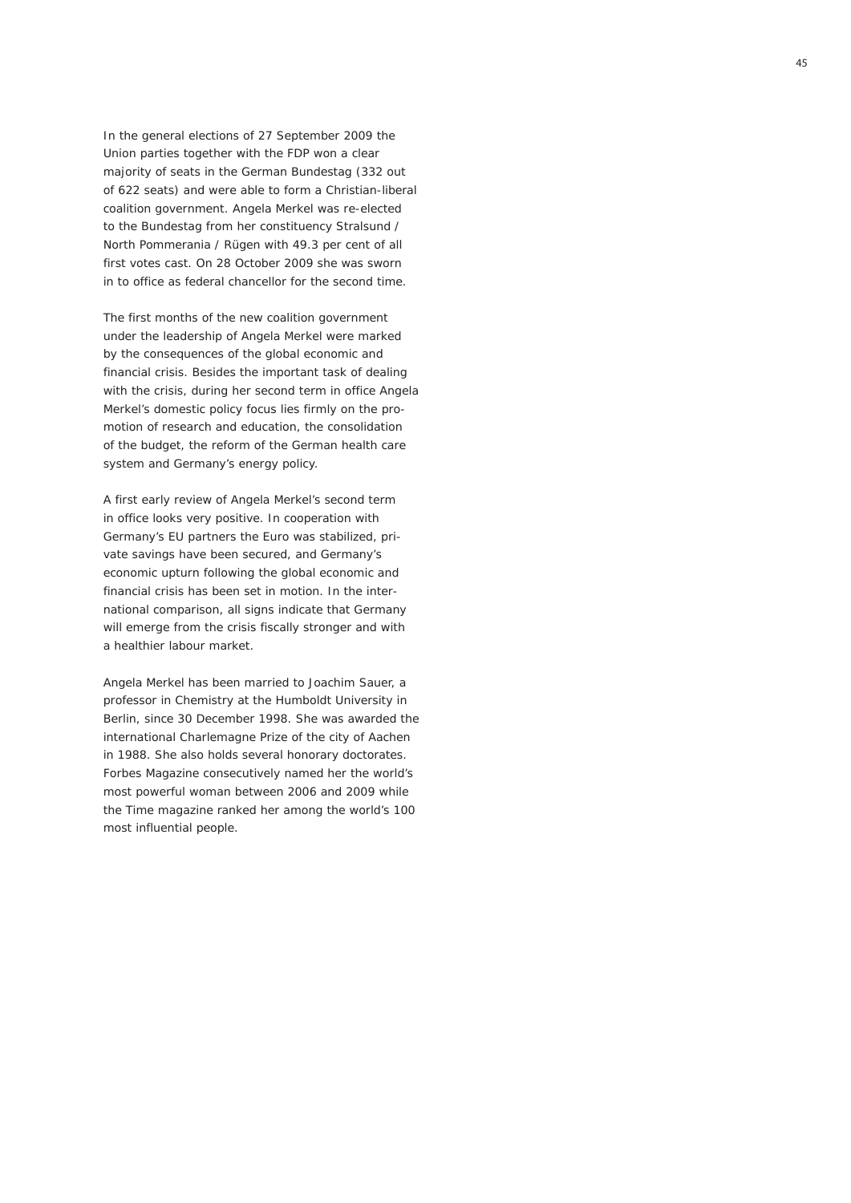In the general elections of 27 September 2009 the Union parties together with the FDP won a clear majority of seats in the German Bundestag (332 out of 622 seats) and were able to form a Christian-liberal coalition government. Angela Merkel was re-elected to the Bundestag from her constituency Stralsund / North Pommerania / Rügen with 49.3 per cent of all first votes cast. On 28 October 2009 she was sworn in to office as federal chancellor for the second time.

The first months of the new coalition government under the leadership of Angela Merkel were marked by the consequences of the global economic and financial crisis. Besides the important task of dealing with the crisis, during her second term in office Angela Merkel's domestic policy focus lies firmly on the promotion of research and education, the consolidation of the budget, the reform of the German health care system and Germany's energy policy.

A first early review of Angela Merkel's second term in office looks very positive. In cooperation with Germany's EU partners the Euro was stabilized, private savings have been secured, and Germany's economic upturn following the global economic and financial crisis has been set in motion. In the international comparison, all signs indicate that Germany will emerge from the crisis fiscally stronger and with a healthier labour market.

Angela Merkel has been married to Joachim Sauer, a professor in Chemistry at the Humboldt University in Berlin, since 30 December 1998. She was awarded the international Charlemagne Prize of the city of Aachen in 1988. She also holds several honorary doctorates. Forbes Magazine consecutively named her the world's most powerful woman between 2006 and 2009 while the Time magazine ranked her among the world's 100 most influential people.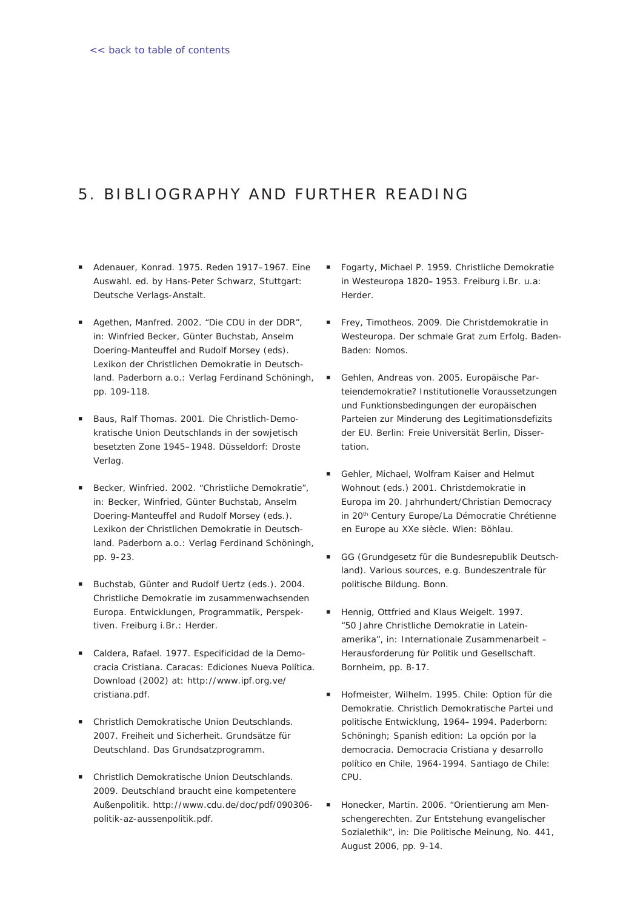<< back to table of contents

# 5. BIBLIOGRAPHY AND FURTHER READING

- Adenauer, Konrad. 1975. Reden 1917–1967. Eine Auswahl. ed. by Hans-Peter Schwarz, Stuttgart: Deutsche Verlags-Anstalt.
- Agethen, Manfred. 2002. "Die CDU in der DDR", in: Winfried Becker, Günter Buchstab, Anselm Doering-Manteuffel and Rudolf Morsey (eds). Lexikon der Christlichen Demokratie in Deutschland. Paderborn a.o.: Verlag Ferdinand Schöningh, pp. 109-118.
- Baus, Ralf Thomas. 2001. Die Christlich-Demokratische Union Deutschlands in der sowjetisch besetzten Zone 1945–1948. Düsseldorf: Droste Verlag.
- Becker, Winfried. 2002. "Christliche Demokratie", in: Becker, Winfried, Günter Buchstab, Anselm Doering-Manteuffel and Rudolf Morsey (eds.). Lexikon der Christlichen Demokratie in Deutschland. Paderborn a.o.: Verlag Ferdinand Schöningh, pp. 9–23.
- Buchstab, Günter and Rudolf Uertz (eds.). 2004. Christliche Demokratie im zusammenwachsenden Europa. Entwicklungen, Programmatik, Perspektiven. Freiburg i.Br.: Herder.
- Caldera, Rafael. 1977. Especificidad de la Democracia Cristiana. Caracas: Ediciones Nueva Política. Download (2002) at: http://www.ipf.org.ve/cristiana.pdf.
- Christlich Demokratische Union Deutschlands. 2007. Freiheit und Sicherheit. Grundsätze für Deutschland. Das Grundsatzprogramm.
- Christlich Demokratische Union Deutschlands. 2009. Deutschland braucht eine kompetentere Außenpolitik. http://www.cdu.de/doc/pdf/090306-politik-az-aussenpolitik.pdf.
- Fogarty, Michael P. 1959. Christliche Demokratie in Westeuropa 1820–1953. Freiburg i.Br. u.a: Herder.
- Frey, Timotheos. 2009. Die Christdemokratie in Westeuropa. Der schmale Grat zum Erfolg. Baden-Baden: Nomos.
- Gehlen, Andreas von. 2005. Europäische Parteiendemokratie? Institutionelle Voraussetzungen und Funktionsbedingungen der europäischen Parteien zur Minderung des Legitimationsdefizits der EU. Berlin: Freie Universität Berlin, Dissertation.
- Gehler, Michael, Wolfram Kaiser and Helmut Wohnout (eds.) 2001. Christdemokratie in Europa im 20. Jahrhundert/Christian Democracy in 20th Century Europe/La Démocratie Chrétienne en Europe au XXe siècle. Wien: Böhlau.
- GG (Grundgesetz für die Bundesrepublik Deutschland). Various sources, e.g. Bundeszentrale für politische Bildung. Bonn.
- Hennig, Ottfried and Klaus Weigelt. 1997. "50 Jahre Christliche Demokratie in Lateinamerika", in: Internationale Zusammenarbeit – Herausforderung für Politik und Gesellschaft. Bornheim, pp. 8-17.
- Hofmeister, Wilhelm. 1995. Chile: Option für die Demokratie. Christlich Demokratische Partei und politische Entwicklung, 1964–1994. Paderborn: Schöningh; Spanish edition: La opción por la democracia. Democracia Cristiana y desarrollo político en Chile, 1964-1994. Santiago de Chile: CPU.
- Honecker, Martin. 2006. "Orientierung am Menschengerechten. Zur Entstehung evangelischer Sozialethik", in: Die Politische Meinung, No. 441, August 2006, pp. 9-14.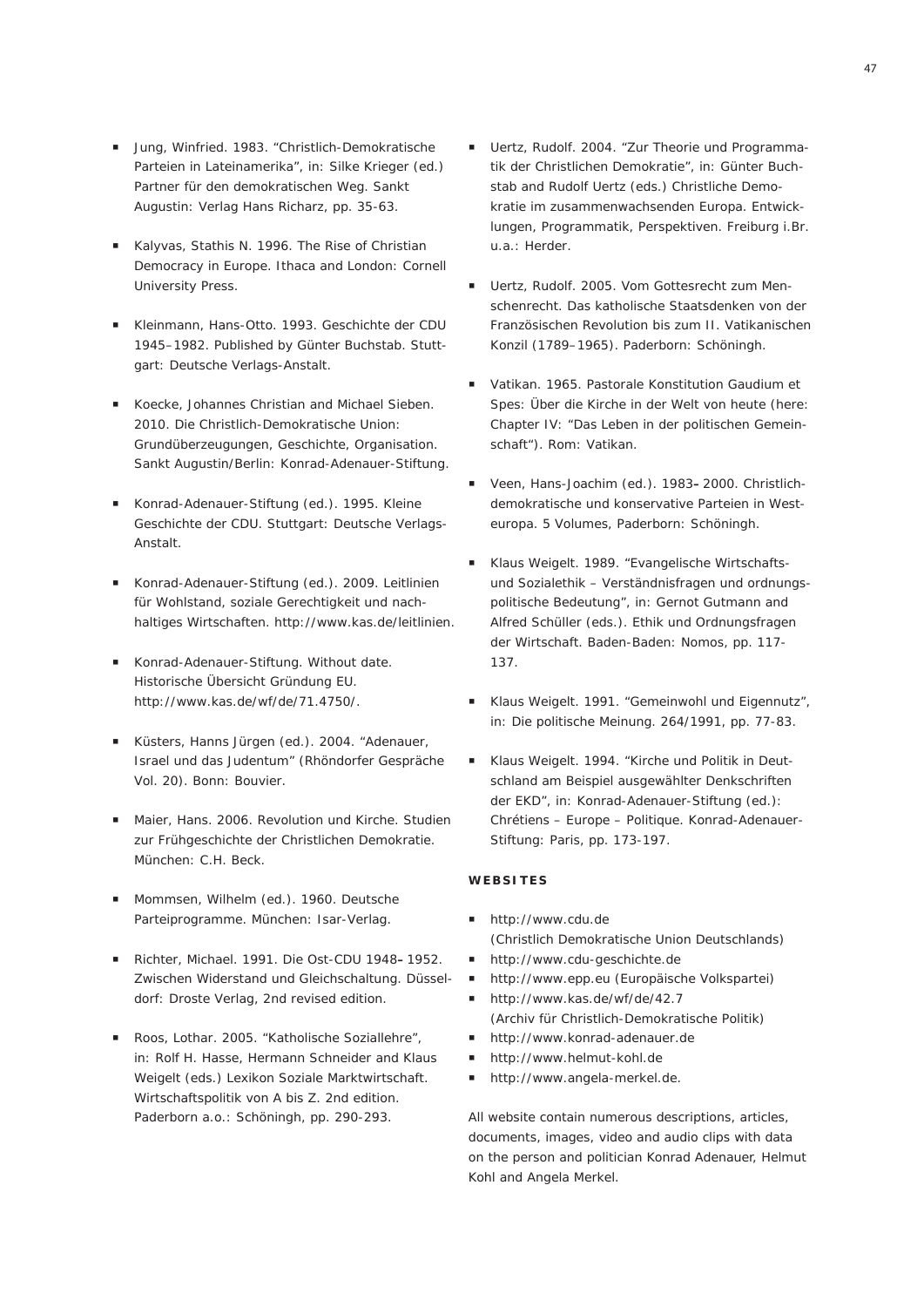- Jung, Winfried. 1983. "Christlich-Demokratische Parteien in Lateinamerika", in: Silke Krieger (ed.) Partner für den demokratischen Weg. Sankt Augustin: Verlag Hans Richarz, pp. 35-63.
- Kalyvas, Stathis N. 1996. The Rise of Christian Democracy in Europe. Ithaca and London: Cornell University Press.
- Kleinmann, Hans-Otto. 1993. Geschichte der CDU 1945–1982. Published by Günter Buchstab. Stuttgart: Deutsche Verlags-Anstalt.
- Koecke, Johannes Christian and Michael Sieben. 2010. Die Christlich-Demokratische Union: Grundüberzeugungen, Geschichte, Organisation. Sankt Augustin/Berlin: Konrad-Adenauer-Stiftung.
- Konrad-Adenauer-Stiftung (ed.). 1995. Kleine Geschichte der CDU. Stuttgart: Deutsche Verlags-Anstalt.
- Konrad-Adenauer-Stiftung (ed.). 2009. Leitlinien für Wohlstand, soziale Gerechtigkeit und nachhaltiges Wirtschaften. http://www.kas.de/leitlinien.
- Konrad-Adenauer-Stiftung. Without date. Historische Übersicht Gründung EU. http://www.kas.de/wf/de/71.4750/.
- Küsters, Hanns Jürgen (ed.). 2004. "Adenauer, Israel und das Judentum" (Rhöndorfer Gespräche Vol. 20). Bonn: Bouvier.
- Maier, Hans. 2006. Revolution und Kirche. Studien zur Frühgeschichte der Christlichen Demokratie. München: C.H. Beck.
- Mommsen, Wilhelm (ed.). 1960. Deutsche Parteiprogramme. München: Isar-Verlag.
- Richter, Michael. 1991. Die Ost-CDU 1948–1952. Zwischen Widerstand und Gleichschaltung. Düsseldorf: Droste Verlag, 2nd revised edition.
- Roos, Lothar. 2005. "Katholische Soziallehre", in: Rolf H. Hasse, Hermann Schneider and Klaus Weigelt (eds.) Lexikon Soziale Marktwirtschaft. Wirtschaftspolitik von A bis Z. 2nd edition. Paderborn a.o.: Schöningh, pp. 290-293.
- Uertz, Rudolf. 2004. "Zur Theorie und Programmatik der Christlichen Demokratie", in: Günter Buchstab and Rudolf Uertz (eds.) Christliche Demokratie im zusammenwachsenden Europa. Entwicklungen, Programmatik, Perspektiven. Freiburg i.Br. u.a.: Herder.
- Uertz, Rudolf. 2005. Vom Gottesrecht zum Menschenrecht. Das katholische Staatsdenken von der Französischen Revolution bis zum II. Vatikanischen Konzil (1789–1965). Paderborn: Schöningh.
- Vatikan. 1965. Pastorale Konstitution Gaudium et Spes: Über die Kirche in der Welt von heute (here: Chapter IV: "Das Leben in der politischen Gemeinschaft"). Rom: Vatikan.
- Veen, Hans-Joachim (ed.). 1983–2000. Christlich-demokratische und konservative Parteien in Westeuropa. 5 Volumes, Paderborn: Schöningh.
- Klaus Weigelt. 1989. "Evangelische Wirtschafts- und Sozialethik – Verständnisfragen und ordnungspolitische Bedeutung", in: Gernot Gutmann and Alfred Schüller (eds.). Ethik und Ordnungsfragen der Wirtschaft. Baden-Baden: Nomos, pp. 117-137.
- Klaus Weigelt. 1991. "Gemeinwohl und Eigennutz", in: Die politische Meinung. 264/1991, pp. 77-83.
- Klaus Weigelt. 1994. "Kirche und Politik in Deutschland am Beispiel ausgewählter Denkschriften der EKD", in: Konrad-Adenauer-Stiftung (ed.): Chrétiens – Europe – Politique. Konrad-Adenauer-Stiftung: Paris, pp. 173-197.

**WEBSITES**

- http://www.cdu.de (Christlich Demokratische Union Deutschlands)
- http://www.cdu-geschichte.de
- http://www.epp.eu (Europäische Volkspartei)
- http://www.kas.de/wf/de/42.7 (Archiv für Christlich-Demokratische Politik)
- http://www.konrad-adenauer.de
- http://www.helmut-kohl.de
- http://www.angela-merkel.de.

All website contain numerous descriptions, articles, documents, images, video and audio clips with data on the person and politician Konrad Adenauer, Helmut Kohl and Angela Merkel.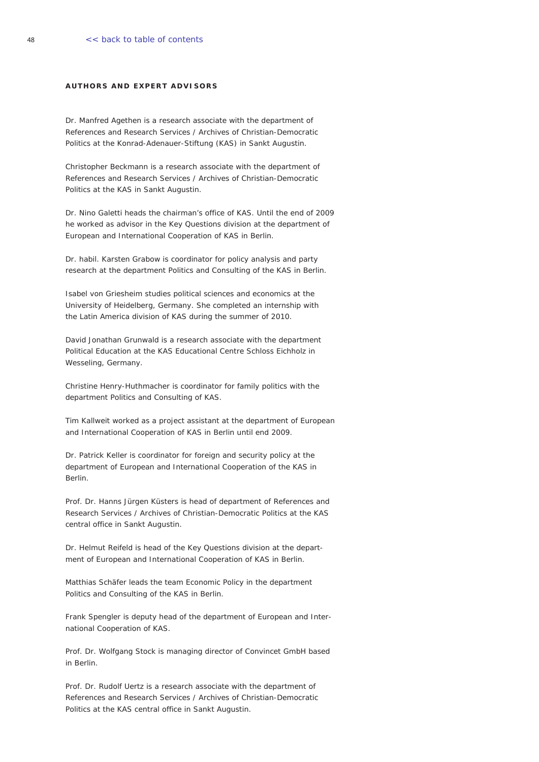## AUTHORS AND EXPERT ADVISORS

Dr. Manfred Agethen is a research associate with the department of References and Research Services / Archives of Christian-Democratic Politics at the Konrad-Adenauer-Stiftung (KAS) in Sankt Augustin.

Christopher Beckmann is a research associate with the department of References and Research Services / Archives of Christian-Democratic Politics at the KAS in Sankt Augustin.

Dr. Nino Galetti heads the chairman's office of KAS. Until the end of 2009 he worked as advisor in the Key Questions division at the department of European and International Cooperation of KAS in Berlin.

Dr. habil. Karsten Grabow is coordinator for policy analysis and party research at the department Politics and Consulting of the KAS in Berlin.

Isabel von Griesheim studies political sciences and economics at the University of Heidelberg, Germany. She completed an internship with the Latin America division of KAS during the summer of 2010.

David Jonathan Grunwald is a research associate with the department Political Education at the KAS Educational Centre Schloss Eichholz in Wesseling, Germany.

Christine Henry-Huthmacher is coordinator for family politics with the department Politics and Consulting of KAS.

Tim Kallweit worked as a project assistant at the department of European and International Cooperation of KAS in Berlin until end 2009.

Dr. Patrick Keller is coordinator for foreign and security policy at the department of European and International Cooperation of the KAS in Berlin.

Prof. Dr. Hanns Jürgen Küsters is head of department of References and Research Services / Archives of Christian-Democratic Politics at the KAS central office in Sankt Augustin.

Dr. Helmut Reifeld is head of the Key Questions division at the department of European and International Cooperation of KAS in Berlin.

Matthias Schäfer leads the team Economic Policy in the department Politics and Consulting of the KAS in Berlin.

Frank Spengler is deputy head of the department of European and International Cooperation of KAS.

Prof. Dr. Wolfgang Stock is managing director of Convincet GmbH based in Berlin.

Prof. Dr. Rudolf Uertz is a research associate with the department of References and Research Services / Archives of Christian-Democratic Politics at the KAS central office in Sankt Augustin.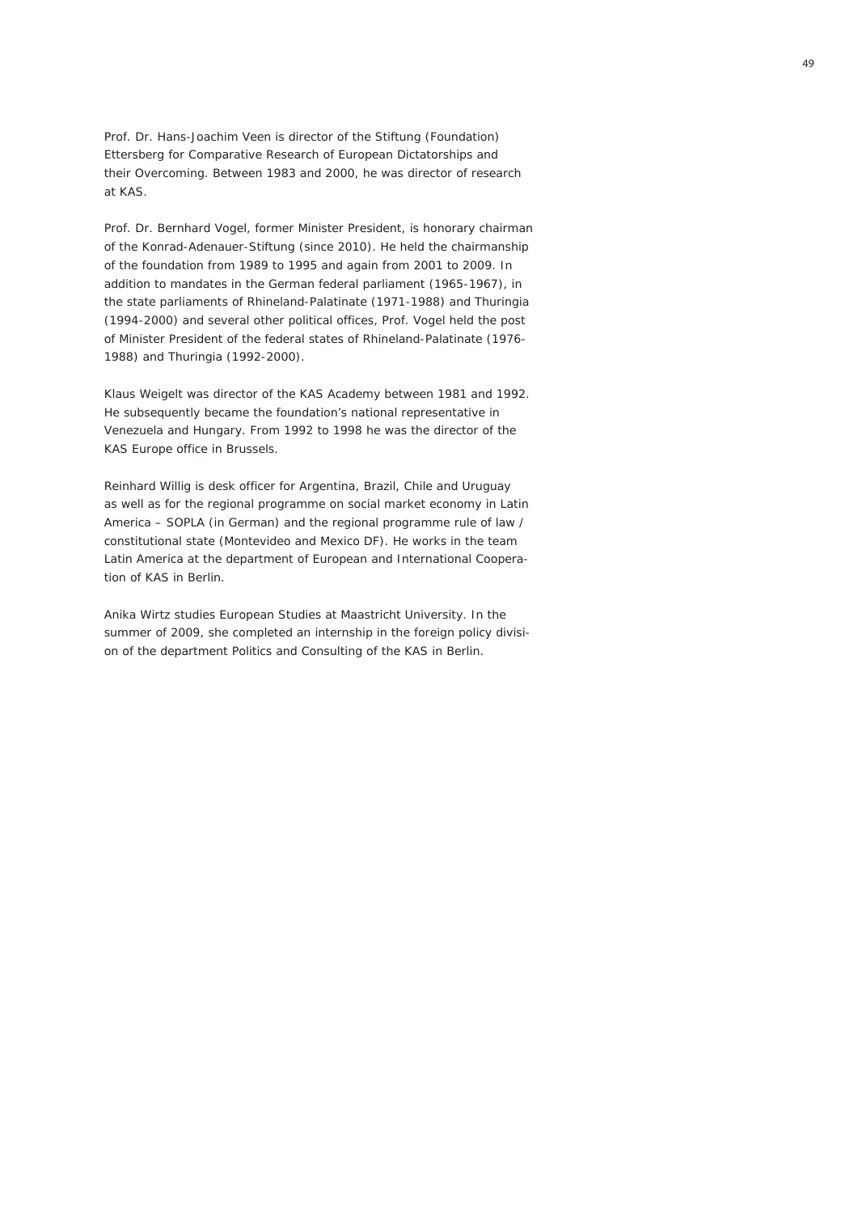Prof. Dr. Hans-Joachim Veen is director of the Stiftung (Foundation) Ettersberg for Comparative Research of European Dictatorships and their Overcoming. Between 1983 and 2000, he was director of research at KAS.

Prof. Dr. Bernhard Vogel, former Minister President, is honorary chairman of the Konrad-Adenauer-Stiftung (since 2010). He held the chairmanship of the foundation from 1989 to 1995 and again from 2001 to 2009. In addition to mandates in the German federal parliament (1965-1967), in the state parliaments of Rhineland-Palatinate (1971-1988) and Thuringia (1994-2000) and several other political offices, Prof. Vogel held the post of Minister President of the federal states of Rhineland-Palatinate (1976-1988) and Thuringia (1992-2000).

Klaus Weigelt was director of the KAS Academy between 1981 and 1992. He subsequently became the foundation's national representative in Venezuela and Hungary. From 1992 to 1998 he was the director of the KAS Europe office in Brussels.

Reinhard Willig is desk officer for Argentina, Brazil, Chile and Uruguay as well as for the regional programme on social market economy in Latin America – SOPLA (in German) and the regional programme rule of law / constitutional state (Montevideo and Mexico DF). He works in the team Latin America at the department of European and International Cooperation of KAS in Berlin.

Anika Wirtz studies European Studies at Maastricht University. In the summer of 2009, she completed an internship in the foreign policy division of the department Politics and Consulting of the KAS in Berlin.